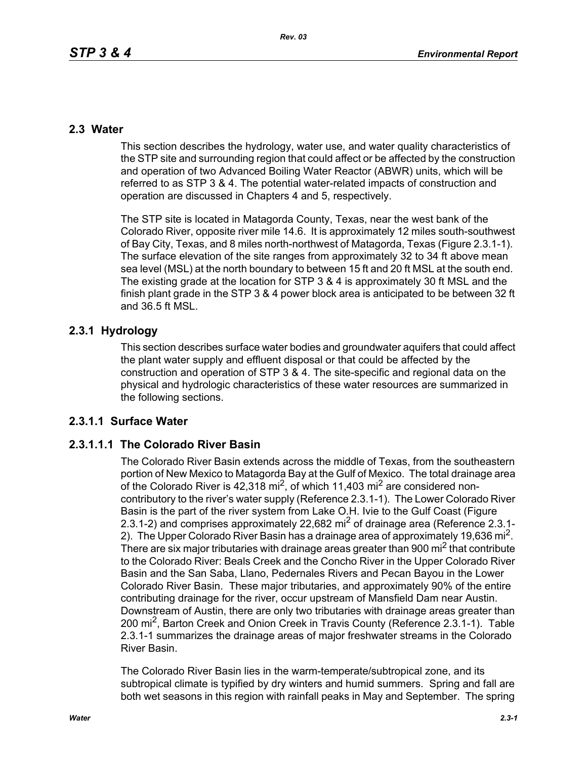## 2.3 Water

This section describes the hydrology, water use, and water quality characteristics of the STP site and surrounding region that could affect or be affected by the construction and operation of two Advanced Boiling Water Reactor (ABWR) units, which will be referred to as STP 3 & 4. The potential water-related impacts of construction and operation are discussed in Chapters 4 and 5, respectively.

The STP site is located in Matagorda County, Texas, near the west bank of the Colorado River, opposite river mile 14.6. It is approximately 12 miles south-southwest of Bay City, Texas, and 8 miles north-northwest of Matagorda, Texas (Figure 2.3.1-1). The surface elevation of the site ranges from approximately 32 to 34 ft above mean sea level (MSL) at the north boundary to between 15 ft and 20 ft MSL at the south end. The existing grade at the location for STP 3 & 4 is approximately 30 ft MSL and the finish plant grade in the STP 3 & 4 power block area is anticipated to be between 32 ft and 36.5 ft MSL.

### 2.3.1 Hydrology

This section describes surface water bodies and groundwater aquifers that could affect the plant water supply and effluent disposal or that could be affected by the construction and operation of STP 3 & 4. The site-specific and regional data on the physical and hydrologic characteristics of these water resources are summarized in the following sections.

#### 2.3.1.1 Surface Water

##### 2.3.1.1.1 The Colorado River Basin

The Colorado River Basin extends across the middle of Texas, from the southeastern portion of New Mexico to Matagorda Bay at the Gulf of Mexico. The total drainage area of the Colorado River is 42,318 mi$^2$, of which 11,403 mi$^2$ are considered non-contributory to the river's water supply (Reference 2.3.1-1). The Lower Colorado River Basin is the part of the river system from Lake O.H. Ivie to the Gulf Coast (Figure 2.3.1-2) and comprises approximately 22,682 mi$^2$ of drainage area (Reference 2.3.1-2). The Upper Colorado River Basin has a drainage area of approximately 19,636 mi$^2$. There are six major tributaries with drainage areas greater than 900 mi$^2$ that contribute to the Colorado River: Beals Creek and the Concho River in the Upper Colorado River Basin and the San Saba, Llano, Pedernales Rivers and Pecan Bayou in the Lower Colorado River Basin. These major tributaries, and approximately 90% of the entire contributing drainage for the river, occur upstream of Mansfield Dam near Austin. Downstream of Austin, there are only two tributaries with drainage areas greater than 200 mi$^2$, Barton Creek and Onion Creek in Travis County (Reference 2.3.1-1). Table 2.3.1-1 summarizes the drainage areas of major freshwater streams in the Colorado River Basin.

The Colorado River Basin lies in the warm-temperate/subtropical zone, and its subtropical climate is typified by dry winters and humid summers. Spring and fall are both wet seasons in this region with rainfall peaks in May and September. The spring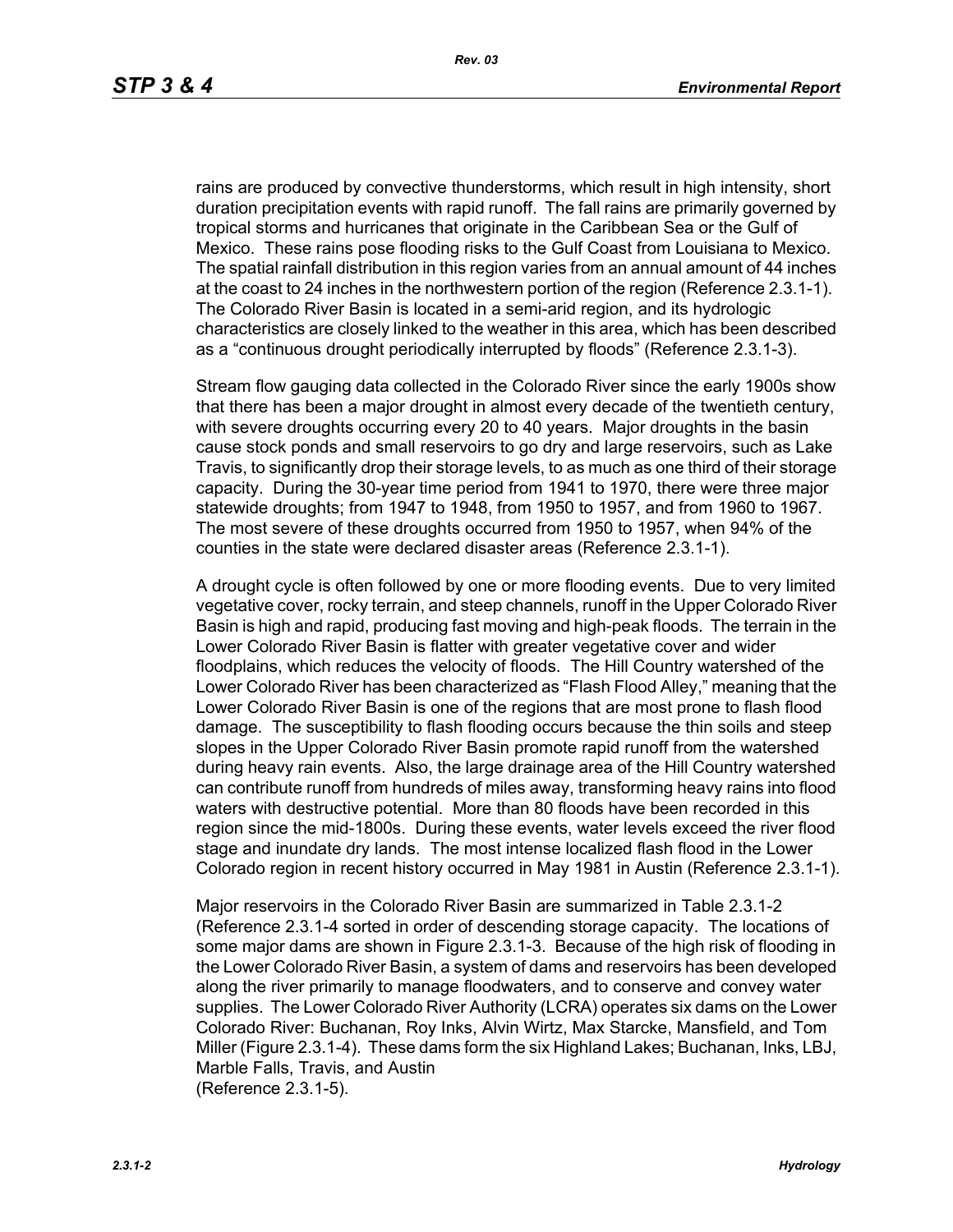rains are produced by convective thunderstorms, which result in high intensity, short duration precipitation events with rapid runoff. The fall rains are primarily governed by tropical storms and hurricanes that originate in the Caribbean Sea or the Gulf of Mexico. These rains pose flooding risks to the Gulf Coast from Louisiana to Mexico. The spatial rainfall distribution in this region varies from an annual amount of 44 inches at the coast to 24 inches in the northwestern portion of the region (Reference 2.3.1-1). The Colorado River Basin is located in a semi-arid region, and its hydrologic characteristics are closely linked to the weather in this area, which has been described as a "continuous drought periodically interrupted by floods" (Reference 2.3.1-3).

Stream flow gauging data collected in the Colorado River since the early 1900s show that there has been a major drought in almost every decade of the twentieth century, with severe droughts occurring every 20 to 40 years. Major droughts in the basin cause stock ponds and small reservoirs to go dry and large reservoirs, such as Lake Travis, to significantly drop their storage levels, to as much as one third of their storage capacity. During the 30-year time period from 1941 to 1970, there were three major statewide droughts; from 1947 to 1948, from 1950 to 1957, and from 1960 to 1967. The most severe of these droughts occurred from 1950 to 1957, when 94% of the counties in the state were declared disaster areas (Reference 2.3.1-1).

A drought cycle is often followed by one or more flooding events. Due to very limited vegetative cover, rocky terrain, and steep channels, runoff in the Upper Colorado River Basin is high and rapid, producing fast moving and high-peak floods. The terrain in the Lower Colorado River Basin is flatter with greater vegetative cover and wider floodplains, which reduces the velocity of floods. The Hill Country watershed of the Lower Colorado River has been characterized as "Flash Flood Alley," meaning that the Lower Colorado River Basin is one of the regions that are most prone to flash flood damage. The susceptibility to flash flooding occurs because the thin soils and steep slopes in the Upper Colorado River Basin promote rapid runoff from the watershed during heavy rain events. Also, the large drainage area of the Hill Country watershed can contribute runoff from hundreds of miles away, transforming heavy rains into flood waters with destructive potential. More than 80 floods have been recorded in this region since the mid-1800s. During these events, water levels exceed the river flood stage and inundate dry lands. The most intense localized flash flood in the Lower Colorado region in recent history occurred in May 1981 in Austin (Reference 2.3.1-1).

Major reservoirs in the Colorado River Basin are summarized in Table 2.3.1-2 (Reference 2.3.1-4 sorted in order of descending storage capacity. The locations of some major dams are shown in Figure 2.3.1-3. Because of the high risk of flooding in the Lower Colorado River Basin, a system of dams and reservoirs has been developed along the river primarily to manage floodwaters, and to conserve and convey water supplies. The Lower Colorado River Authority (LCRA) operates six dams on the Lower Colorado River: Buchanan, Roy Inks, Alvin Wirtz, Max Starcke, Mansfield, and Tom Miller (Figure 2.3.1-4). These dams form the six Highland Lakes; Buchanan, Inks, LBJ, Marble Falls, Travis, and Austin
(Reference 2.3.1-5).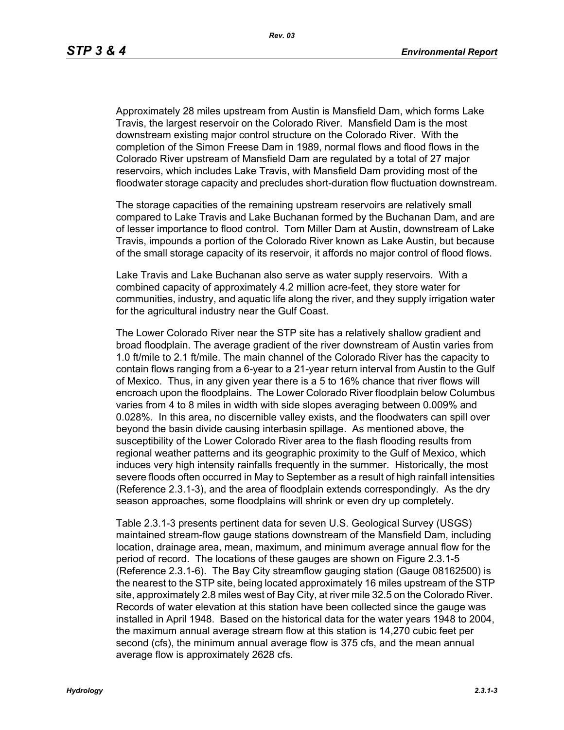Approximately 28 miles upstream from Austin is Mansfield Dam, which forms Lake Travis, the largest reservoir on the Colorado River. Mansfield Dam is the most downstream existing major control structure on the Colorado River. With the completion of the Simon Freese Dam in 1989, normal flows and flood flows in the Colorado River upstream of Mansfield Dam are regulated by a total of 27 major reservoirs, which includes Lake Travis, with Mansfield Dam providing most of the floodwater storage capacity and precludes short-duration flow fluctuation downstream.

The storage capacities of the remaining upstream reservoirs are relatively small compared to Lake Travis and Lake Buchanan formed by the Buchanan Dam, and are of lesser importance to flood control. Tom Miller Dam at Austin, downstream of Lake Travis, impounds a portion of the Colorado River known as Lake Austin, but because of the small storage capacity of its reservoir, it affords no major control of flood flows.

Lake Travis and Lake Buchanan also serve as water supply reservoirs. With a combined capacity of approximately 4.2 million acre-feet, they store water for communities, industry, and aquatic life along the river, and they supply irrigation water for the agricultural industry near the Gulf Coast.

The Lower Colorado River near the STP site has a relatively shallow gradient and broad floodplain. The average gradient of the river downstream of Austin varies from 1.0 ft/mile to 2.1 ft/mile. The main channel of the Colorado River has the capacity to contain flows ranging from a 6-year to a 21-year return interval from Austin to the Gulf of Mexico. Thus, in any given year there is a 5 to 16% chance that river flows will encroach upon the floodplains. The Lower Colorado River floodplain below Columbus varies from 4 to 8 miles in width with side slopes averaging between 0.009% and 0.028%. In this area, no discernible valley exists, and the floodwaters can spill over beyond the basin divide causing interbasin spillage. As mentioned above, the susceptibility of the Lower Colorado River area to the flash flooding results from regional weather patterns and its geographic proximity to the Gulf of Mexico, which induces very high intensity rainfalls frequently in the summer. Historically, the most severe floods often occurred in May to September as a result of high rainfall intensities (Reference 2.3.1-3), and the area of floodplain extends correspondingly. As the dry season approaches, some floodplains will shrink or even dry up completely.

Table 2.3.1-3 presents pertinent data for seven U.S. Geological Survey (USGS) maintained stream-flow gauge stations downstream of the Mansfield Dam, including location, drainage area, mean, maximum, and minimum average annual flow for the period of record. The locations of these gauges are shown on Figure 2.3.1-5 (Reference 2.3.1-6). The Bay City streamflow gauging station (Gauge 08162500) is the nearest to the STP site, being located approximately 16 miles upstream of the STP site, approximately 2.8 miles west of Bay City, at river mile 32.5 on the Colorado River. Records of water elevation at this station have been collected since the gauge was installed in April 1948. Based on the historical data for the water years 1948 to 2004, the maximum annual average stream flow at this station is 14,270 cubic feet per second (cfs), the minimum annual average flow is 375 cfs, and the mean annual average flow is approximately 2628 cfs.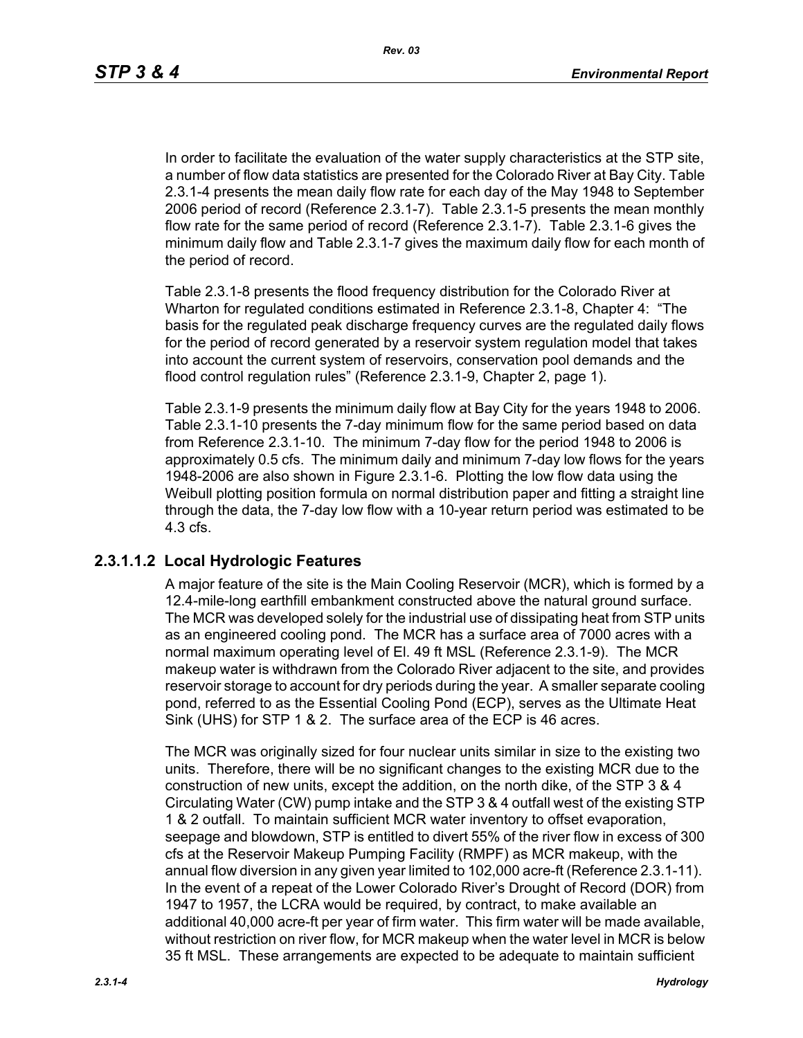In order to facilitate the evaluation of the water supply characteristics at the STP site, a number of flow data statistics are presented for the Colorado River at Bay City. Table 2.3.1-4 presents the mean daily flow rate for each day of the May 1948 to September 2006 period of record (Reference 2.3.1-7). Table 2.3.1-5 presents the mean monthly flow rate for the same period of record (Reference 2.3.1-7). Table 2.3.1-6 gives the minimum daily flow and Table 2.3.1-7 gives the maximum daily flow for each month of the period of record.

Table 2.3.1-8 presents the flood frequency distribution for the Colorado River at Wharton for regulated conditions estimated in Reference 2.3.1-8, Chapter 4: "The basis for the regulated peak discharge frequency curves are the regulated daily flows for the period of record generated by a reservoir system regulation model that takes into account the current system of reservoirs, conservation pool demands and the flood control regulation rules" (Reference 2.3.1-9, Chapter 2, page 1).

Table 2.3.1-9 presents the minimum daily flow at Bay City for the years 1948 to 2006. Table 2.3.1-10 presents the 7-day minimum flow for the same period based on data from Reference 2.3.1-10. The minimum 7-day flow for the period 1948 to 2006 is approximately 0.5 cfs. The minimum daily and minimum 7-day low flows for the years 1948-2006 are also shown in Figure 2.3.1-6. Plotting the low flow data using the Weibull plotting position formula on normal distribution paper and fitting a straight line through the data, the 7-day low flow with a 10-year return period was estimated to be 4.3 cfs.

#### 2.3.1.1.2 Local Hydrologic Features

A major feature of the site is the Main Cooling Reservoir (MCR), which is formed by a 12.4-mile-long earthfill embankment constructed above the natural ground surface. The MCR was developed solely for the industrial use of dissipating heat from STP units as an engineered cooling pond. The MCR has a surface area of 7000 acres with a normal maximum operating level of El. 49 ft MSL (Reference 2.3.1-9). The MCR makeup water is withdrawn from the Colorado River adjacent to the site, and provides reservoir storage to account for dry periods during the year. A smaller separate cooling pond, referred to as the Essential Cooling Pond (ECP), serves as the Ultimate Heat Sink (UHS) for STP 1 & 2. The surface area of the ECP is 46 acres.

The MCR was originally sized for four nuclear units similar in size to the existing two units. Therefore, there will be no significant changes to the existing MCR due to the construction of new units, except the addition, on the north dike, of the STP 3 & 4 Circulating Water (CW) pump intake and the STP 3 & 4 outfall west of the existing STP 1 & 2 outfall. To maintain sufficient MCR water inventory to offset evaporation, seepage and blowdown, STP is entitled to divert 55% of the river flow in excess of 300 cfs at the Reservoir Makeup Pumping Facility (RMPF) as MCR makeup, with the annual flow diversion in any given year limited to 102,000 acre-ft (Reference 2.3.1-11). In the event of a repeat of the Lower Colorado River's Drought of Record (DOR) from 1947 to 1957, the LCRA would be required, by contract, to make available an additional 40,000 acre-ft per year of firm water. This firm water will be made available, without restriction on river flow, for MCR makeup when the water level in MCR is below 35 ft MSL. These arrangements are expected to be adequate to maintain sufficient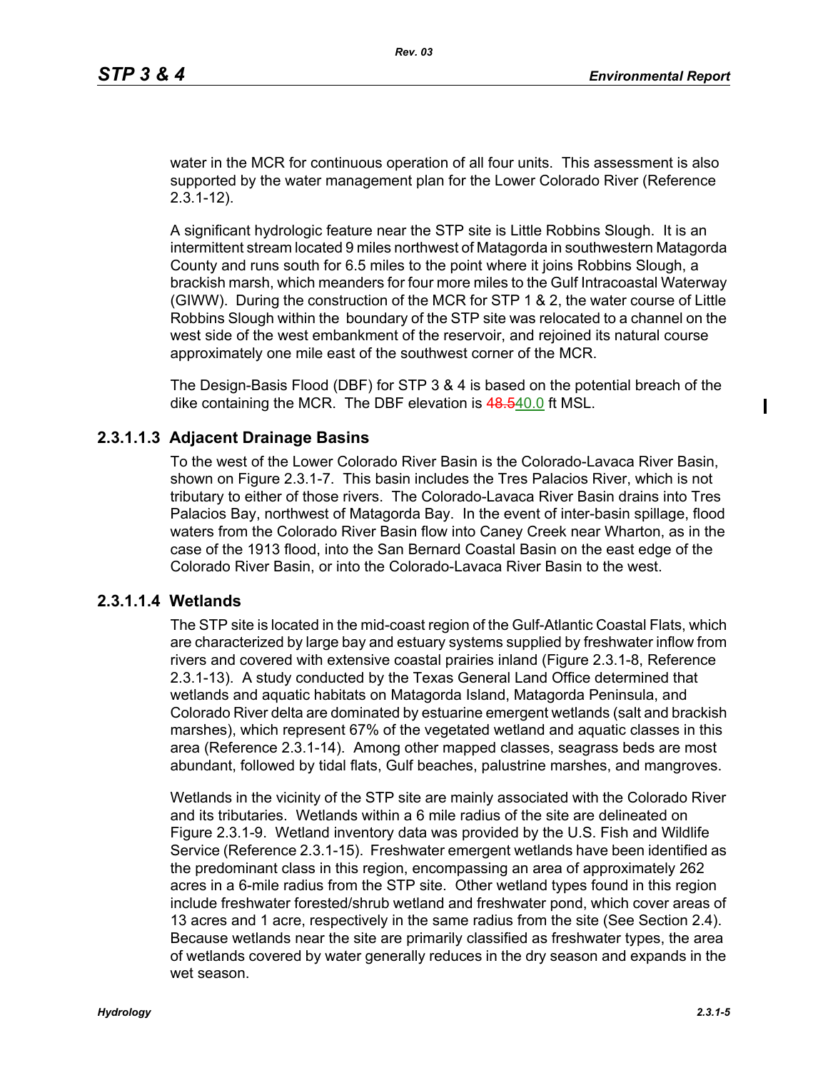water in the MCR for continuous operation of all four units. This assessment is also supported by the water management plan for the Lower Colorado River (Reference 2.3.1-12).

A significant hydrologic feature near the STP site is Little Robbins Slough. It is an intermittent stream located 9 miles northwest of Matagorda in southwestern Matagorda County and runs south for 6.5 miles to the point where it joins Robbins Slough, a brackish marsh, which meanders for four more miles to the Gulf Intracoastal Waterway (GIWW). During the construction of the MCR for STP 1 & 2, the water course of Little Robbins Slough within the boundary of the STP site was relocated to a channel on the west side of the west embankment of the reservoir, and rejoined its natural course approximately one mile east of the southwest corner of the MCR.

The Design-Basis Flood (DBF) for STP 3 & 4 is based on the potential breach of the dike containing the MCR. The DBF elevation is ~~48.5~~40.0 ft MSL.

### 2.3.1.1.3 Adjacent Drainage Basins

To the west of the Lower Colorado River Basin is the Colorado-Lavaca River Basin, shown on Figure 2.3.1-7. This basin includes the Tres Palacios River, which is not tributary to either of those rivers. The Colorado-Lavaca River Basin drains into Tres Palacios Bay, northwest of Matagorda Bay. In the event of inter-basin spillage, flood waters from the Colorado River Basin flow into Caney Creek near Wharton, as in the case of the 1913 flood, into the San Bernard Coastal Basin on the east edge of the Colorado River Basin, or into the Colorado-Lavaca River Basin to the west.

### 2.3.1.1.4 Wetlands

The STP site is located in the mid-coast region of the Gulf-Atlantic Coastal Flats, which are characterized by large bay and estuary systems supplied by freshwater inflow from rivers and covered with extensive coastal prairies inland (Figure 2.3.1-8, Reference 2.3.1-13). A study conducted by the Texas General Land Office determined that wetlands and aquatic habitats on Matagorda Island, Matagorda Peninsula, and Colorado River delta are dominated by estuarine emergent wetlands (salt and brackish marshes), which represent 67% of the vegetated wetland and aquatic classes in this area (Reference 2.3.1-14). Among other mapped classes, seagrass beds are most abundant, followed by tidal flats, Gulf beaches, palustrine marshes, and mangroves.

Wetlands in the vicinity of the STP site are mainly associated with the Colorado River and its tributaries. Wetlands within a 6 mile radius of the site are delineated on Figure 2.3.1-9. Wetland inventory data was provided by the U.S. Fish and Wildlife Service (Reference 2.3.1-15). Freshwater emergent wetlands have been identified as the predominant class in this region, encompassing an area of approximately 262 acres in a 6-mile radius from the STP site. Other wetland types found in this region include freshwater forested/shrub wetland and freshwater pond, which cover areas of 13 acres and 1 acre, respectively in the same radius from the site (See Section 2.4). Because wetlands near the site are primarily classified as freshwater types, the area of wetlands covered by water generally reduces in the dry season and expands in the wet season.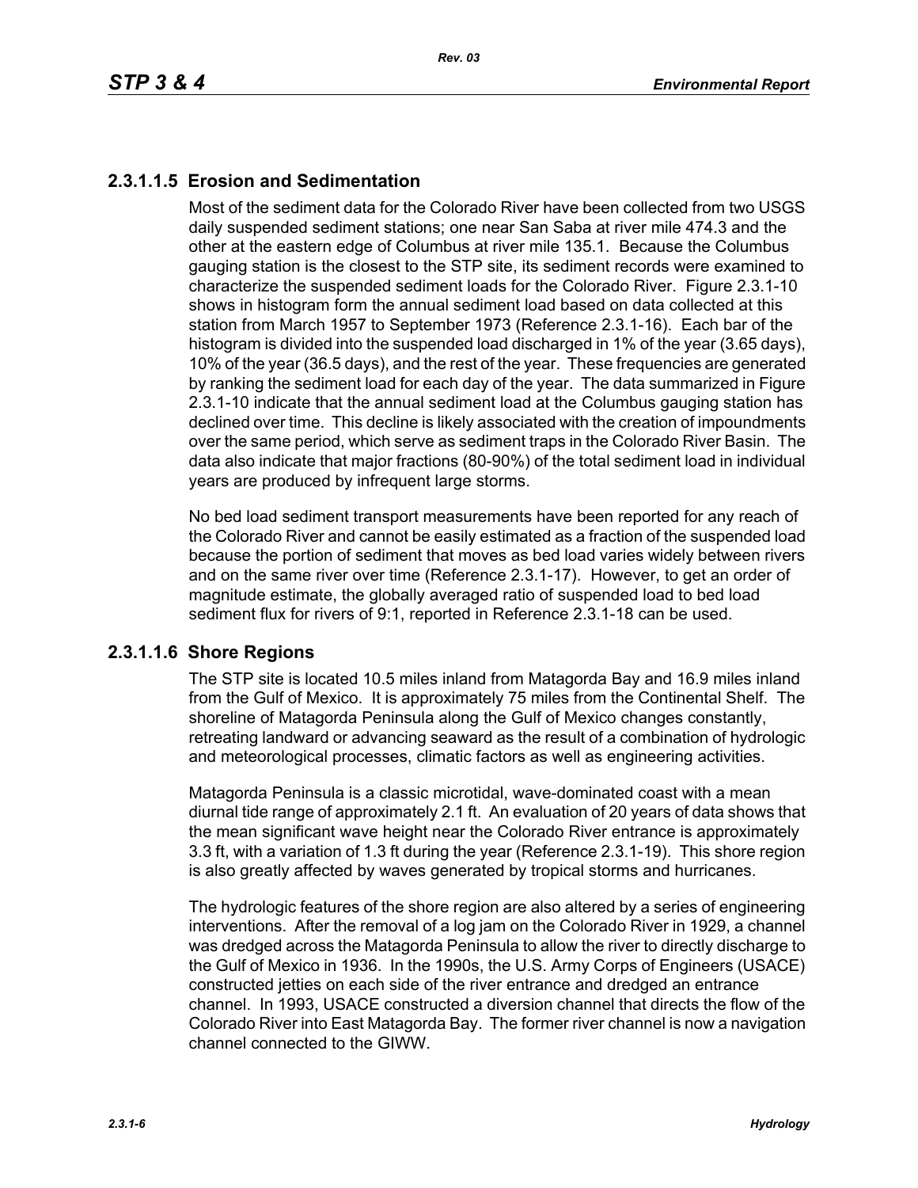### 2.3.1.1.5 Erosion and Sedimentation

Most of the sediment data for the Colorado River have been collected from two USGS daily suspended sediment stations; one near San Saba at river mile 474.3 and the other at the eastern edge of Columbus at river mile 135.1. Because the Columbus gauging station is the closest to the STP site, its sediment records were examined to characterize the suspended sediment loads for the Colorado River. Figure 2.3.1-10 shows in histogram form the annual sediment load based on data collected at this station from March 1957 to September 1973 (Reference 2.3.1-16). Each bar of the histogram is divided into the suspended load discharged in 1% of the year (3.65 days), 10% of the year (36.5 days), and the rest of the year. These frequencies are generated by ranking the sediment load for each day of the year. The data summarized in Figure 2.3.1-10 indicate that the annual sediment load at the Columbus gauging station has declined over time. This decline is likely associated with the creation of impoundments over the same period, which serve as sediment traps in the Colorado River Basin. The data also indicate that major fractions (80-90%) of the total sediment load in individual years are produced by infrequent large storms.

No bed load sediment transport measurements have been reported for any reach of the Colorado River and cannot be easily estimated as a fraction of the suspended load because the portion of sediment that moves as bed load varies widely between rivers and on the same river over time (Reference 2.3.1-17). However, to get an order of magnitude estimate, the globally averaged ratio of suspended load to bed load sediment flux for rivers of 9:1, reported in Reference 2.3.1-18 can be used.

### 2.3.1.1.6 Shore Regions

The STP site is located 10.5 miles inland from Matagorda Bay and 16.9 miles inland from the Gulf of Mexico. It is approximately 75 miles from the Continental Shelf. The shoreline of Matagorda Peninsula along the Gulf of Mexico changes constantly, retreating landward or advancing seaward as the result of a combination of hydrologic and meteorological processes, climatic factors as well as engineering activities.

Matagorda Peninsula is a classic microtidal, wave-dominated coast with a mean diurnal tide range of approximately 2.1 ft. An evaluation of 20 years of data shows that the mean significant wave height near the Colorado River entrance is approximately 3.3 ft, with a variation of 1.3 ft during the year (Reference 2.3.1-19). This shore region is also greatly affected by waves generated by tropical storms and hurricanes.

The hydrologic features of the shore region are also altered by a series of engineering interventions. After the removal of a log jam on the Colorado River in 1929, a channel was dredged across the Matagorda Peninsula to allow the river to directly discharge to the Gulf of Mexico in 1936. In the 1990s, the U.S. Army Corps of Engineers (USACE) constructed jetties on each side of the river entrance and dredged an entrance channel. In 1993, USACE constructed a diversion channel that directs the flow of the Colorado River into East Matagorda Bay. The former river channel is now a navigation channel connected to the GIWW.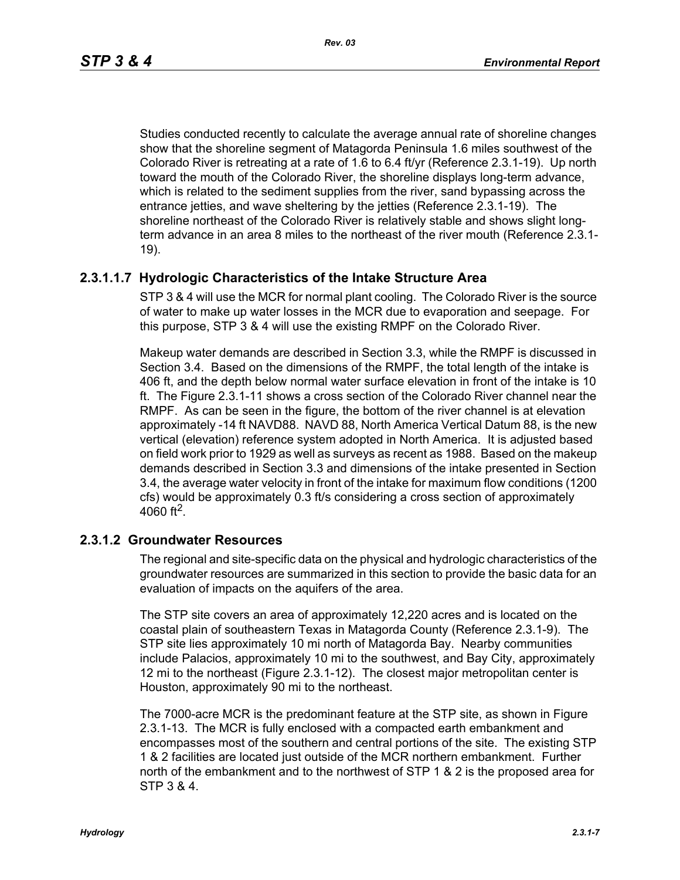Studies conducted recently to calculate the average annual rate of shoreline changes show that the shoreline segment of Matagorda Peninsula 1.6 miles southwest of the Colorado River is retreating at a rate of 1.6 to 6.4 ft/yr (Reference 2.3.1-19). Up north toward the mouth of the Colorado River, the shoreline displays long-term advance, which is related to the sediment supplies from the river, sand bypassing across the entrance jetties, and wave sheltering by the jetties (Reference 2.3.1-19). The shoreline northeast of the Colorado River is relatively stable and shows slight long-term advance in an area 8 miles to the northeast of the river mouth (Reference 2.3.1-19).

#### 2.3.1.1.7 Hydrologic Characteristics of the Intake Structure Area

STP 3 & 4 will use the MCR for normal plant cooling. The Colorado River is the source of water to make up water losses in the MCR due to evaporation and seepage. For this purpose, STP 3 & 4 will use the existing RMPF on the Colorado River.

Makeup water demands are described in Section 3.3, while the RMPF is discussed in Section 3.4. Based on the dimensions of the RMPF, the total length of the intake is 406 ft, and the depth below normal water surface elevation in front of the intake is 10 ft. The Figure 2.3.1-11 shows a cross section of the Colorado River channel near the RMPF. As can be seen in the figure, the bottom of the river channel is at elevation approximately -14 ft NAVD88. NAVD 88, North America Vertical Datum 88, is the new vertical (elevation) reference system adopted in North America. It is adjusted based on field work prior to 1929 as well as surveys as recent as 1988. Based on the makeup demands described in Section 3.3 and dimensions of the intake presented in Section 3.4, the average water velocity in front of the intake for maximum flow conditions (1200 cfs) would be approximately 0.3 ft/s considering a cross section of approximately 4060 $ft^2$.

### 2.3.1.2 Groundwater Resources

The regional and site-specific data on the physical and hydrologic characteristics of the groundwater resources are summarized in this section to provide the basic data for an evaluation of impacts on the aquifers of the area.

The STP site covers an area of approximately 12,220 acres and is located on the coastal plain of southeastern Texas in Matagorda County (Reference 2.3.1-9). The STP site lies approximately 10 mi north of Matagorda Bay. Nearby communities include Palacios, approximately 10 mi to the southwest, and Bay City, approximately 12 mi to the northeast (Figure 2.3.1-12). The closest major metropolitan center is Houston, approximately 90 mi to the northeast.

The 7000-acre MCR is the predominant feature at the STP site, as shown in Figure 2.3.1-13. The MCR is fully enclosed with a compacted earth embankment and encompasses most of the southern and central portions of the site. The existing STP 1 & 2 facilities are located just outside of the MCR northern embankment. Further north of the embankment and to the northwest of STP 1 & 2 is the proposed area for STP 3 & 4.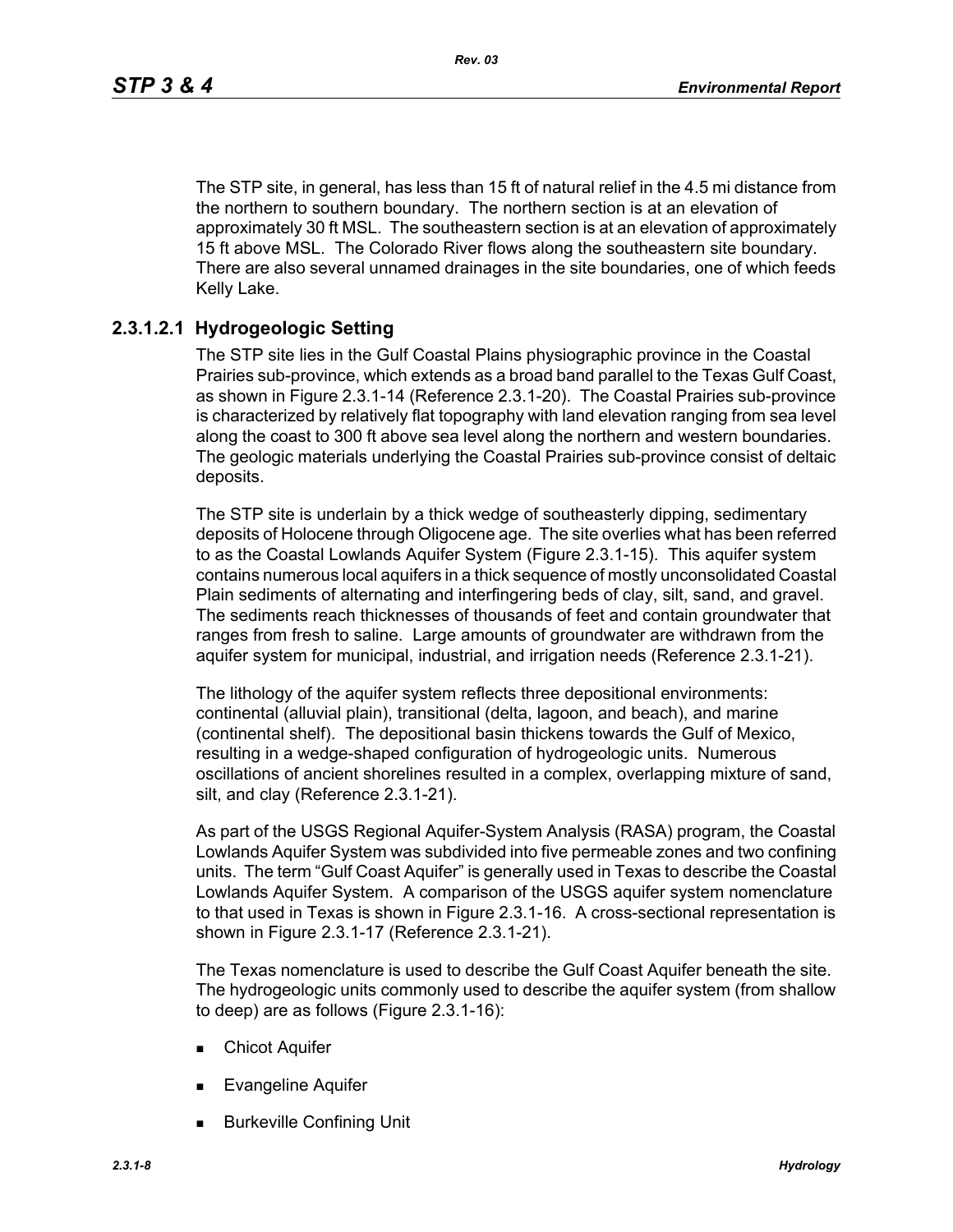The STP site, in general, has less than 15 ft of natural relief in the 4.5 mi distance from the northern to southern boundary. The northern section is at an elevation of approximately 30 ft MSL. The southeastern section is at an elevation of approximately 15 ft above MSL. The Colorado River flows along the southeastern site boundary. There are also several unnamed drainages in the site boundaries, one of which feeds Kelly Lake.

### 2.3.1.2.1 Hydrogeologic Setting

The STP site lies in the Gulf Coastal Plains physiographic province in the Coastal Prairies sub-province, which extends as a broad band parallel to the Texas Gulf Coast, as shown in Figure 2.3.1-14 (Reference 2.3.1-20). The Coastal Prairies sub-province is characterized by relatively flat topography with land elevation ranging from sea level along the coast to 300 ft above sea level along the northern and western boundaries. The geologic materials underlying the Coastal Prairies sub-province consist of deltaic deposits.

The STP site is underlain by a thick wedge of southeasterly dipping, sedimentary deposits of Holocene through Oligocene age. The site overlies what has been referred to as the Coastal Lowlands Aquifer System (Figure 2.3.1-15). This aquifer system contains numerous local aquifers in a thick sequence of mostly unconsolidated Coastal Plain sediments of alternating and interfingering beds of clay, silt, sand, and gravel. The sediments reach thicknesses of thousands of feet and contain groundwater that ranges from fresh to saline. Large amounts of groundwater are withdrawn from the aquifer system for municipal, industrial, and irrigation needs (Reference 2.3.1-21).

The lithology of the aquifer system reflects three depositional environments: continental (alluvial plain), transitional (delta, lagoon, and beach), and marine (continental shelf). The depositional basin thickens towards the Gulf of Mexico, resulting in a wedge-shaped configuration of hydrogeologic units. Numerous oscillations of ancient shorelines resulted in a complex, overlapping mixture of sand, silt, and clay (Reference 2.3.1-21).

As part of the USGS Regional Aquifer-System Analysis (RASA) program, the Coastal Lowlands Aquifer System was subdivided into five permeable zones and two confining units. The term "Gulf Coast Aquifer" is generally used in Texas to describe the Coastal Lowlands Aquifer System. A comparison of the USGS aquifer system nomenclature to that used in Texas is shown in Figure 2.3.1-16. A cross-sectional representation is shown in Figure 2.3.1-17 (Reference 2.3.1-21).

The Texas nomenclature is used to describe the Gulf Coast Aquifer beneath the site. The hydrogeologic units commonly used to describe the aquifer system (from shallow to deep) are as follows (Figure 2.3.1-16):

- Chicot Aquifer
- Evangeline Aquifer
- Burkeville Confining Unit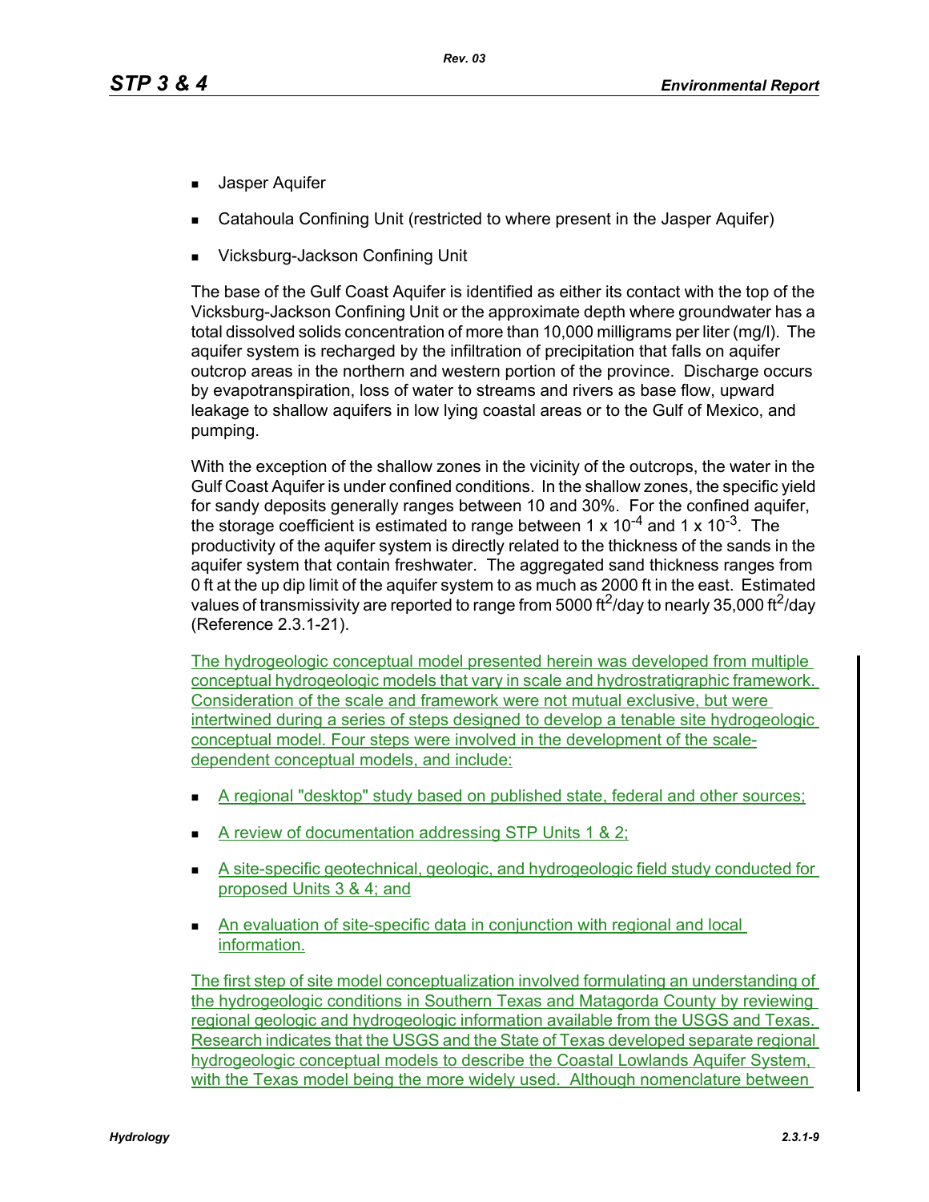- Jasper Aquifer
- Catahoula Confining Unit (restricted to where present in the Jasper Aquifer)
- Vicksburg-Jackson Confining Unit

The base of the Gulf Coast Aquifer is identified as either its contact with the top of the Vicksburg-Jackson Confining Unit or the approximate depth where groundwater has a total dissolved solids concentration of more than 10,000 milligrams per liter (mg/l). The aquifer system is recharged by the infiltration of precipitation that falls on aquifer outcrop areas in the northern and western portion of the province. Discharge occurs by evapotranspiration, loss of water to streams and rivers as base flow, upward leakage to shallow aquifers in low lying coastal areas or to the Gulf of Mexico, and pumping.

With the exception of the shallow zones in the vicinity of the outcrops, the water in the Gulf Coast Aquifer is under confined conditions. In the shallow zones, the specific yield for sandy deposits generally ranges between 10 and 30%. For the confined aquifer, the storage coefficient is estimated to range between $1 \times 10^{-4}$ and $1 \times 10^{-3}$. The productivity of the aquifer system is directly related to the thickness of the sands in the aquifer system that contain freshwater. The aggregated sand thickness ranges from 0 ft at the up dip limit of the aquifer system to as much as 2000 ft in the east. Estimated values of transmissivity are reported to range from 5000 $ft^2$/day to nearly 35,000 $ft^2$/day (Reference 2.3.1-21).

The hydrogeologic conceptual model presented herein was developed from multiple conceptual hydrogeologic models that vary in scale and hydrostratigraphic framework. Consideration of the scale and framework were not mutual exclusive, but were intertwined during a series of steps designed to develop a tenable site hydrogeologic conceptual model. Four steps were involved in the development of the scale-dependent conceptual models, and include:

- A regional "desktop" study based on published state, federal and other sources;
- A review of documentation addressing STP Units 1 & 2;
- A site-specific geotechnical, geologic, and hydrogeologic field study conducted for proposed Units 3 & 4; and
- An evaluation of site-specific data in conjunction with regional and local information.

The first step of site model conceptualization involved formulating an understanding of the hydrogeologic conditions in Southern Texas and Matagorda County by reviewing regional geologic and hydrogeologic information available from the USGS and Texas. Research indicates that the USGS and the State of Texas developed separate regional hydrogeologic conceptual models to describe the Coastal Lowlands Aquifer System, with the Texas model being the more widely used. Although nomenclature between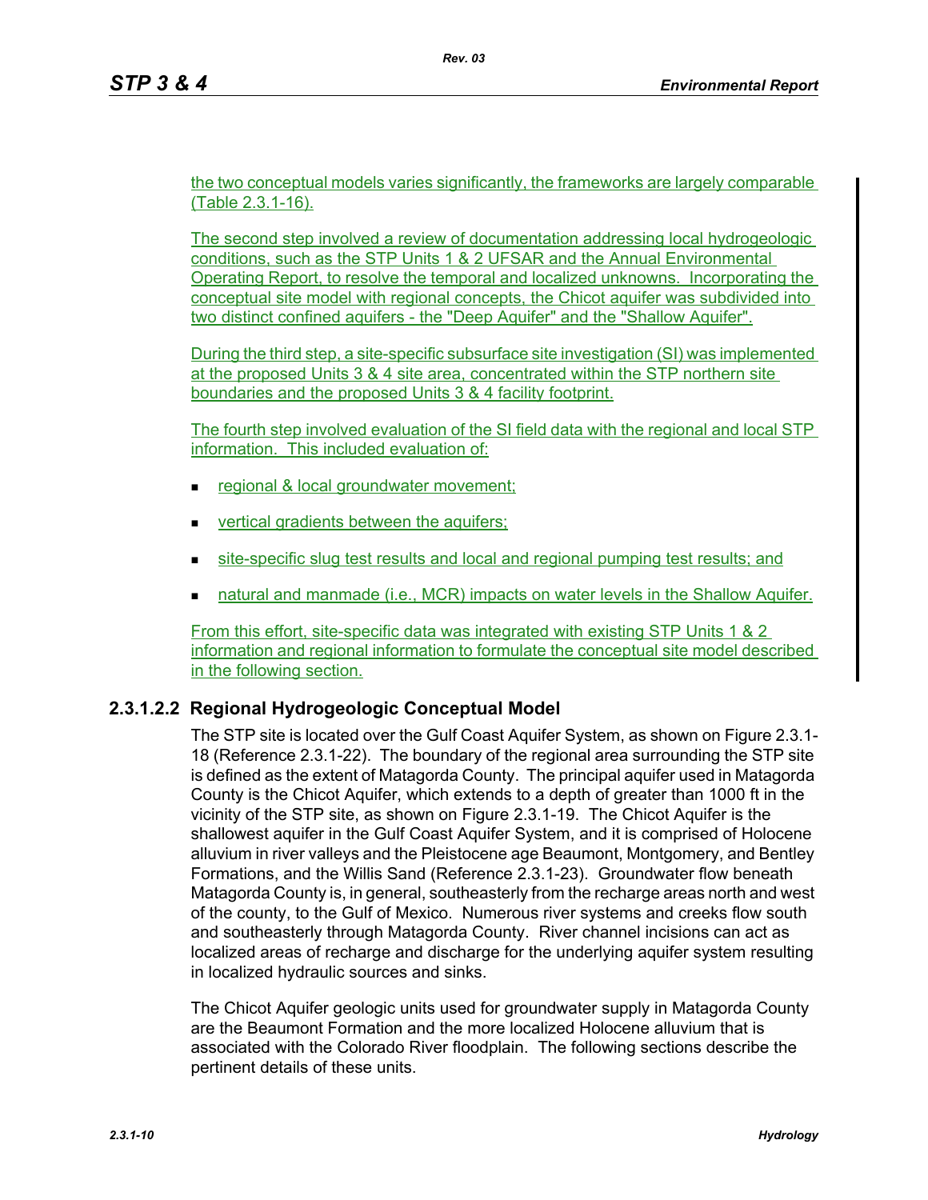the two conceptual models varies significantly, the frameworks are largely comparable (Table 2.3.1-16).

The second step involved a review of documentation addressing local hydrogeologic conditions, such as the STP Units 1 & 2 UFSAR and the Annual Environmental Operating Report, to resolve the temporal and localized unknowns. Incorporating the conceptual site model with regional concepts, the Chicot aquifer was subdivided into two distinct confined aquifers - the "Deep Aquifer" and the "Shallow Aquifer".

During the third step, a site-specific subsurface site investigation (SI) was implemented at the proposed Units 3 & 4 site area, concentrated within the STP northern site boundaries and the proposed Units 3 & 4 facility footprint.

The fourth step involved evaluation of the SI field data with the regional and local STP information. This included evaluation of:

- regional & local groundwater movement;
- vertical gradients between the aquifers;
- site-specific slug test results and local and regional pumping test results; and
- natural and manmade (i.e., MCR) impacts on water levels in the Shallow Aquifer.

From this effort, site-specific data was integrated with existing STP Units 1 & 2 information and regional information to formulate the conceptual site model described in the following section.

### 2.3.1.2.2 Regional Hydrogeologic Conceptual Model

The STP site is located over the Gulf Coast Aquifer System, as shown on Figure 2.3.1-18 (Reference 2.3.1-22). The boundary of the regional area surrounding the STP site is defined as the extent of Matagorda County. The principal aquifer used in Matagorda County is the Chicot Aquifer, which extends to a depth of greater than 1000 ft in the vicinity of the STP site, as shown on Figure 2.3.1-19. The Chicot Aquifer is the shallowest aquifer in the Gulf Coast Aquifer System, and it is comprised of Holocene alluvium in river valleys and the Pleistocene age Beaumont, Montgomery, and Bentley Formations, and the Willis Sand (Reference 2.3.1-23). Groundwater flow beneath Matagorda County is, in general, southeasterly from the recharge areas north and west of the county, to the Gulf of Mexico. Numerous river systems and creeks flow south and southeasterly through Matagorda County. River channel incisions can act as localized areas of recharge and discharge for the underlying aquifer system resulting in localized hydraulic sources and sinks.

The Chicot Aquifer geologic units used for groundwater supply in Matagorda County are the Beaumont Formation and the more localized Holocene alluvium that is associated with the Colorado River floodplain. The following sections describe the pertinent details of these units.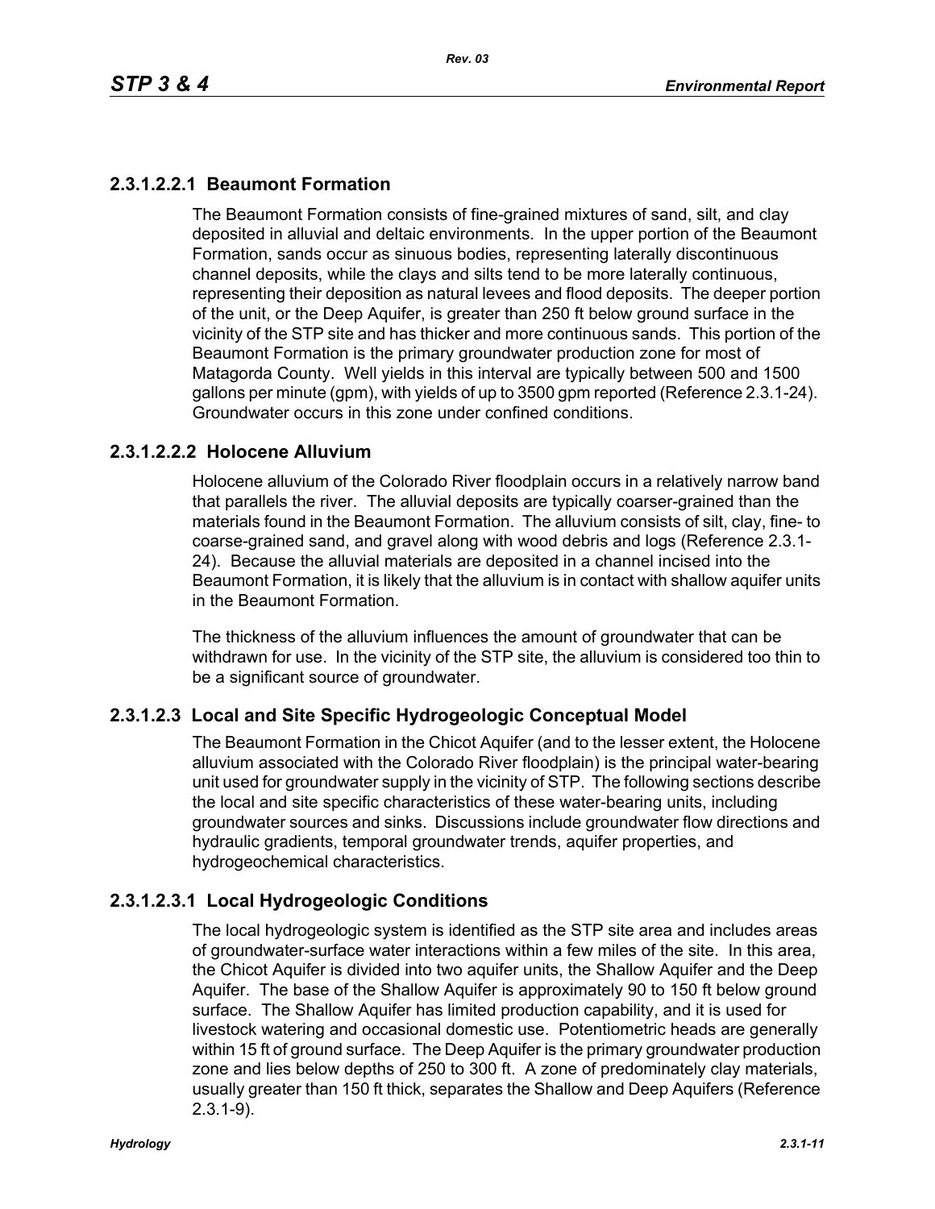#### 2.3.1.2.2.1 Beaumont Formation

The Beaumont Formation consists of fine-grained mixtures of sand, silt, and clay deposited in alluvial and deltaic environments. In the upper portion of the Beaumont Formation, sands occur as sinuous bodies, representing laterally discontinuous channel deposits, while the clays and silts tend to be more laterally continuous, representing their deposition as natural levees and flood deposits. The deeper portion of the unit, or the Deep Aquifer, is greater than 250 ft below ground surface in the vicinity of the STP site and has thicker and more continuous sands. This portion of the Beaumont Formation is the primary groundwater production zone for most of Matagorda County. Well yields in this interval are typically between 500 and 1500 gallons per minute (gpm), with yields of up to 3500 gpm reported (Reference 2.3.1-24). Groundwater occurs in this zone under confined conditions.

#### 2.3.1.2.2.2 Holocene Alluvium

Holocene alluvium of the Colorado River floodplain occurs in a relatively narrow band that parallels the river. The alluvial deposits are typically coarser-grained than the materials found in the Beaumont Formation. The alluvium consists of silt, clay, fine- to coarse-grained sand, and gravel along with wood debris and logs (Reference 2.3.1-24). Because the alluvial materials are deposited in a channel incised into the Beaumont Formation, it is likely that the alluvium is in contact with shallow aquifer units in the Beaumont Formation.

The thickness of the alluvium influences the amount of groundwater that can be withdrawn for use. In the vicinity of the STP site, the alluvium is considered too thin to be a significant source of groundwater.

### 2.3.1.2.3 Local and Site Specific Hydrogeologic Conceptual Model

The Beaumont Formation in the Chicot Aquifer (and to the lesser extent, the Holocene alluvium associated with the Colorado River floodplain) is the principal water-bearing unit used for groundwater supply in the vicinity of STP. The following sections describe the local and site specific characteristics of these water-bearing units, including groundwater sources and sinks. Discussions include groundwater flow directions and hydraulic gradients, temporal groundwater trends, aquifer properties, and hydrogeochemical characteristics.

#### 2.3.1.2.3.1 Local Hydrogeologic Conditions

The local hydrogeologic system is identified as the STP site area and includes areas of groundwater-surface water interactions within a few miles of the site. In this area, the Chicot Aquifer is divided into two aquifer units, the Shallow Aquifer and the Deep Aquifer. The base of the Shallow Aquifer is approximately 90 to 150 ft below ground surface. The Shallow Aquifer has limited production capability, and it is used for livestock watering and occasional domestic use. Potentiometric heads are generally within 15 ft of ground surface. The Deep Aquifer is the primary groundwater production zone and lies below depths of 250 to 300 ft. A zone of predominately clay materials, usually greater than 150 ft thick, separates the Shallow and Deep Aquifers (Reference 2.3.1-9).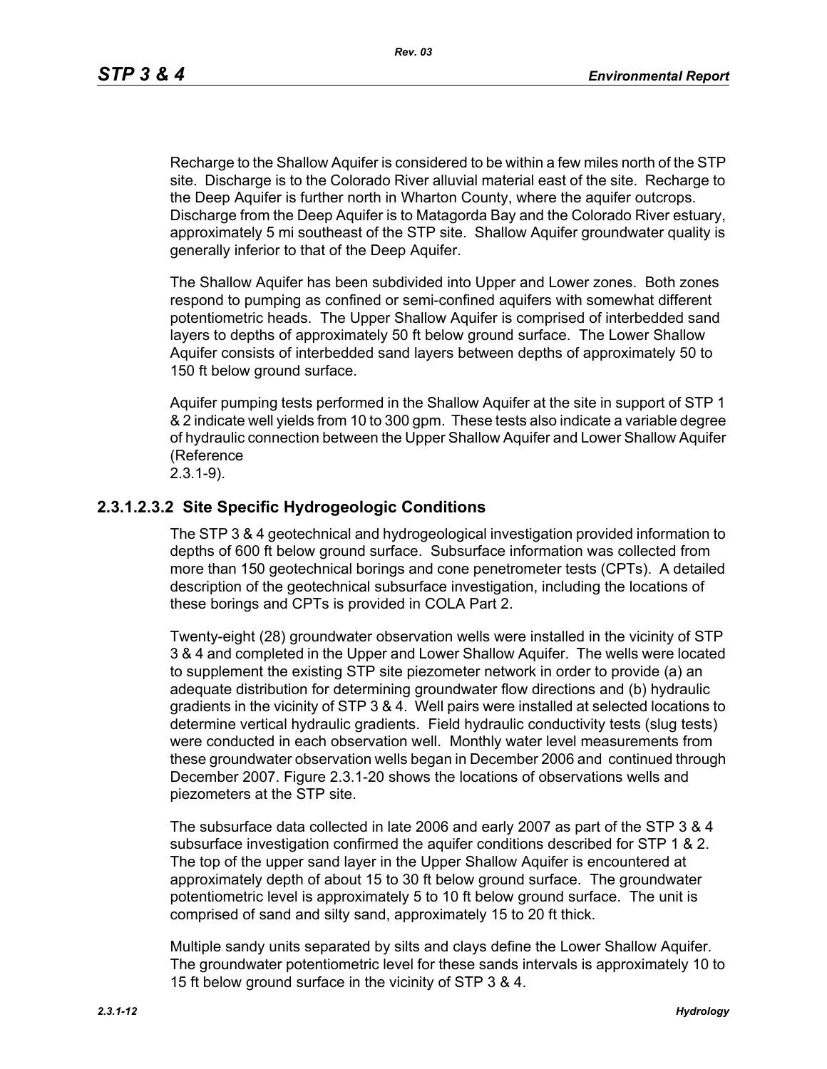Recharge to the Shallow Aquifer is considered to be within a few miles north of the STP site. Discharge is to the Colorado River alluvial material east of the site. Recharge to the Deep Aquifer is further north in Wharton County, where the aquifer outcrops. Discharge from the Deep Aquifer is to Matagorda Bay and the Colorado River estuary, approximately 5 mi southeast of the STP site. Shallow Aquifer groundwater quality is generally inferior to that of the Deep Aquifer.

The Shallow Aquifer has been subdivided into Upper and Lower zones. Both zones respond to pumping as confined or semi-confined aquifers with somewhat different potentiometric heads. The Upper Shallow Aquifer is comprised of interbedded sand layers to depths of approximately 50 ft below ground surface. The Lower Shallow Aquifer consists of interbedded sand layers between depths of approximately 50 to 150 ft below ground surface.

Aquifer pumping tests performed in the Shallow Aquifer at the site in support of STP 1 & 2 indicate well yields from 10 to 300 gpm. These tests also indicate a variable degree of hydraulic connection between the Upper Shallow Aquifer and Lower Shallow Aquifer (Reference 2.3.1-9).

### 2.3.1.2.3.2 Site Specific Hydrogeologic Conditions

The STP 3 & 4 geotechnical and hydrogeological investigation provided information to depths of 600 ft below ground surface. Subsurface information was collected from more than 150 geotechnical borings and cone penetrometer tests (CPTs). A detailed description of the geotechnical subsurface investigation, including the locations of these borings and CPTs is provided in COLA Part 2.

Twenty-eight (28) groundwater observation wells were installed in the vicinity of STP 3 & 4 and completed in the Upper and Lower Shallow Aquifer. The wells were located to supplement the existing STP site piezometer network in order to provide (a) an adequate distribution for determining groundwater flow directions and (b) hydraulic gradients in the vicinity of STP 3 & 4. Well pairs were installed at selected locations to determine vertical hydraulic gradients. Field hydraulic conductivity tests (slug tests) were conducted in each observation well. Monthly water level measurements from these groundwater observation wells began in December 2006 and continued through December 2007. Figure 2.3.1-20 shows the locations of observations wells and piezometers at the STP site.

The subsurface data collected in late 2006 and early 2007 as part of the STP 3 & 4 subsurface investigation confirmed the aquifer conditions described for STP 1 & 2. The top of the upper sand layer in the Upper Shallow Aquifer is encountered at approximately depth of about 15 to 30 ft below ground surface. The groundwater potentiometric level is approximately 5 to 10 ft below ground surface. The unit is comprised of sand and silty sand, approximately 15 to 20 ft thick.

Multiple sandy units separated by silts and clays define the Lower Shallow Aquifer. The groundwater potentiometric level for these sands intervals is approximately 10 to 15 ft below ground surface in the vicinity of STP 3 & 4.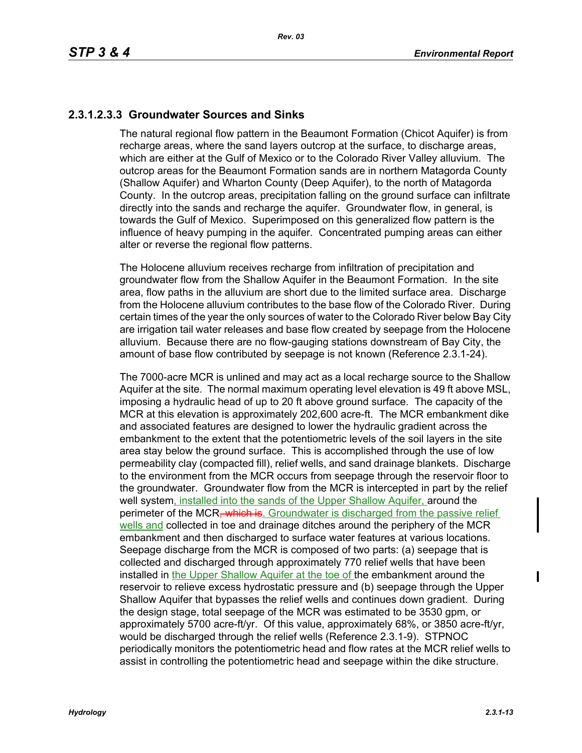### 2.3.1.2.3.3 Groundwater Sources and Sinks

The natural regional flow pattern in the Beaumont Formation (Chicot Aquifer) is from recharge areas, where the sand layers outcrop at the surface, to discharge areas, which are either at the Gulf of Mexico or to the Colorado River Valley alluvium. The outcrop areas for the Beaumont Formation sands are in northern Matagorda County (Shallow Aquifer) and Wharton County (Deep Aquifer), to the north of Matagorda County. In the outcrop areas, precipitation falling on the ground surface can infiltrate directly into the sands and recharge the aquifer. Groundwater flow, in general, is towards the Gulf of Mexico. Superimposed on this generalized flow pattern is the influence of heavy pumping in the aquifer. Concentrated pumping areas can either alter or reverse the regional flow patterns.

The Holocene alluvium receives recharge from infiltration of precipitation and groundwater flow from the Shallow Aquifer in the Beaumont Formation. In the site area, flow paths in the alluvium are short due to the limited surface area. Discharge from the Holocene alluvium contributes to the base flow of the Colorado River. During certain times of the year the only sources of water to the Colorado River below Bay City are irrigation tail water releases and base flow created by seepage from the Holocene alluvium. Because there are no flow-gauging stations downstream of Bay City, the amount of base flow contributed by seepage is not known (Reference 2.3.1-24).

The 7000-acre MCR is unlined and may act as a local recharge source to the Shallow Aquifer at the site. The normal maximum operating level elevation is 49 ft above MSL, imposing a hydraulic head of up to 20 ft above ground surface. The capacity of the MCR at this elevation is approximately 202,600 acre-ft. The MCR embankment dike and associated features are designed to lower the hydraulic gradient across the embankment to the extent that the potentiometric levels of the soil layers in the site area stay below the ground surface. This is accomplished through the use of low permeability clay (compacted fill), relief wells, and sand drainage blankets. Discharge to the environment from the MCR occurs from seepage through the reservoir floor to the groundwater. Groundwater flow from the MCR is intercepted in part by the relief well system, installed into the sands of the Upper Shallow Aquifer, around the perimeter of the MCR~~, which is~~. Groundwater is discharged from the passive relief wells and collected in toe and drainage ditches around the periphery of the MCR embankment and then discharged to surface water features at various locations. Seepage discharge from the MCR is composed of two parts: (a) seepage that is collected and discharged through approximately 770 relief wells that have been installed in the Upper Shallow Aquifer at the toe of the embankment around the reservoir to relieve excess hydrostatic pressure and (b) seepage through the Upper Shallow Aquifer that bypasses the relief wells and continues down gradient. During the design stage, total seepage of the MCR was estimated to be 3530 gpm, or approximately 5700 acre-ft/yr. Of this value, approximately 68%, or 3850 acre-ft/yr, would be discharged through the relief wells (Reference 2.3.1-9). STPNOC periodically monitors the potentiometric head and flow rates at the MCR relief wells to assist in controlling the potentiometric head and seepage within the dike structure.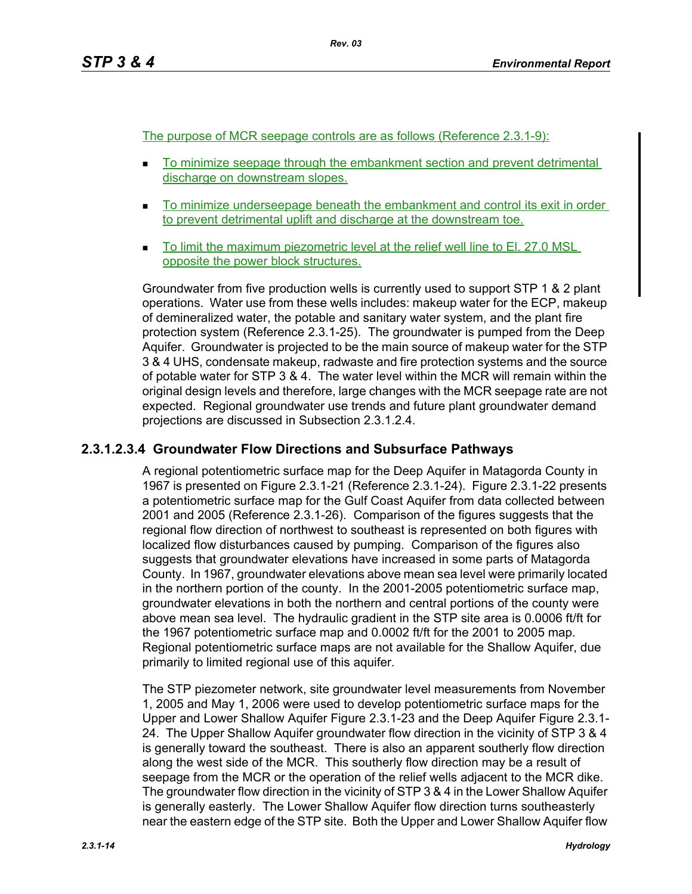The purpose of MCR seepage controls are as follows (Reference 2.3.1-9):

- To minimize seepage through the embankment section and prevent detrimental discharge on downstream slopes.
- To minimize underseepage beneath the embankment and control its exit in order to prevent detrimental uplift and discharge at the downstream toe.
- To limit the maximum piezometric level at the relief well line to El. 27.0 MSL opposite the power block structures.

Groundwater from five production wells is currently used to support STP 1 & 2 plant operations. Water use from these wells includes: makeup water for the ECP, makeup of demineralized water, the potable and sanitary water system, and the plant fire protection system (Reference 2.3.1-25). The groundwater is pumped from the Deep Aquifer. Groundwater is projected to be the main source of makeup water for the STP 3 & 4 UHS, condensate makeup, radwaste and fire protection systems and the source of potable water for STP 3 & 4. The water level within the MCR will remain within the original design levels and therefore, large changes with the MCR seepage rate are not expected. Regional groundwater use trends and future plant groundwater demand projections are discussed in Subsection 2.3.1.2.4.

#### 2.3.1.2.3.4 Groundwater Flow Directions and Subsurface Pathways

A regional potentiometric surface map for the Deep Aquifer in Matagorda County in 1967 is presented on Figure 2.3.1-21 (Reference 2.3.1-24). Figure 2.3.1-22 presents a potentiometric surface map for the Gulf Coast Aquifer from data collected between 2001 and 2005 (Reference 2.3.1-26). Comparison of the figures suggests that the regional flow direction of northwest to southeast is represented on both figures with localized flow disturbances caused by pumping. Comparison of the figures also suggests that groundwater elevations have increased in some parts of Matagorda County. In 1967, groundwater elevations above mean sea level were primarily located in the northern portion of the county. In the 2001-2005 potentiometric surface map, groundwater elevations in both the northern and central portions of the county were above mean sea level. The hydraulic gradient in the STP site area is 0.0006 ft/ft for the 1967 potentiometric surface map and 0.0002 ft/ft for the 2001 to 2005 map. Regional potentiometric surface maps are not available for the Shallow Aquifer, due primarily to limited regional use of this aquifer.

The STP piezometer network, site groundwater level measurements from November 1, 2005 and May 1, 2006 were used to develop potentiometric surface maps for the Upper and Lower Shallow Aquifer Figure 2.3.1-23 and the Deep Aquifer Figure 2.3.1-24. The Upper Shallow Aquifer groundwater flow direction in the vicinity of STP 3 & 4 is generally toward the southeast. There is also an apparent southerly flow direction along the west side of the MCR. This southerly flow direction may be a result of seepage from the MCR or the operation of the relief wells adjacent to the MCR dike. The groundwater flow direction in the vicinity of STP 3 & 4 in the Lower Shallow Aquifer is generally easterly. The Lower Shallow Aquifer flow direction turns southeasterly near the eastern edge of the STP site. Both the Upper and Lower Shallow Aquifer flow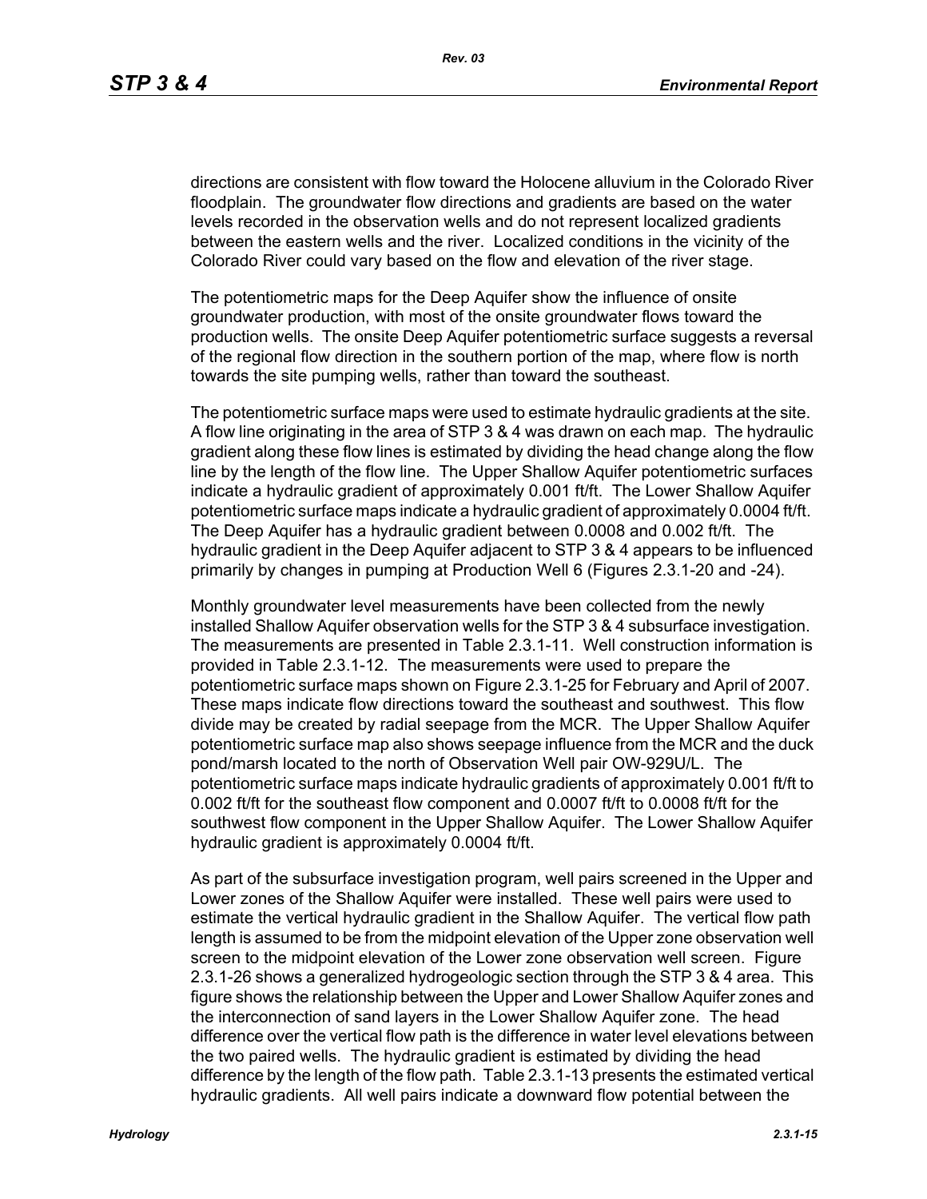directions are consistent with flow toward the Holocene alluvium in the Colorado River floodplain. The groundwater flow directions and gradients are based on the water levels recorded in the observation wells and do not represent localized gradients between the eastern wells and the river. Localized conditions in the vicinity of the Colorado River could vary based on the flow and elevation of the river stage.

The potentiometric maps for the Deep Aquifer show the influence of onsite groundwater production, with most of the onsite groundwater flows toward the production wells. The onsite Deep Aquifer potentiometric surface suggests a reversal of the regional flow direction in the southern portion of the map, where flow is north towards the site pumping wells, rather than toward the southeast.

The potentiometric surface maps were used to estimate hydraulic gradients at the site. A flow line originating in the area of STP 3 & 4 was drawn on each map. The hydraulic gradient along these flow lines is estimated by dividing the head change along the flow line by the length of the flow line. The Upper Shallow Aquifer potentiometric surfaces indicate a hydraulic gradient of approximately 0.001 ft/ft. The Lower Shallow Aquifer potentiometric surface maps indicate a hydraulic gradient of approximately 0.0004 ft/ft. The Deep Aquifer has a hydraulic gradient between 0.0008 and 0.002 ft/ft. The hydraulic gradient in the Deep Aquifer adjacent to STP 3 & 4 appears to be influenced primarily by changes in pumping at Production Well 6 (Figures 2.3.1-20 and -24).

Monthly groundwater level measurements have been collected from the newly installed Shallow Aquifer observation wells for the STP 3 & 4 subsurface investigation. The measurements are presented in Table 2.3.1-11. Well construction information is provided in Table 2.3.1-12. The measurements were used to prepare the potentiometric surface maps shown on Figure 2.3.1-25 for February and April of 2007. These maps indicate flow directions toward the southeast and southwest. This flow divide may be created by radial seepage from the MCR. The Upper Shallow Aquifer potentiometric surface map also shows seepage influence from the MCR and the duck pond/marsh located to the north of Observation Well pair OW-929U/L. The potentiometric surface maps indicate hydraulic gradients of approximately 0.001 ft/ft to 0.002 ft/ft for the southeast flow component and 0.0007 ft/ft to 0.0008 ft/ft for the southwest flow component in the Upper Shallow Aquifer. The Lower Shallow Aquifer hydraulic gradient is approximately 0.0004 ft/ft.

As part of the subsurface investigation program, well pairs screened in the Upper and Lower zones of the Shallow Aquifer were installed. These well pairs were used to estimate the vertical hydraulic gradient in the Shallow Aquifer. The vertical flow path length is assumed to be from the midpoint elevation of the Upper zone observation well screen to the midpoint elevation of the Lower zone observation well screen. Figure 2.3.1-26 shows a generalized hydrogeologic section through the STP 3 & 4 area. This figure shows the relationship between the Upper and Lower Shallow Aquifer zones and the interconnection of sand layers in the Lower Shallow Aquifer zone. The head difference over the vertical flow path is the difference in water level elevations between the two paired wells. The hydraulic gradient is estimated by dividing the head difference by the length of the flow path. Table 2.3.1-13 presents the estimated vertical hydraulic gradients. All well pairs indicate a downward flow potential between the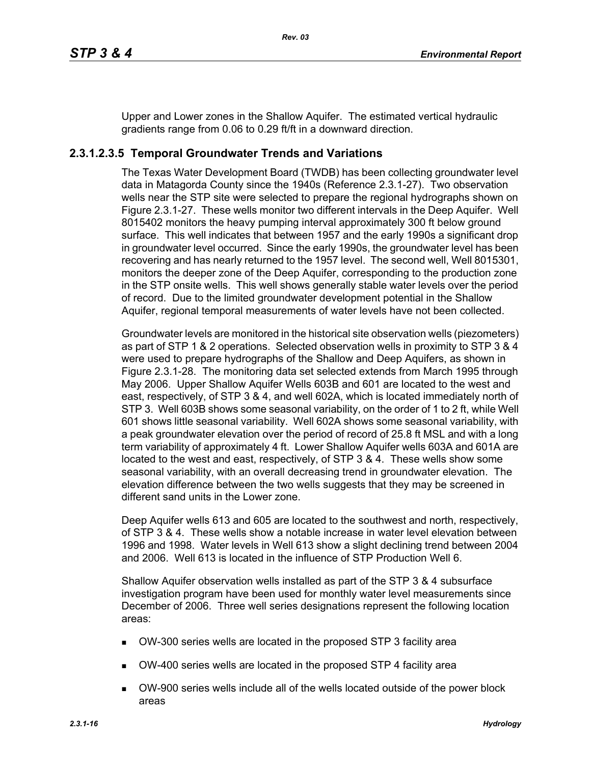Upper and Lower zones in the Shallow Aquifer. The estimated vertical hydraulic gradients range from 0.06 to 0.29 ft/ft in a downward direction.

### 2.3.1.2.3.5 Temporal Groundwater Trends and Variations

The Texas Water Development Board (TWDB) has been collecting groundwater level data in Matagorda County since the 1940s (Reference 2.3.1-27). Two observation wells near the STP site were selected to prepare the regional hydrographs shown on Figure 2.3.1-27. These wells monitor two different intervals in the Deep Aquifer. Well 8015402 monitors the heavy pumping interval approximately 300 ft below ground surface. This well indicates that between 1957 and the early 1990s a significant drop in groundwater level occurred. Since the early 1990s, the groundwater level has been recovering and has nearly returned to the 1957 level. The second well, Well 8015301, monitors the deeper zone of the Deep Aquifer, corresponding to the production zone in the STP onsite wells. This well shows generally stable water levels over the period of record. Due to the limited groundwater development potential in the Shallow Aquifer, regional temporal measurements of water levels have not been collected.

Groundwater levels are monitored in the historical site observation wells (piezometers) as part of STP 1 & 2 operations. Selected observation wells in proximity to STP 3 & 4 were used to prepare hydrographs of the Shallow and Deep Aquifers, as shown in Figure 2.3.1-28. The monitoring data set selected extends from March 1995 through May 2006. Upper Shallow Aquifer Wells 603B and 601 are located to the west and east, respectively, of STP 3 & 4, and well 602A, which is located immediately north of STP 3. Well 603B shows some seasonal variability, on the order of 1 to 2 ft, while Well 601 shows little seasonal variability. Well 602A shows some seasonal variability, with a peak groundwater elevation over the period of record of 25.8 ft MSL and with a long term variability of approximately 4 ft. Lower Shallow Aquifer wells 603A and 601A are located to the west and east, respectively, of STP 3 & 4. These wells show some seasonal variability, with an overall decreasing trend in groundwater elevation. The elevation difference between the two wells suggests that they may be screened in different sand units in the Lower zone.

Deep Aquifer wells 613 and 605 are located to the southwest and north, respectively, of STP 3 & 4. These wells show a notable increase in water level elevation between 1996 and 1998. Water levels in Well 613 show a slight declining trend between 2004 and 2006. Well 613 is located in the influence of STP Production Well 6.

Shallow Aquifer observation wells installed as part of the STP 3 & 4 subsurface investigation program have been used for monthly water level measurements since December of 2006. Three well series designations represent the following location areas:

- OW-300 series wells are located in the proposed STP 3 facility area
- OW-400 series wells are located in the proposed STP 4 facility area
- OW-900 series wells include all of the wells located outside of the power block areas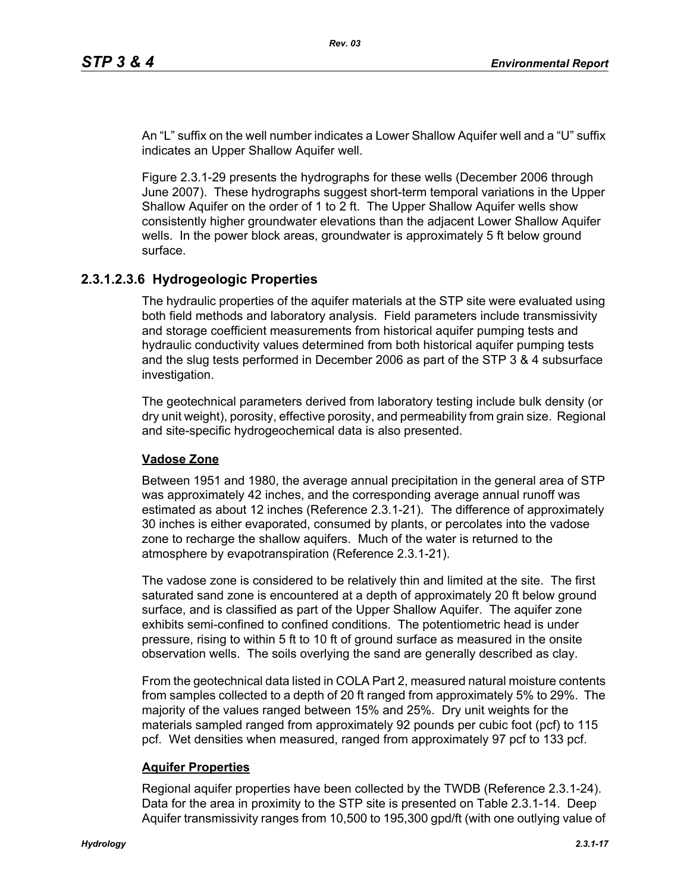An "L" suffix on the well number indicates a Lower Shallow Aquifer well and a "U" suffix indicates an Upper Shallow Aquifer well.

Figure 2.3.1-29 presents the hydrographs for these wells (December 2006 through June 2007). These hydrographs suggest short-term temporal variations in the Upper Shallow Aquifer on the order of 1 to 2 ft. The Upper Shallow Aquifer wells show consistently higher groundwater elevations than the adjacent Lower Shallow Aquifer wells. In the power block areas, groundwater is approximately 5 ft below ground surface.

#### 2.3.1.2.3.6 Hydrogeologic Properties

The hydraulic properties of the aquifer materials at the STP site were evaluated using both field methods and laboratory analysis. Field parameters include transmissivity and storage coefficient measurements from historical aquifer pumping tests and hydraulic conductivity values determined from both historical aquifer pumping tests and the slug tests performed in December 2006 as part of the STP 3 & 4 subsurface investigation.

The geotechnical parameters derived from laboratory testing include bulk density (or dry unit weight), porosity, effective porosity, and permeability from grain size. Regional and site-specific hydrogeochemical data is also presented.

**Vadose Zone**

Between 1951 and 1980, the average annual precipitation in the general area of STP was approximately 42 inches, and the corresponding average annual runoff was estimated as about 12 inches (Reference 2.3.1-21). The difference of approximately 30 inches is either evaporated, consumed by plants, or percolates into the vadose zone to recharge the shallow aquifers. Much of the water is returned to the atmosphere by evapotranspiration (Reference 2.3.1-21).

The vadose zone is considered to be relatively thin and limited at the site. The first saturated sand zone is encountered at a depth of approximately 20 ft below ground surface, and is classified as part of the Upper Shallow Aquifer. The aquifer zone exhibits semi-confined to confined conditions. The potentiometric head is under pressure, rising to within 5 ft to 10 ft of ground surface as measured in the onsite observation wells. The soils overlying the sand are generally described as clay.

From the geotechnical data listed in COLA Part 2, measured natural moisture contents from samples collected to a depth of 20 ft ranged from approximately 5% to 29%. The majority of the values ranged between 15% and 25%. Dry unit weights for the materials sampled ranged from approximately 92 pounds per cubic foot (pcf) to 115 pcf. Wet densities when measured, ranged from approximately 97 pcf to 133 pcf.

**Aquifer Properties**

Regional aquifer properties have been collected by the TWDB (Reference 2.3.1-24). Data for the area in proximity to the STP site is presented on Table 2.3.1-14. Deep Aquifer transmissivity ranges from 10,500 to 195,300 gpd/ft (with one outlying value of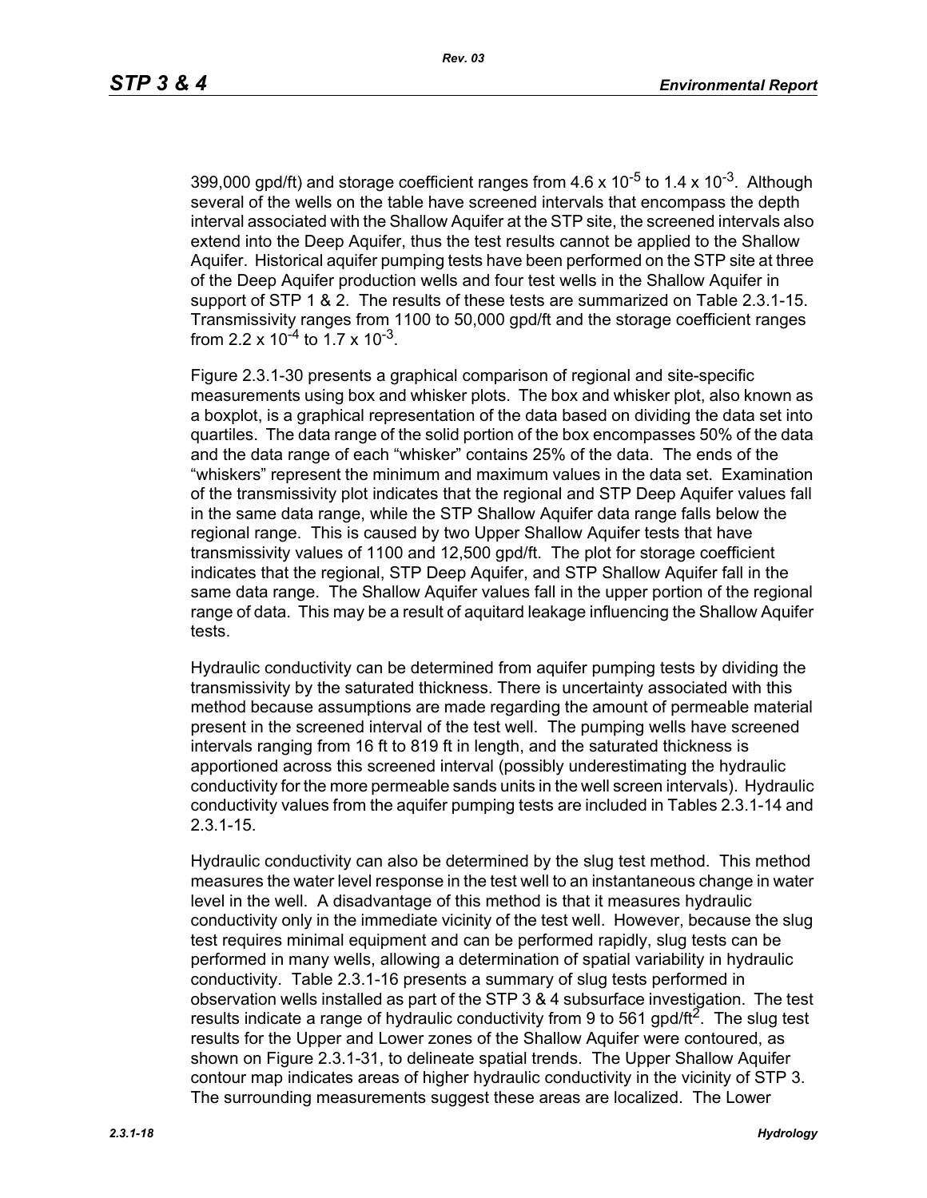399,000 gpd/ft) and storage coefficient ranges from $4.6 \times 10^{-5}$ to $1.4 \times 10^{-3}$. Although several of the wells on the table have screened intervals that encompass the depth interval associated with the Shallow Aquifer at the STP site, the screened intervals also extend into the Deep Aquifer, thus the test results cannot be applied to the Shallow Aquifer. Historical aquifer pumping tests have been performed on the STP site at three of the Deep Aquifer production wells and four test wells in the Shallow Aquifer in support of STP 1 & 2. The results of these tests are summarized on Table 2.3.1-15. Transmissivity ranges from 1100 to 50,000 gpd/ft and the storage coefficient ranges from $2.2 \times 10^{-4}$ to $1.7 \times 10^{-3}$.

Figure 2.3.1-30 presents a graphical comparison of regional and site-specific measurements using box and whisker plots. The box and whisker plot, also known as a boxplot, is a graphical representation of the data based on dividing the data set into quartiles. The data range of the solid portion of the box encompasses 50% of the data and the data range of each "whisker" contains 25% of the data. The ends of the "whiskers" represent the minimum and maximum values in the data set. Examination of the transmissivity plot indicates that the regional and STP Deep Aquifer values fall in the same data range, while the STP Shallow Aquifer data range falls below the regional range. This is caused by two Upper Shallow Aquifer tests that have transmissivity values of 1100 and 12,500 gpd/ft. The plot for storage coefficient indicates that the regional, STP Deep Aquifer, and STP Shallow Aquifer fall in the same data range. The Shallow Aquifer values fall in the upper portion of the regional range of data. This may be a result of aquitard leakage influencing the Shallow Aquifer tests.

Hydraulic conductivity can be determined from aquifer pumping tests by dividing the transmissivity by the saturated thickness. There is uncertainty associated with this method because assumptions are made regarding the amount of permeable material present in the screened interval of the test well. The pumping wells have screened intervals ranging from 16 ft to 819 ft in length, and the saturated thickness is apportioned across this screened interval (possibly underestimating the hydraulic conductivity for the more permeable sands units in the well screen intervals). Hydraulic conductivity values from the aquifer pumping tests are included in Tables 2.3.1-14 and 2.3.1-15.

Hydraulic conductivity can also be determined by the slug test method. This method measures the water level response in the test well to an instantaneous change in water level in the well. A disadvantage of this method is that it measures hydraulic conductivity only in the immediate vicinity of the test well. However, because the slug test requires minimal equipment and can be performed rapidly, slug tests can be performed in many wells, allowing a determination of spatial variability in hydraulic conductivity. Table 2.3.1-16 presents a summary of slug tests performed in observation wells installed as part of the STP 3 & 4 subsurface investigation. The test results indicate a range of hydraulic conductivity from 9 to 561 gpd/ft$^2$. The slug test results for the Upper and Lower zones of the Shallow Aquifer were contoured, as shown on Figure 2.3.1-31, to delineate spatial trends. The Upper Shallow Aquifer contour map indicates areas of higher hydraulic conductivity in the vicinity of STP 3. The surrounding measurements suggest these areas are localized. The Lower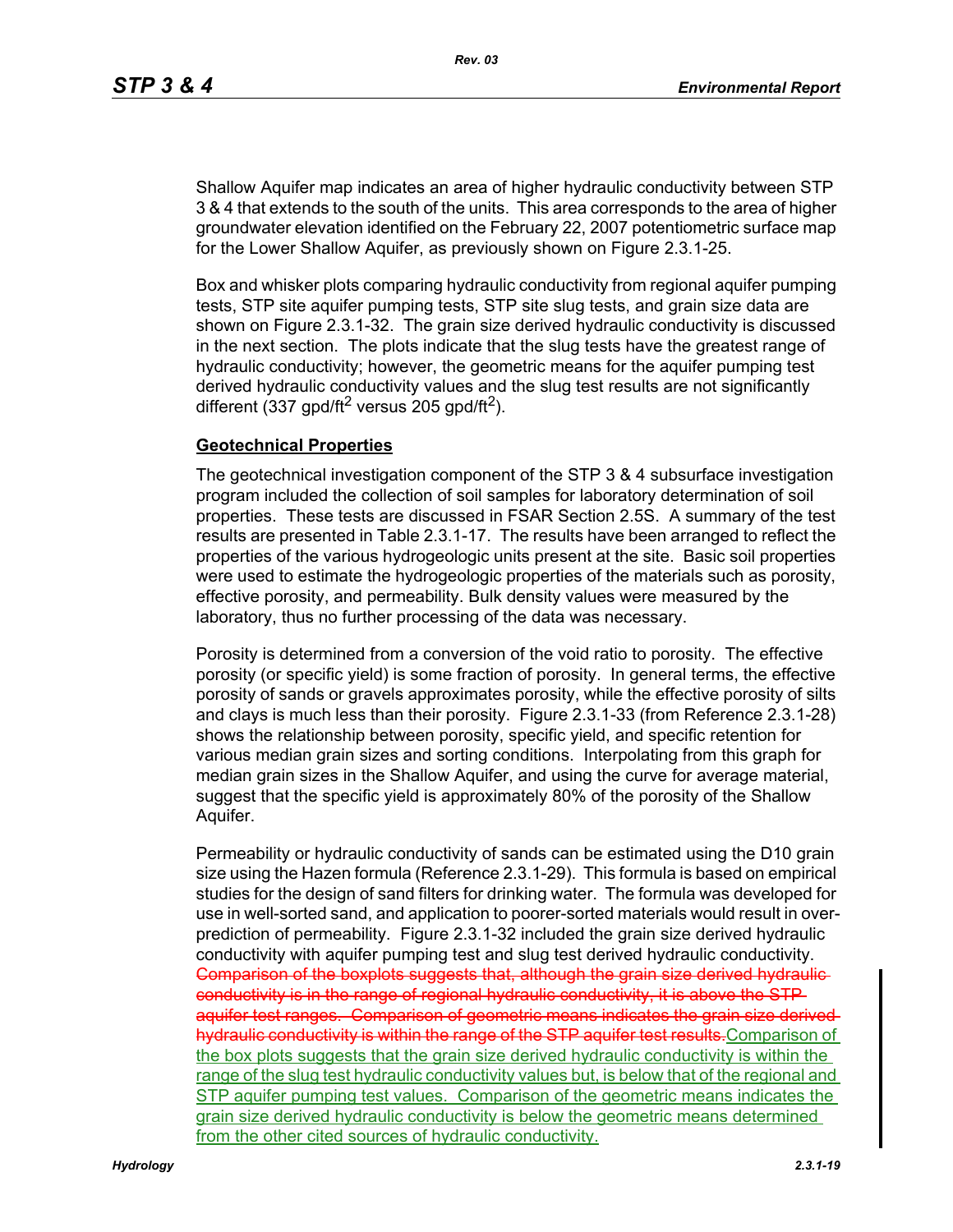Shallow Aquifer map indicates an area of higher hydraulic conductivity between STP 3 & 4 that extends to the south of the units. This area corresponds to the area of higher groundwater elevation identified on the February 22, 2007 potentiometric surface map for the Lower Shallow Aquifer, as previously shown on Figure 2.3.1-25.

Box and whisker plots comparing hydraulic conductivity from regional aquifer pumping tests, STP site aquifer pumping tests, STP site slug tests, and grain size data are shown on Figure 2.3.1-32. The grain size derived hydraulic conductivity is discussed in the next section. The plots indicate that the slug tests have the greatest range of hydraulic conductivity; however, the geometric means for the aquifer pumping test derived hydraulic conductivity values and the slug test results are not significantly different (337 gpd/ft$^2$ versus 205 gpd/ft$^2$).

## Geotechnical Properties

The geotechnical investigation component of the STP 3 & 4 subsurface investigation program included the collection of soil samples for laboratory determination of soil properties. These tests are discussed in FSAR Section 2.5S. A summary of the test results are presented in Table 2.3.1-17. The results have been arranged to reflect the properties of the various hydrogeologic units present at the site. Basic soil properties were used to estimate the hydrogeologic properties of the materials such as porosity, effective porosity, and permeability. Bulk density values were measured by the laboratory, thus no further processing of the data was necessary.

Porosity is determined from a conversion of the void ratio to porosity. The effective porosity (or specific yield) is some fraction of porosity. In general terms, the effective porosity of sands or gravels approximates porosity, while the effective porosity of silts and clays is much less than their porosity. Figure 2.3.1-33 (from Reference 2.3.1-28) shows the relationship between porosity, specific yield, and specific retention for various median grain sizes and sorting conditions. Interpolating from this graph for median grain sizes in the Shallow Aquifer, and using the curve for average material, suggest that the specific yield is approximately 80% of the porosity of the Shallow Aquifer.

Permeability or hydraulic conductivity of sands can be estimated using the D10 grain size using the Hazen formula (Reference 2.3.1-29). This formula is based on empirical studies for the design of sand filters for drinking water. The formula was developed for use in well-sorted sand, and application to poorer-sorted materials would result in over-prediction of permeability. Figure 2.3.1-32 included the grain size derived hydraulic conductivity with aquifer pumping test and slug test derived hydraulic conductivity. ~~Comparison of the boxplots suggests that, although the grain size derived hydraulic conductivity is in the range of regional hydraulic conductivity, it is above the STP aquifer test ranges. Comparison of geometric means indicates the grain size derived hydraulic conductivity is within the range of the STP aquifer test results.~~ Comparison of the box plots suggests that the grain size derived hydraulic conductivity is within the range of the slug test hydraulic conductivity values but, is below that of the regional and STP aquifer pumping test values. Comparison of the geometric means indicates the grain size derived hydraulic conductivity is below the geometric means determined from the other cited sources of hydraulic conductivity.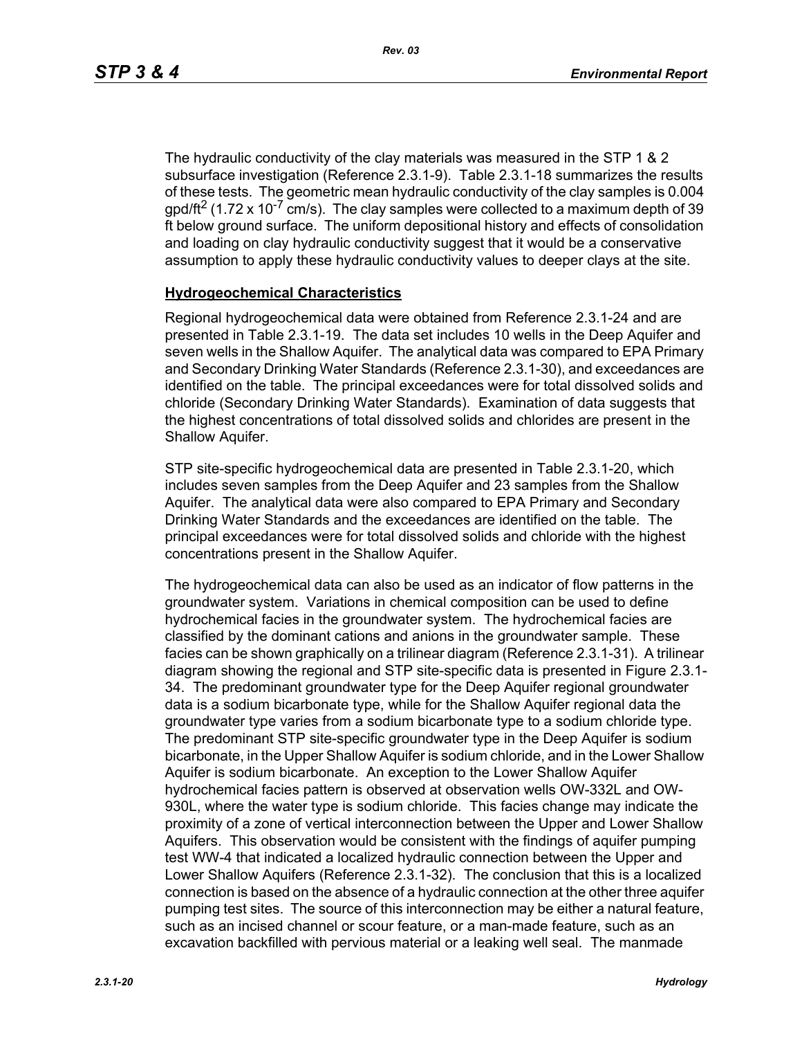The hydraulic conductivity of the clay materials was measured in the STP 1 & 2 subsurface investigation (Reference 2.3.1-9). Table 2.3.1-18 summarizes the results of these tests. The geometric mean hydraulic conductivity of the clay samples is 0.004 gpd/ft$^2$ ($1.72 \times 10^{-7}$ cm/s). The clay samples were collected to a maximum depth of 39 ft below ground surface. The uniform depositional history and effects of consolidation and loading on clay hydraulic conductivity suggest that it would be a conservative assumption to apply these hydraulic conductivity values to deeper clays at the site.

**Hydrogeochemical Characteristics**

Regional hydrogeochemical data were obtained from Reference 2.3.1-24 and are presented in Table 2.3.1-19. The data set includes 10 wells in the Deep Aquifer and seven wells in the Shallow Aquifer. The analytical data was compared to EPA Primary and Secondary Drinking Water Standards (Reference 2.3.1-30), and exceedances are identified on the table. The principal exceedances were for total dissolved solids and chloride (Secondary Drinking Water Standards). Examination of data suggests that the highest concentrations of total dissolved solids and chlorides are present in the Shallow Aquifer.

STP site-specific hydrogeochemical data are presented in Table 2.3.1-20, which includes seven samples from the Deep Aquifer and 23 samples from the Shallow Aquifer. The analytical data were also compared to EPA Primary and Secondary Drinking Water Standards and the exceedances are identified on the table. The principal exceedances were for total dissolved solids and chloride with the highest concentrations present in the Shallow Aquifer.

The hydrogeochemical data can also be used as an indicator of flow patterns in the groundwater system. Variations in chemical composition can be used to define hydrochemical facies in the groundwater system. The hydrochemical facies are classified by the dominant cations and anions in the groundwater sample. These facies can be shown graphically on a trilinear diagram (Reference 2.3.1-31). A trilinear diagram showing the regional and STP site-specific data is presented in Figure 2.3.1-34. The predominant groundwater type for the Deep Aquifer regional groundwater data is a sodium bicarbonate type, while for the Shallow Aquifer regional data the groundwater type varies from a sodium bicarbonate type to a sodium chloride type. The predominant STP site-specific groundwater type in the Deep Aquifer is sodium bicarbonate, in the Upper Shallow Aquifer is sodium chloride, and in the Lower Shallow Aquifer is sodium bicarbonate. An exception to the Lower Shallow Aquifer hydrochemical facies pattern is observed at observation wells OW-332L and OW-930L, where the water type is sodium chloride. This facies change may indicate the proximity of a zone of vertical interconnection between the Upper and Lower Shallow Aquifers. This observation would be consistent with the findings of aquifer pumping test WW-4 that indicated a localized hydraulic connection between the Upper and Lower Shallow Aquifers (Reference 2.3.1-32). The conclusion that this is a localized connection is based on the absence of a hydraulic connection at the other three aquifer pumping test sites. The source of this interconnection may be either a natural feature, such as an incised channel or scour feature, or a man-made feature, such as an excavation backfilled with pervious material or a leaking well seal. The manmade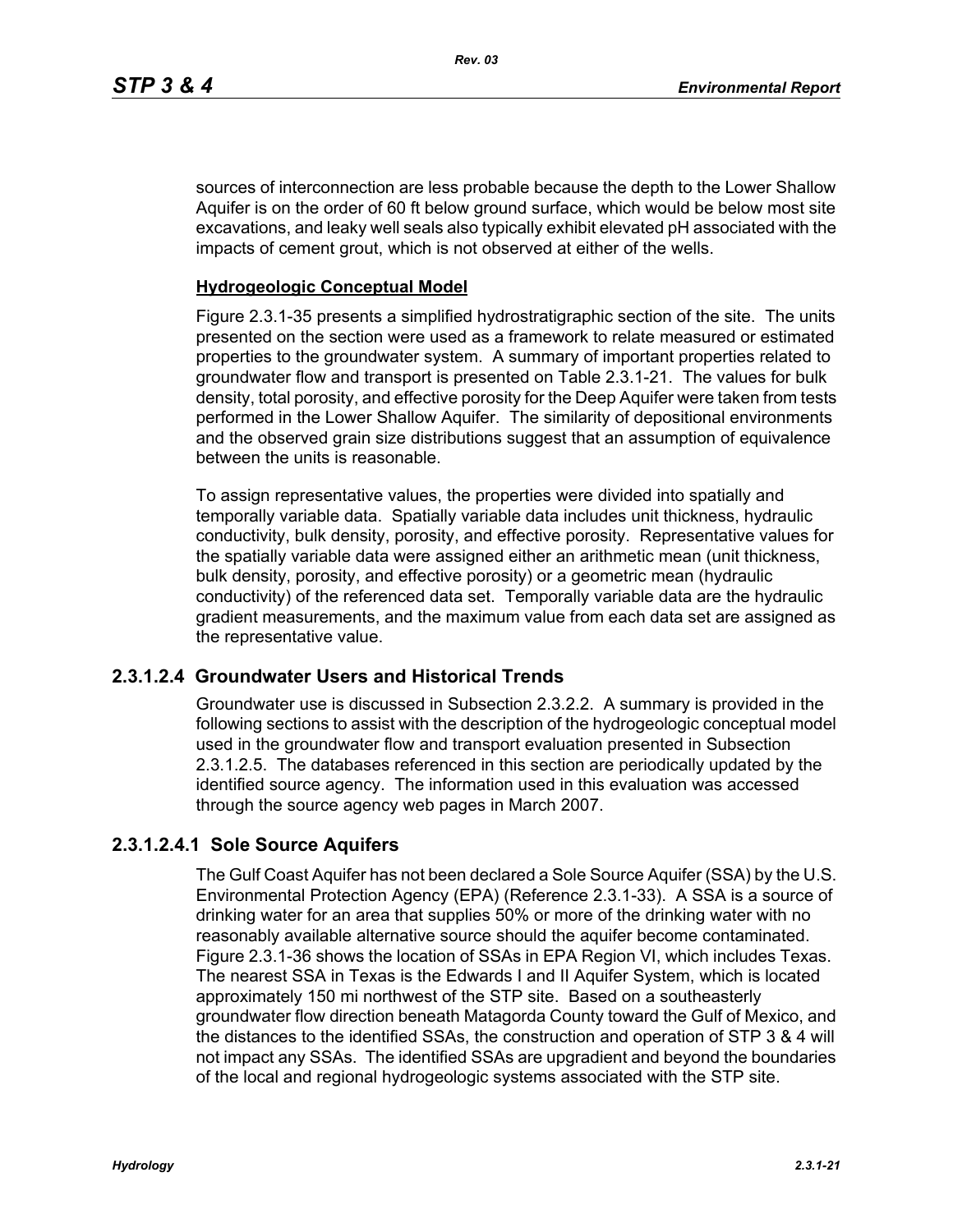sources of interconnection are less probable because the depth to the Lower Shallow Aquifer is on the order of 60 ft below ground surface, which would be below most site excavations, and leaky well seals also typically exhibit elevated pH associated with the impacts of cement grout, which is not observed at either of the wells.

**Hydrogeologic Conceptual Model**

Figure 2.3.1-35 presents a simplified hydrostratigraphic section of the site. The units presented on the section were used as a framework to relate measured or estimated properties to the groundwater system. A summary of important properties related to groundwater flow and transport is presented on Table 2.3.1-21. The values for bulk density, total porosity, and effective porosity for the Deep Aquifer were taken from tests performed in the Lower Shallow Aquifer. The similarity of depositional environments and the observed grain size distributions suggest that an assumption of equivalence between the units is reasonable.

To assign representative values, the properties were divided into spatially and temporally variable data. Spatially variable data includes unit thickness, hydraulic conductivity, bulk density, porosity, and effective porosity. Representative values for the spatially variable data were assigned either an arithmetic mean (unit thickness, bulk density, porosity, and effective porosity) or a geometric mean (hydraulic conductivity) of the referenced data set. Temporally variable data are the hydraulic gradient measurements, and the maximum value from each data set are assigned as the representative value.

## 2.3.1.2.4 Groundwater Users and Historical Trends

Groundwater use is discussed in Subsection 2.3.2.2. A summary is provided in the following sections to assist with the description of the hydrogeologic conceptual model used in the groundwater flow and transport evaluation presented in Subsection 2.3.1.2.5. The databases referenced in this section are periodically updated by the identified source agency. The information used in this evaluation was accessed through the source agency web pages in March 2007.

### 2.3.1.2.4.1 Sole Source Aquifers

The Gulf Coast Aquifer has not been declared a Sole Source Aquifer (SSA) by the U.S. Environmental Protection Agency (EPA) (Reference 2.3.1-33). A SSA is a source of drinking water for an area that supplies 50% or more of the drinking water with no reasonably available alternative source should the aquifer become contaminated. Figure 2.3.1-36 shows the location of SSAs in EPA Region VI, which includes Texas. The nearest SSA in Texas is the Edwards I and II Aquifer System, which is located approximately 150 mi northwest of the STP site. Based on a southeasterly groundwater flow direction beneath Matagorda County toward the Gulf of Mexico, and the distances to the identified SSAs, the construction and operation of STP 3 & 4 will not impact any SSAs. The identified SSAs are upgradient and beyond the boundaries of the local and regional hydrogeologic systems associated with the STP site.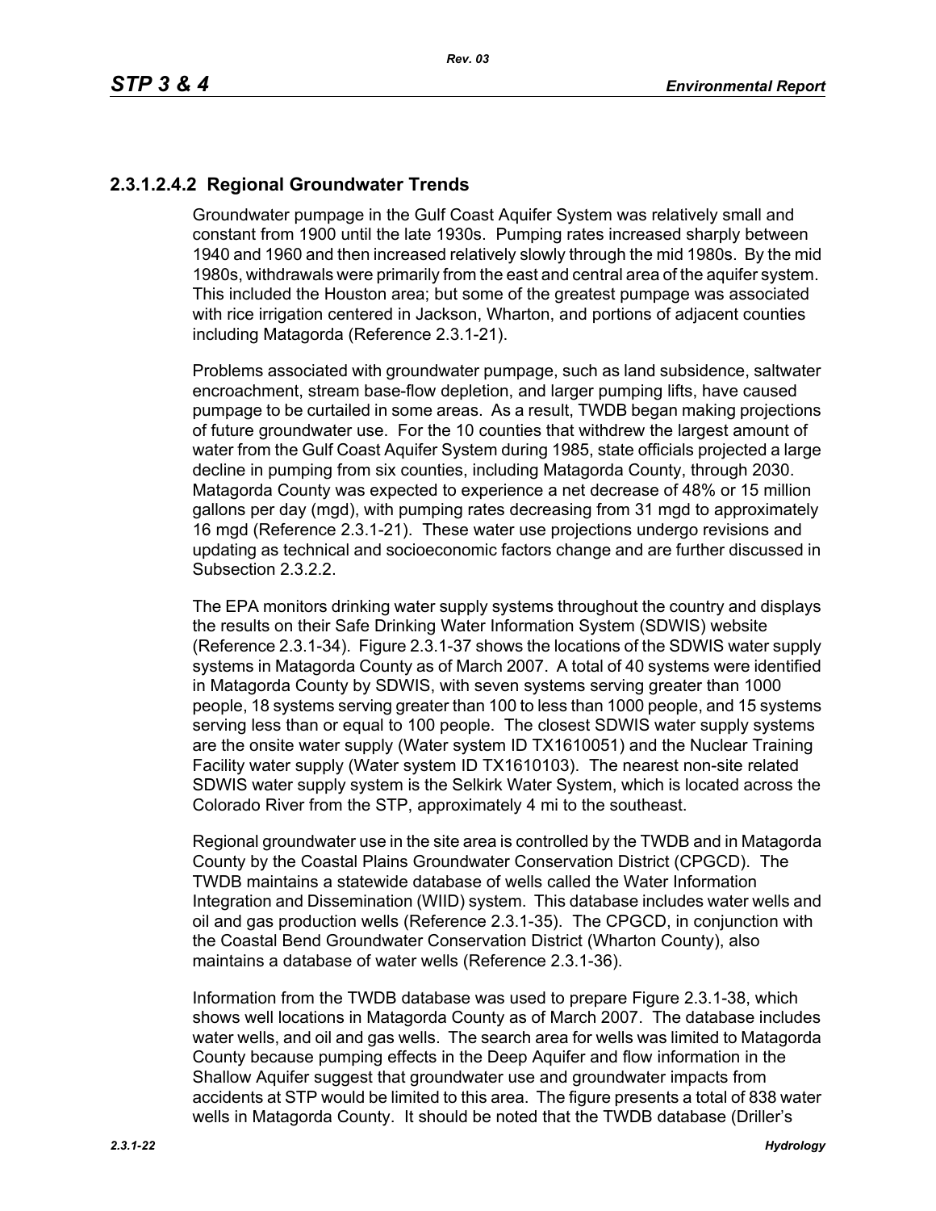### 2.3.1.2.4.2 Regional Groundwater Trends

Groundwater pumpage in the Gulf Coast Aquifer System was relatively small and constant from 1900 until the late 1930s. Pumping rates increased sharply between 1940 and 1960 and then increased relatively slowly through the mid 1980s. By the mid 1980s, withdrawals were primarily from the east and central area of the aquifer system. This included the Houston area; but some of the greatest pumpage was associated with rice irrigation centered in Jackson, Wharton, and portions of adjacent counties including Matagorda (Reference 2.3.1-21).

Problems associated with groundwater pumpage, such as land subsidence, saltwater encroachment, stream base-flow depletion, and larger pumping lifts, have caused pumpage to be curtailed in some areas. As a result, TWDB began making projections of future groundwater use. For the 10 counties that withdrew the largest amount of water from the Gulf Coast Aquifer System during 1985, state officials projected a large decline in pumping from six counties, including Matagorda County, through 2030. Matagorda County was expected to experience a net decrease of 48% or 15 million gallons per day (mgd), with pumping rates decreasing from 31 mgd to approximately 16 mgd (Reference 2.3.1-21). These water use projections undergo revisions and updating as technical and socioeconomic factors change and are further discussed in Subsection 2.3.2.2.

The EPA monitors drinking water supply systems throughout the country and displays the results on their Safe Drinking Water Information System (SDWIS) website (Reference 2.3.1-34). Figure 2.3.1-37 shows the locations of the SDWIS water supply systems in Matagorda County as of March 2007. A total of 40 systems were identified in Matagorda County by SDWIS, with seven systems serving greater than 1000 people, 18 systems serving greater than 100 to less than 1000 people, and 15 systems serving less than or equal to 100 people. The closest SDWIS water supply systems are the onsite water supply (Water system ID TX1610051) and the Nuclear Training Facility water supply (Water system ID TX1610103). The nearest non-site related SDWIS water supply system is the Selkirk Water System, which is located across the Colorado River from the STP, approximately 4 mi to the southeast.

Regional groundwater use in the site area is controlled by the TWDB and in Matagorda County by the Coastal Plains Groundwater Conservation District (CPGCD). The TWDB maintains a statewide database of wells called the Water Information Integration and Dissemination (WIID) system. This database includes water wells and oil and gas production wells (Reference 2.3.1-35). The CPGCD, in conjunction with the Coastal Bend Groundwater Conservation District (Wharton County), also maintains a database of water wells (Reference 2.3.1-36).

Information from the TWDB database was used to prepare Figure 2.3.1-38, which shows well locations in Matagorda County as of March 2007. The database includes water wells, and oil and gas wells. The search area for wells was limited to Matagorda County because pumping effects in the Deep Aquifer and flow information in the Shallow Aquifer suggest that groundwater use and groundwater impacts from accidents at STP would be limited to this area. The figure presents a total of 838 water wells in Matagorda County. It should be noted that the TWDB database (Driller's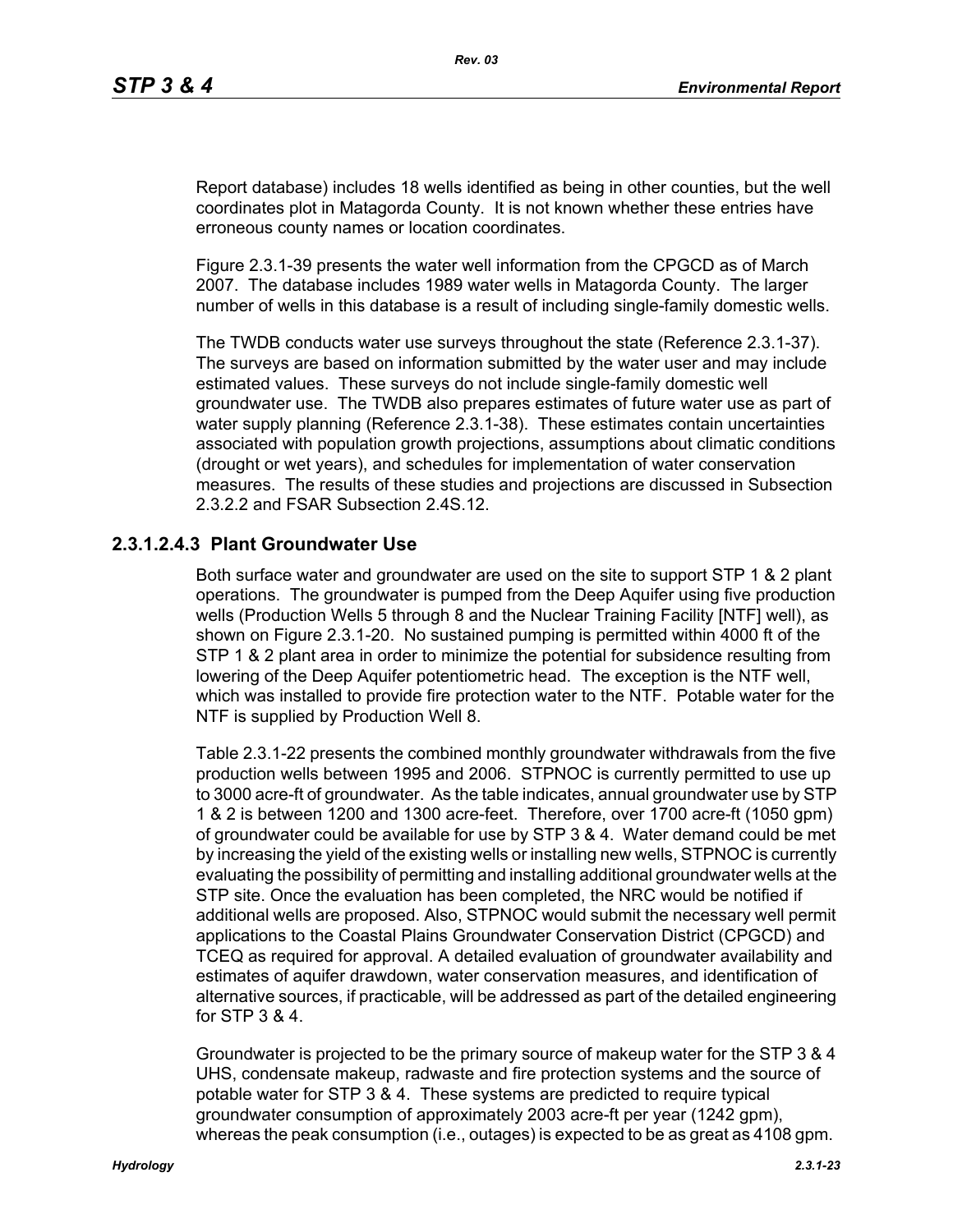Report database) includes 18 wells identified as being in other counties, but the well coordinates plot in Matagorda County. It is not known whether these entries have erroneous county names or location coordinates.

Figure 2.3.1-39 presents the water well information from the CPGCD as of March 2007. The database includes 1989 water wells in Matagorda County. The larger number of wells in this database is a result of including single-family domestic wells.

The TWDB conducts water use surveys throughout the state (Reference 2.3.1-37). The surveys are based on information submitted by the water user and may include estimated values. These surveys do not include single-family domestic well groundwater use. The TWDB also prepares estimates of future water use as part of water supply planning (Reference 2.3.1-38). These estimates contain uncertainties associated with population growth projections, assumptions about climatic conditions (drought or wet years), and schedules for implementation of water conservation measures. The results of these studies and projections are discussed in Subsection 2.3.2.2 and FSAR Subsection 2.4S.12.

### 2.3.1.2.4.3 Plant Groundwater Use

Both surface water and groundwater are used on the site to support STP 1 & 2 plant operations. The groundwater is pumped from the Deep Aquifer using five production wells (Production Wells 5 through 8 and the Nuclear Training Facility [NTF] well), as shown on Figure 2.3.1-20. No sustained pumping is permitted within 4000 ft of the STP 1 & 2 plant area in order to minimize the potential for subsidence resulting from lowering of the Deep Aquifer potentiometric head. The exception is the NTF well, which was installed to provide fire protection water to the NTF. Potable water for the NTF is supplied by Production Well 8.

Table 2.3.1-22 presents the combined monthly groundwater withdrawals from the five production wells between 1995 and 2006. STPNOC is currently permitted to use up to 3000 acre-ft of groundwater. As the table indicates, annual groundwater use by STP 1 & 2 is between 1200 and 1300 acre-feet. Therefore, over 1700 acre-ft (1050 gpm) of groundwater could be available for use by STP 3 & 4. Water demand could be met by increasing the yield of the existing wells or installing new wells, STPNOC is currently evaluating the possibility of permitting and installing additional groundwater wells at the STP site. Once the evaluation has been completed, the NRC would be notified if additional wells are proposed. Also, STPNOC would submit the necessary well permit applications to the Coastal Plains Groundwater Conservation District (CPGCD) and TCEQ as required for approval. A detailed evaluation of groundwater availability and estimates of aquifer drawdown, water conservation measures, and identification of alternative sources, if practicable, will be addressed as part of the detailed engineering for STP 3 & 4.

Groundwater is projected to be the primary source of makeup water for the STP 3 & 4 UHS, condensate makeup, radwaste and fire protection systems and the source of potable water for STP 3 & 4. These systems are predicted to require typical groundwater consumption of approximately 2003 acre-ft per year (1242 gpm), whereas the peak consumption (i.e., outages) is expected to be as great as 4108 gpm.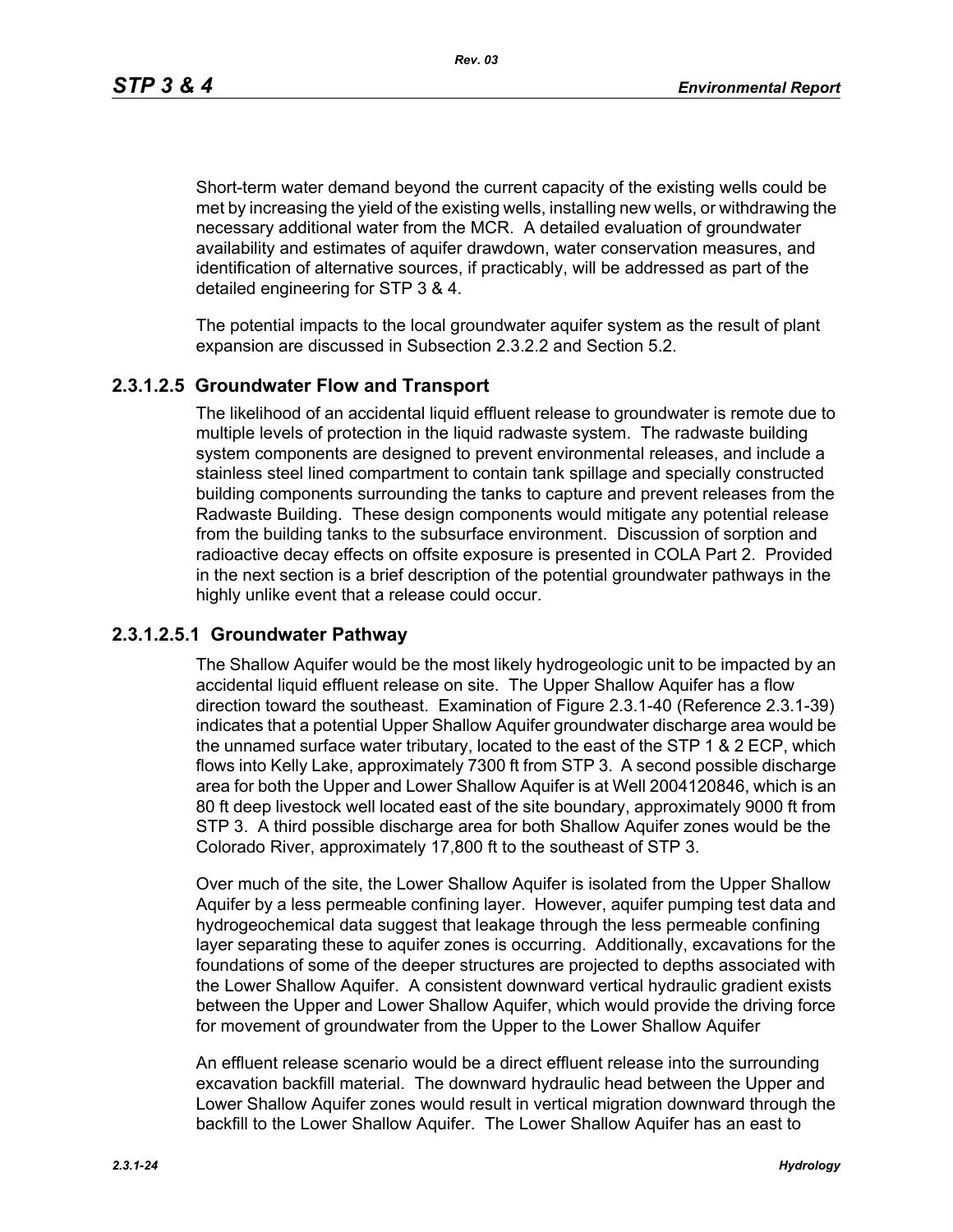Short-term water demand beyond the current capacity of the existing wells could be met by increasing the yield of the existing wells, installing new wells, or withdrawing the necessary additional water from the MCR. A detailed evaluation of groundwater availability and estimates of aquifer drawdown, water conservation measures, and identification of alternative sources, if practicably, will be addressed as part of the detailed engineering for STP 3 & 4.

The potential impacts to the local groundwater aquifer system as the result of plant expansion are discussed in Subsection 2.3.2.2 and Section 5.2.

### 2.3.1.2.5 Groundwater Flow and Transport

The likelihood of an accidental liquid effluent release to groundwater is remote due to multiple levels of protection in the liquid radwaste system. The radwaste building system components are designed to prevent environmental releases, and include a stainless steel lined compartment to contain tank spillage and specially constructed building components surrounding the tanks to capture and prevent releases from the Radwaste Building. These design components would mitigate any potential release from the building tanks to the subsurface environment. Discussion of sorption and radioactive decay effects on offsite exposure is presented in COLA Part 2. Provided in the next section is a brief description of the potential groundwater pathways in the highly unlike event that a release could occur.

#### 2.3.1.2.5.1 Groundwater Pathway

The Shallow Aquifer would be the most likely hydrogeologic unit to be impacted by an accidental liquid effluent release on site. The Upper Shallow Aquifer has a flow direction toward the southeast. Examination of Figure 2.3.1-40 (Reference 2.3.1-39) indicates that a potential Upper Shallow Aquifer groundwater discharge area would be the unnamed surface water tributary, located to the east of the STP 1 & 2 ECP, which flows into Kelly Lake, approximately 7300 ft from STP 3. A second possible discharge area for both the Upper and Lower Shallow Aquifer is at Well 2004120846, which is an 80 ft deep livestock well located east of the site boundary, approximately 9000 ft from STP 3. A third possible discharge area for both Shallow Aquifer zones would be the Colorado River, approximately 17,800 ft to the southeast of STP 3.

Over much of the site, the Lower Shallow Aquifer is isolated from the Upper Shallow Aquifer by a less permeable confining layer. However, aquifer pumping test data and hydrogeochemical data suggest that leakage through the less permeable confining layer separating these to aquifer zones is occurring. Additionally, excavations for the foundations of some of the deeper structures are projected to depths associated with the Lower Shallow Aquifer. A consistent downward vertical hydraulic gradient exists between the Upper and Lower Shallow Aquifer, which would provide the driving force for movement of groundwater from the Upper to the Lower Shallow Aquifer

An effluent release scenario would be a direct effluent release into the surrounding excavation backfill material. The downward hydraulic head between the Upper and Lower Shallow Aquifer zones would result in vertical migration downward through the backfill to the Lower Shallow Aquifer. The Lower Shallow Aquifer has an east to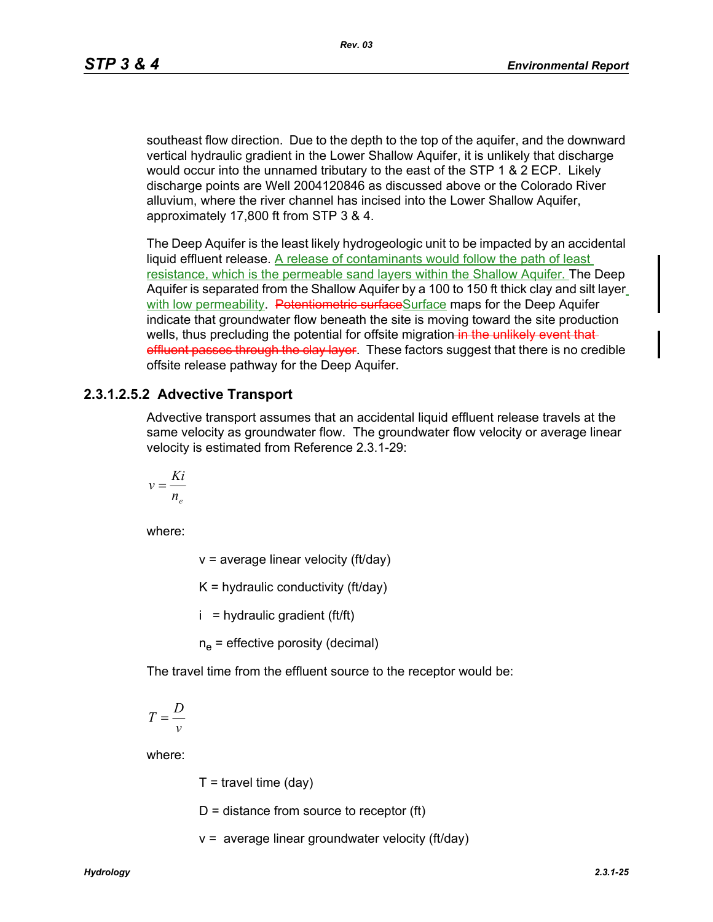southeast flow direction. Due to the depth to the top of the aquifer, and the downward vertical hydraulic gradient in the Lower Shallow Aquifer, it is unlikely that discharge would occur into the unnamed tributary to the east of the STP 1 & 2 ECP. Likely discharge points are Well 2004120846 as discussed above or the Colorado River alluvium, where the river channel has incised into the Lower Shallow Aquifer, approximately 17,800 ft from STP 3 & 4.

The Deep Aquifer is the least likely hydrogeologic unit to be impacted by an accidental liquid effluent release. A release of contaminants would follow the path of least resistance, which is the permeable sand layers within the Shallow Aquifer. The Deep Aquifer is separated from the Shallow Aquifer by a 100 to 150 ft thick clay and silt layer with low permeability. ~~Potentiometric surface~~Surface maps for the Deep Aquifer indicate that groundwater flow beneath the site is moving toward the site production wells, thus precluding the potential for offsite migration~~ in the unlikely event that effluent passes through the clay layer~~. These factors suggest that there is no credible offsite release pathway for the Deep Aquifer.

### 2.3.1.2.5.2 Advective Transport

Advective transport assumes that an accidental liquid effluent release travels at the same velocity as groundwater flow. The groundwater flow velocity or average linear velocity is estimated from Reference 2.3.1-29:

$$v = \frac{Ki}{n_e}$$

where:

- v = average linear velocity (ft/day)
- K = hydraulic conductivity (ft/day)
- i = hydraulic gradient (ft/ft)
- $n_e$ = effective porosity (decimal)

The travel time from the effluent source to the receptor would be:

$$T = \frac{D}{v}$$

where:

- T = travel time (day)
- D = distance from source to receptor (ft)
- v = average linear groundwater velocity (ft/day)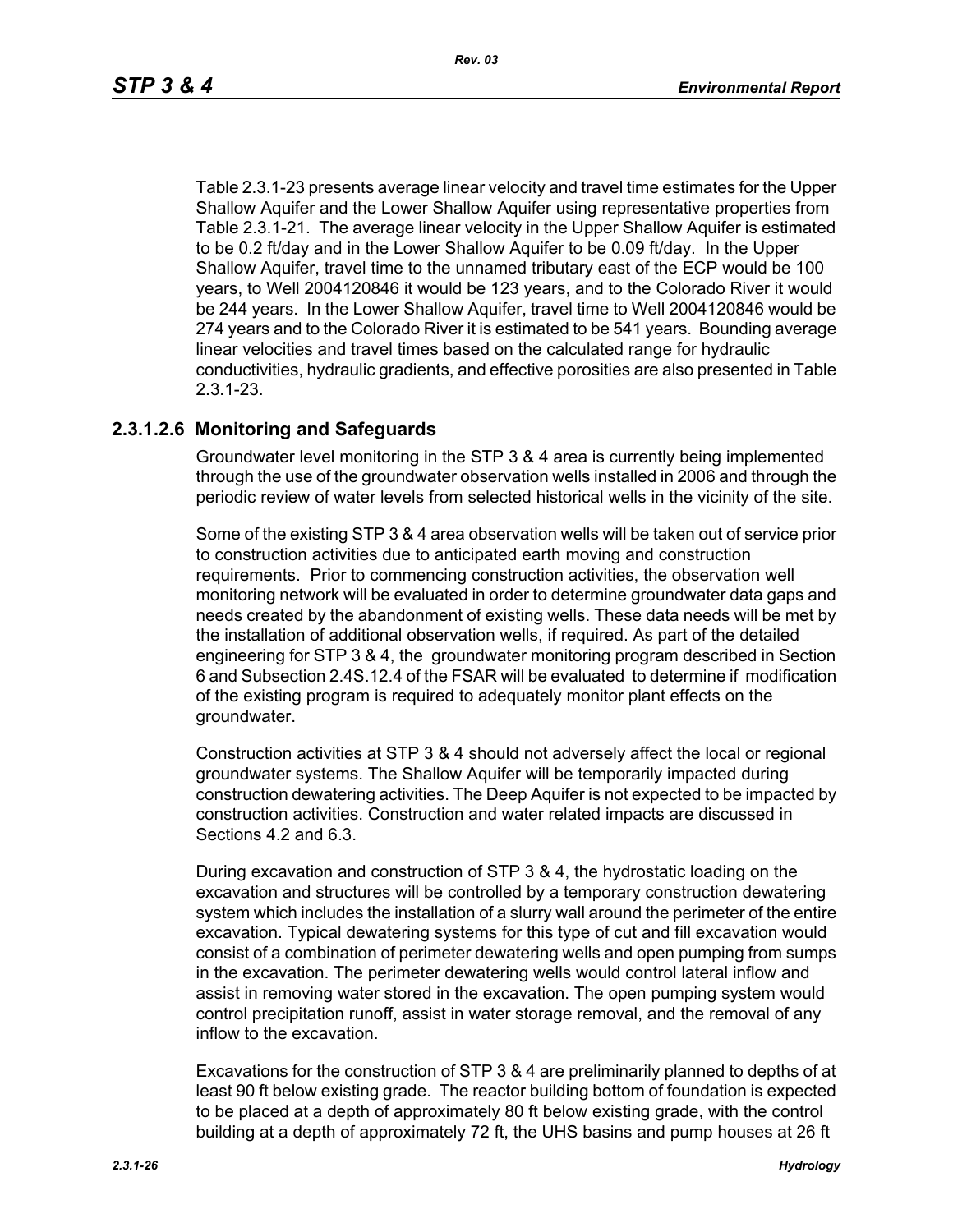Table 2.3.1-23 presents average linear velocity and travel time estimates for the Upper Shallow Aquifer and the Lower Shallow Aquifer using representative properties from Table 2.3.1-21. The average linear velocity in the Upper Shallow Aquifer is estimated to be 0.2 ft/day and in the Lower Shallow Aquifer to be 0.09 ft/day. In the Upper Shallow Aquifer, travel time to the unnamed tributary east of the ECP would be 100 years, to Well 2004120846 it would be 123 years, and to the Colorado River it would be 244 years. In the Lower Shallow Aquifer, travel time to Well 2004120846 would be 274 years and to the Colorado River it is estimated to be 541 years. Bounding average linear velocities and travel times based on the calculated range for hydraulic conductivities, hydraulic gradients, and effective porosities are also presented in Table 2.3.1-23.

### 2.3.1.2.6 Monitoring and Safeguards

Groundwater level monitoring in the STP 3 & 4 area is currently being implemented through the use of the groundwater observation wells installed in 2006 and through the periodic review of water levels from selected historical wells in the vicinity of the site.

Some of the existing STP 3 & 4 area observation wells will be taken out of service prior to construction activities due to anticipated earth moving and construction requirements. Prior to commencing construction activities, the observation well monitoring network will be evaluated in order to determine groundwater data gaps and needs created by the abandonment of existing wells. These data needs will be met by the installation of additional observation wells, if required. As part of the detailed engineering for STP 3 & 4, the groundwater monitoring program described in Section 6 and Subsection 2.4S.12.4 of the FSAR will be evaluated to determine if modification of the existing program is required to adequately monitor plant effects on the groundwater.

Construction activities at STP 3 & 4 should not adversely affect the local or regional groundwater systems. The Shallow Aquifer will be temporarily impacted during construction dewatering activities. The Deep Aquifer is not expected to be impacted by construction activities. Construction and water related impacts are discussed in Sections 4.2 and 6.3.

During excavation and construction of STP 3 & 4, the hydrostatic loading on the excavation and structures will be controlled by a temporary construction dewatering system which includes the installation of a slurry wall around the perimeter of the entire excavation. Typical dewatering systems for this type of cut and fill excavation would consist of a combination of perimeter dewatering wells and open pumping from sumps in the excavation. The perimeter dewatering wells would control lateral inflow and assist in removing water stored in the excavation. The open pumping system would control precipitation runoff, assist in water storage removal, and the removal of any inflow to the excavation.

Excavations for the construction of STP 3 & 4 are preliminarily planned to depths of at least 90 ft below existing grade. The reactor building bottom of foundation is expected to be placed at a depth of approximately 80 ft below existing grade, with the control building at a depth of approximately 72 ft, the UHS basins and pump houses at 26 ft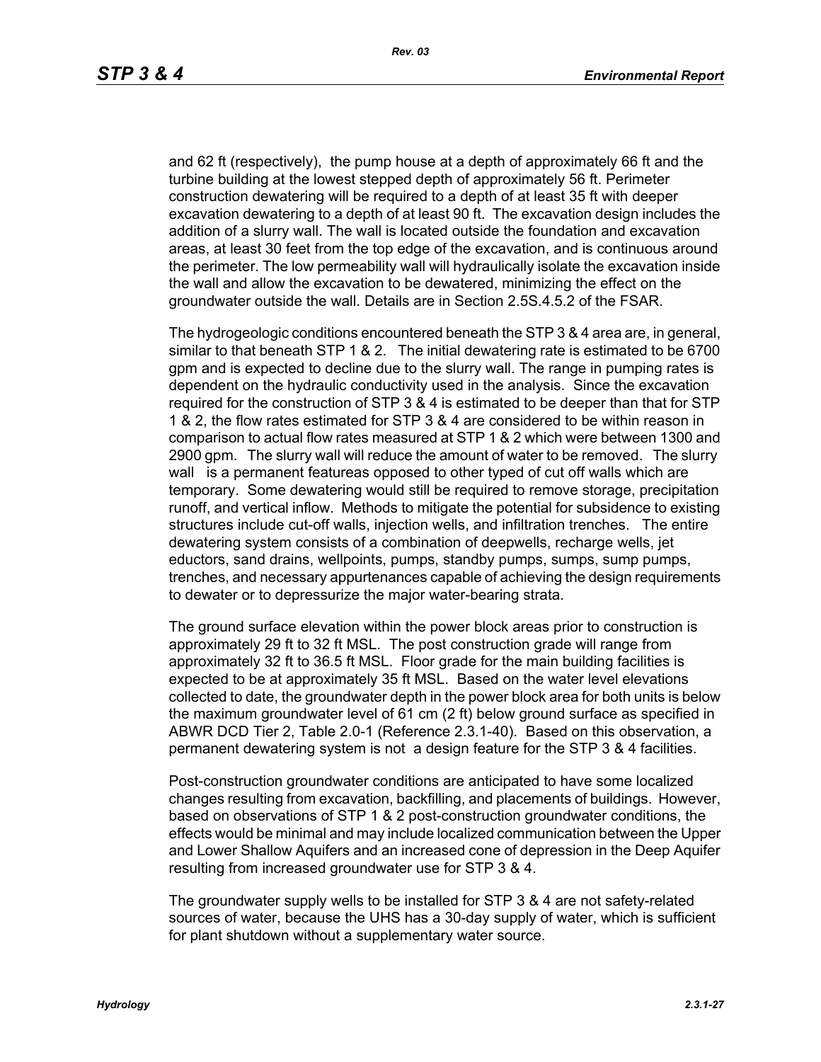and 62 ft (respectively), the pump house at a depth of approximately 66 ft and the turbine building at the lowest stepped depth of approximately 56 ft. Perimeter construction dewatering will be required to a depth of at least 35 ft with deeper excavation dewatering to a depth of at least 90 ft. The excavation design includes the addition of a slurry wall. The wall is located outside the foundation and excavation areas, at least 30 feet from the top edge of the excavation, and is continuous around the perimeter. The low permeability wall will hydraulically isolate the excavation inside the wall and allow the excavation to be dewatered, minimizing the effect on the groundwater outside the wall. Details are in Section 2.5S.4.5.2 of the FSAR.

The hydrogeologic conditions encountered beneath the STP 3 & 4 area are, in general, similar to that beneath STP 1 & 2. The initial dewatering rate is estimated to be 6700 gpm and is expected to decline due to the slurry wall. The range in pumping rates is dependent on the hydraulic conductivity used in the analysis. Since the excavation required for the construction of STP 3 & 4 is estimated to be deeper than that for STP 1 & 2, the flow rates estimated for STP 3 & 4 are considered to be within reason in comparison to actual flow rates measured at STP 1 & 2 which were between 1300 and 2900 gpm. The slurry wall will reduce the amount of water to be removed. The slurry wall is a permanent featureas opposed to other typed of cut off walls which are temporary. Some dewatering would still be required to remove storage, precipitation runoff, and vertical inflow. Methods to mitigate the potential for subsidence to existing structures include cut-off walls, injection wells, and infiltration trenches. The entire dewatering system consists of a combination of deepwells, recharge wells, jet eductors, sand drains, wellpoints, pumps, standby pumps, sumps, sump pumps, trenches, and necessary appurtenances capable of achieving the design requirements to dewater or to depressurize the major water-bearing strata.

The ground surface elevation within the power block areas prior to construction is approximately 29 ft to 32 ft MSL. The post construction grade will range from approximately 32 ft to 36.5 ft MSL. Floor grade for the main building facilities is expected to be at approximately 35 ft MSL. Based on the water level elevations collected to date, the groundwater depth in the power block area for both units is below the maximum groundwater level of 61 cm (2 ft) below ground surface as specified in ABWR DCD Tier 2, Table 2.0-1 (Reference 2.3.1-40). Based on this observation, a permanent dewatering system is not a design feature for the STP 3 & 4 facilities.

Post-construction groundwater conditions are anticipated to have some localized changes resulting from excavation, backfilling, and placements of buildings. However, based on observations of STP 1 & 2 post-construction groundwater conditions, the effects would be minimal and may include localized communication between the Upper and Lower Shallow Aquifers and an increased cone of depression in the Deep Aquifer resulting from increased groundwater use for STP 3 & 4.

The groundwater supply wells to be installed for STP 3 & 4 are not safety-related sources of water, because the UHS has a 30-day supply of water, which is sufficient for plant shutdown without a supplementary water source.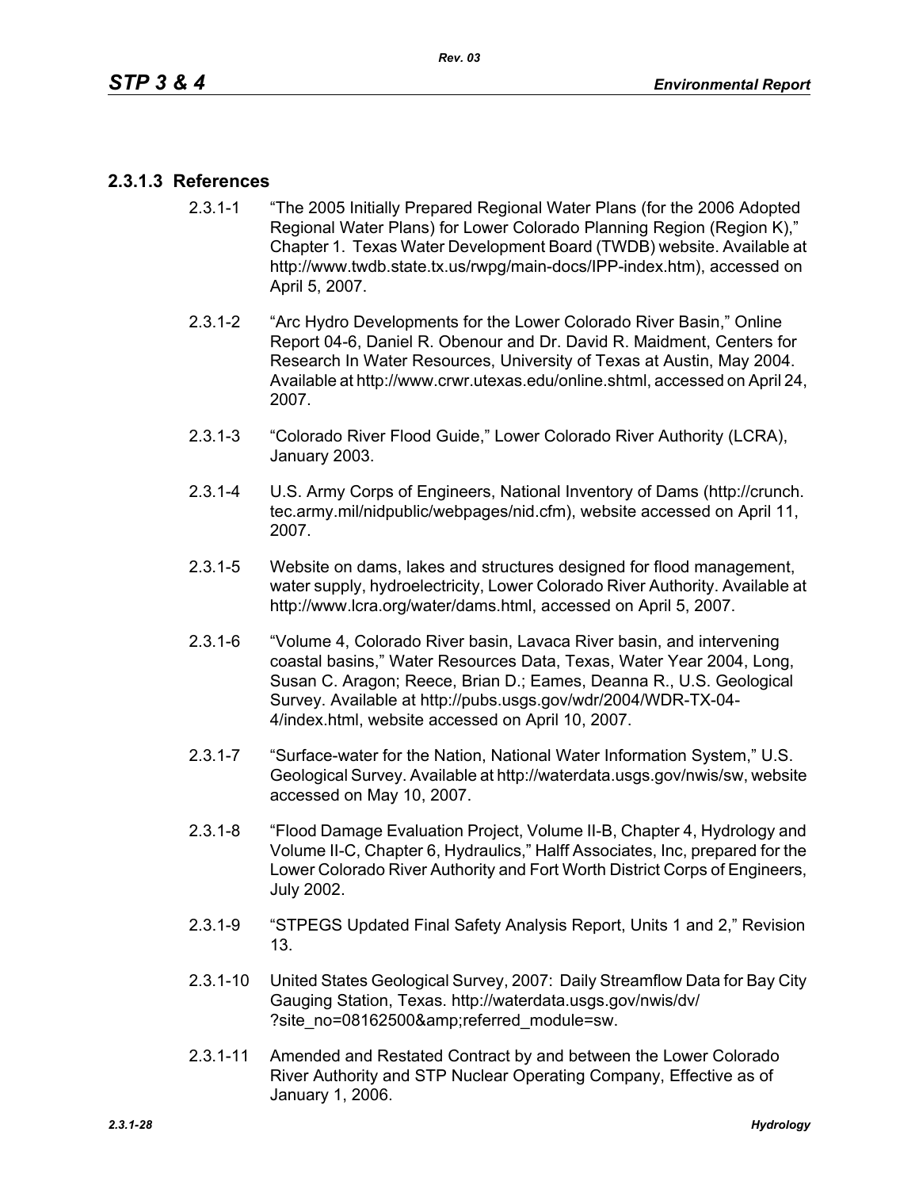### 2.3.1.3 References

2.3.1-1 "The 2005 Initially Prepared Regional Water Plans (for the 2006 Adopted Regional Water Plans) for Lower Colorado Planning Region (Region K)," Chapter 1. Texas Water Development Board (TWDB) website. Available at http://www.twdb.state.tx.us/rwpg/main-docs/IPP-index.htm), accessed on April 5, 2007.

2.3.1-2 "Arc Hydro Developments for the Lower Colorado River Basin," Online Report 04-6, Daniel R. Obenour and Dr. David R. Maidment, Centers for Research In Water Resources, University of Texas at Austin, May 2004. Available at http://www.crwr.utexas.edu/online.shtml, accessed on April 24, 2007.

2.3.1-3 "Colorado River Flood Guide," Lower Colorado River Authority (LCRA), January 2003.

2.3.1-4 U.S. Army Corps of Engineers, National Inventory of Dams (http://crunch.tec.army.mil/nidpublic/webpages/nid.cfm), website accessed on April 11, 2007.

2.3.1-5 Website on dams, lakes and structures designed for flood management, water supply, hydroelectricity, Lower Colorado River Authority. Available at http://www.lcra.org/water/dams.html, accessed on April 5, 2007.

2.3.1-6 "Volume 4, Colorado River basin, Lavaca River basin, and intervening coastal basins," Water Resources Data, Texas, Water Year 2004, Long, Susan C. Aragon; Reece, Brian D.; Eames, Deanna R., U.S. Geological Survey. Available at http://pubs.usgs.gov/wdr/2004/WDR-TX-04-4/index.html, website accessed on April 10, 2007.

2.3.1-7 "Surface-water for the Nation, National Water Information System," U.S. Geological Survey. Available at http://waterdata.usgs.gov/nwis/sw, website accessed on May 10, 2007.

2.3.1-8 "Flood Damage Evaluation Project, Volume II-B, Chapter 4, Hydrology and Volume II-C, Chapter 6, Hydraulics," Halff Associates, Inc, prepared for the Lower Colorado River Authority and Fort Worth District Corps of Engineers, July 2002.

2.3.1-9 "STPEGS Updated Final Safety Analysis Report, Units 1 and 2," Revision 13.

2.3.1-10 United States Geological Survey, 2007: Daily Streamflow Data for Bay City Gauging Station, Texas. http://waterdata.usgs.gov/nwis/dv/?site_no=08162500&amp;referred_module=sw.

2.3.1-11 Amended and Restated Contract by and between the Lower Colorado River Authority and STP Nuclear Operating Company, Effective as of January 1, 2006.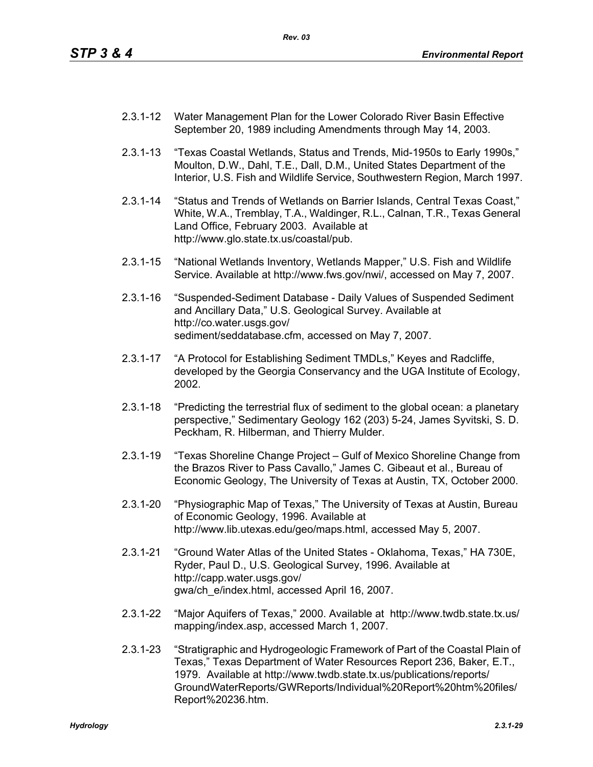2.3.1-12 Water Management Plan for the Lower Colorado River Basin Effective September 20, 1989 including Amendments through May 14, 2003.

2.3.1-13 "Texas Coastal Wetlands, Status and Trends, Mid-1950s to Early 1990s," Moulton, D.W., Dahl, T.E., Dall, D.M., United States Department of the Interior, U.S. Fish and Wildlife Service, Southwestern Region, March 1997.

2.3.1-14 "Status and Trends of Wetlands on Barrier Islands, Central Texas Coast," White, W.A., Tremblay, T.A., Waldinger, R.L., Calnan, T.R., Texas General Land Office, February 2003. Available at http://www.glo.state.tx.us/coastal/pub.

2.3.1-15 "National Wetlands Inventory, Wetlands Mapper," U.S. Fish and Wildlife Service. Available at http://www.fws.gov/nwi/, accessed on May 7, 2007.

2.3.1-16 "Suspended-Sediment Database - Daily Values of Suspended Sediment and Ancillary Data," U.S. Geological Survey. Available at http://co.water.usgs.gov/sediment/seddatabase.cfm, accessed on May 7, 2007.

2.3.1-17 "A Protocol for Establishing Sediment TMDLs," Keyes and Radcliffe, developed by the Georgia Conservancy and the UGA Institute of Ecology, 2002.

2.3.1-18 "Predicting the terrestrial flux of sediment to the global ocean: a planetary perspective," Sedimentary Geology 162 (203) 5-24, James Syvitski, S. D. Peckham, R. Hilberman, and Thierry Mulder.

2.3.1-19 "Texas Shoreline Change Project – Gulf of Mexico Shoreline Change from the Brazos River to Pass Cavallo," James C. Gibeaut et al., Bureau of Economic Geology, The University of Texas at Austin, TX, October 2000.

2.3.1-20 "Physiographic Map of Texas," The University of Texas at Austin, Bureau of Economic Geology, 1996. Available at http://www.lib.utexas.edu/geo/maps.html, accessed May 5, 2007.

2.3.1-21 "Ground Water Atlas of the United States - Oklahoma, Texas," HA 730E, Ryder, Paul D., U.S. Geological Survey, 1996. Available at http://capp.water.usgs.gov/gwa/ch_e/index.html, accessed April 16, 2007.

2.3.1-22 "Major Aquifers of Texas," 2000. Available at http://www.twdb.state.tx.us/mapping/index.asp, accessed March 1, 2007.

2.3.1-23 "Stratigraphic and Hydrogeologic Framework of Part of the Coastal Plain of Texas," Texas Department of Water Resources Report 236, Baker, E.T., 1979. Available at http://www.twdb.state.tx.us/publications/reports/GroundWaterReports/GWReports/Individual%20Report%20htm%20files/Report%20236.htm.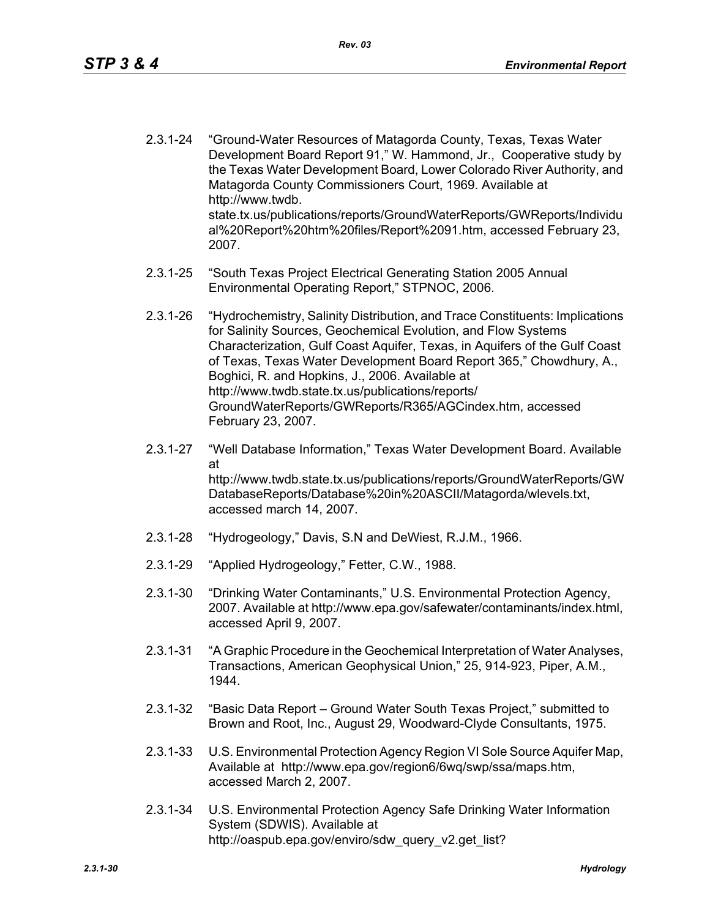2.3.1-24 "Ground-Water Resources of Matagorda County, Texas, Texas Water Development Board Report 91," W. Hammond, Jr., Cooperative study by the Texas Water Development Board, Lower Colorado River Authority, and Matagorda County Commissioners Court, 1969. Available at http://www.twdb.state.tx.us/publications/reports/GroundWaterReports/GWReports/Individual%20Report%20htm%20files/Report%2091.htm, accessed February 23, 2007.

2.3.1-25 "South Texas Project Electrical Generating Station 2005 Annual Environmental Operating Report," STPNOC, 2006.

2.3.1-26 "Hydrochemistry, Salinity Distribution, and Trace Constituents: Implications for Salinity Sources, Geochemical Evolution, and Flow Systems Characterization, Gulf Coast Aquifer, Texas, in Aquifers of the Gulf Coast of Texas, Texas Water Development Board Report 365," Chowdhury, A., Boghici, R. and Hopkins, J., 2006. Available at http://www.twdb.state.tx.us/publications/reports/GroundWaterReports/GWReports/R365/AGCindex.htm, accessed February 23, 2007.

2.3.1-27 "Well Database Information," Texas Water Development Board. Available at http://www.twdb.state.tx.us/publications/reports/GroundWaterReports/GWDatabaseReports/Database%20in%20ASCII/Matagorda/wlevels.txt, accessed march 14, 2007.

2.3.1-28 "Hydrogeology," Davis, S.N and DeWiest, R.J.M., 1966.

2.3.1-29 "Applied Hydrogeology," Fetter, C.W., 1988.

2.3.1-30 "Drinking Water Contaminants," U.S. Environmental Protection Agency, 2007. Available at http://www.epa.gov/safewater/contaminants/index.html, accessed April 9, 2007.

2.3.1-31 "A Graphic Procedure in the Geochemical Interpretation of Water Analyses, Transactions, American Geophysical Union," 25, 914-923, Piper, A.M., 1944.

2.3.1-32 "Basic Data Report – Ground Water South Texas Project," submitted to Brown and Root, Inc., August 29, Woodward-Clyde Consultants, 1975.

2.3.1-33 U.S. Environmental Protection Agency Region VI Sole Source Aquifer Map, Available at http://www.epa.gov/region6/6wq/swp/ssa/maps.htm, accessed March 2, 2007.

2.3.1-34 U.S. Environmental Protection Agency Safe Drinking Water Information System (SDWIS). Available at http://oaspub.epa.gov/enviro/sdw_query_v2.get_list?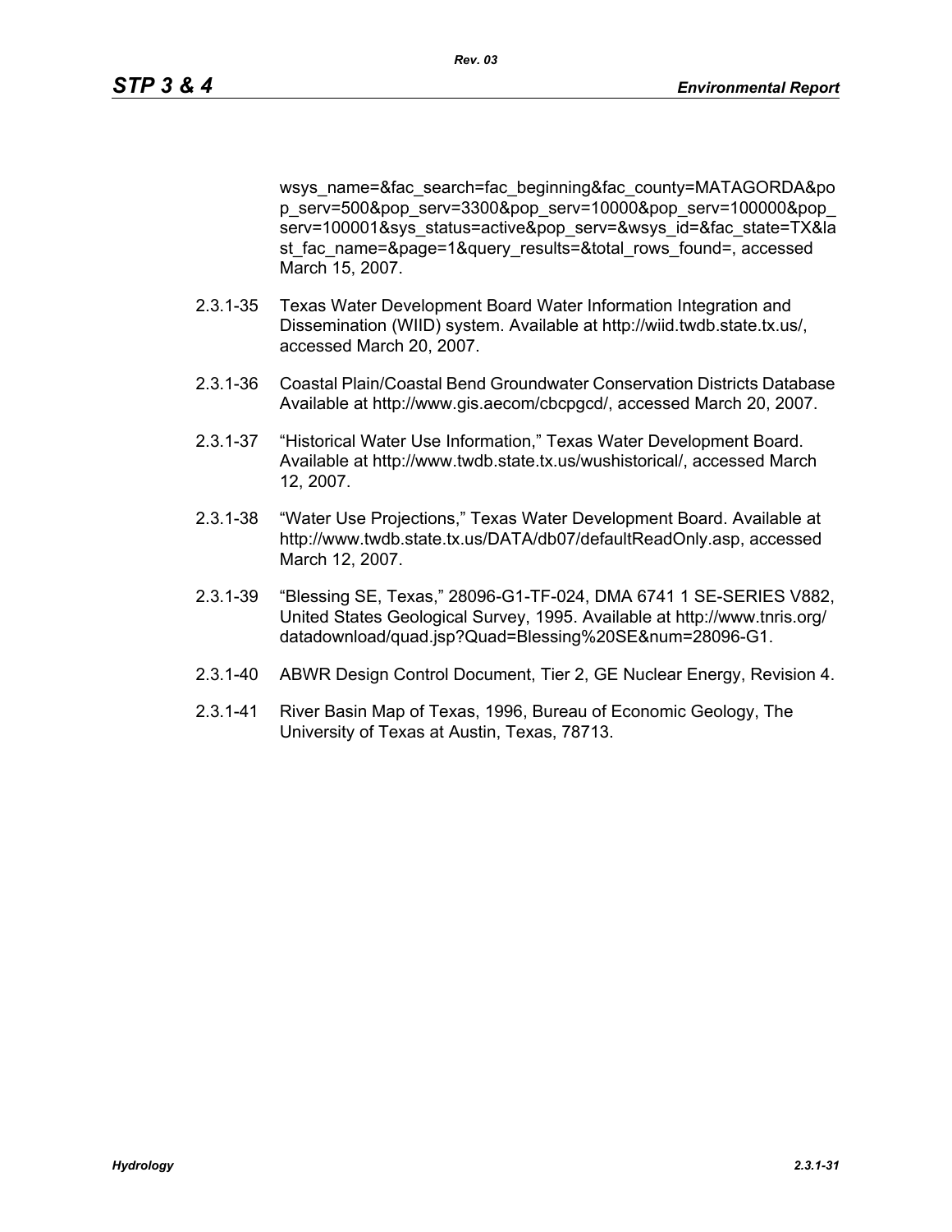wsys_name=&fac_search=fac_beginning&fac_county=MATAGORDA&pop_serv=500&pop_serv=3300&pop_serv=10000&pop_serv=100000&pop_serv=100001&sys_status=active&pop_serv=&wsys_id=&fac_state=TX&last_fac_name=&page=1&query_results=&total_rows_found=, accessed March 15, 2007.

2.3.1-35 Texas Water Development Board Water Information Integration and Dissemination (WIID) system. Available at http://wiid.twdb.state.tx.us/, accessed March 20, 2007.

2.3.1-36 Coastal Plain/Coastal Bend Groundwater Conservation Districts Database Available at http://www.gis.aecom/cbcpgcd/, accessed March 20, 2007.

2.3.1-37 "Historical Water Use Information," Texas Water Development Board. Available at http://www.twdb.state.tx.us/wushistorical/, accessed March 12, 2007.

2.3.1-38 "Water Use Projections," Texas Water Development Board. Available at http://www.twdb.state.tx.us/DATA/db07/defaultReadOnly.asp, accessed March 12, 2007.

2.3.1-39 "Blessing SE, Texas," 28096-G1-TF-024, DMA 6741 1 SE-SERIES V882, United States Geological Survey, 1995. Available at http://www.tnris.org/datadownload/quad.jsp?Quad=Blessing%20SE&num=28096-G1.

2.3.1-40 ABWR Design Control Document, Tier 2, GE Nuclear Energy, Revision 4.

2.3.1-41 River Basin Map of Texas, 1996, Bureau of Economic Geology, The University of Texas at Austin, Texas, 78713.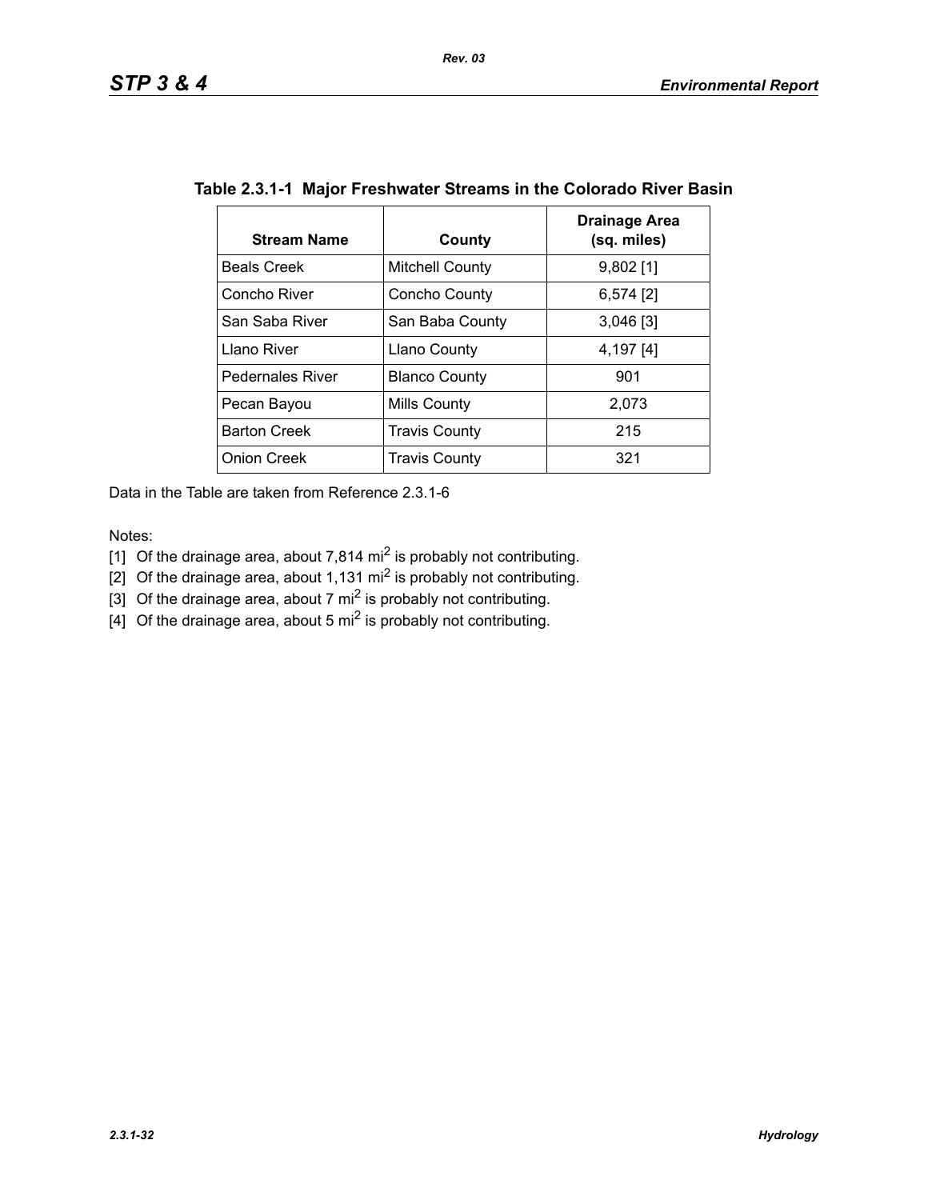## Table 2.3.1-1 Major Freshwater Streams in the Colorado River Basin

| Stream Name | County | Drainage Area (sq. miles) |
|---|---|---|
| Beals Creek | Mitchell County | 9,802 [1] |
| Concho River | Concho County | 6,574 [2] |
| San Saba River | San Baba County | 3,046 [3] |
| Llano River | Llano County | 4,197 [4] |
| Pedernales River | Blanco County | 901 |
| Pecan Bayou | Mills County | 2,073 |
| Barton Creek | Travis County | 215 |
| Onion Creek | Travis County | 321 |

Data in the Table are taken from Reference 2.3.1-6

Notes:

[1] Of the drainage area, about 7,814 $mi^2$ is probably not contributing.

[2] Of the drainage area, about 1,131 $mi^2$ is probably not contributing.

[3] Of the drainage area, about 7 $mi^2$ is probably not contributing.

[4] Of the drainage area, about 5 $mi^2$ is probably not contributing.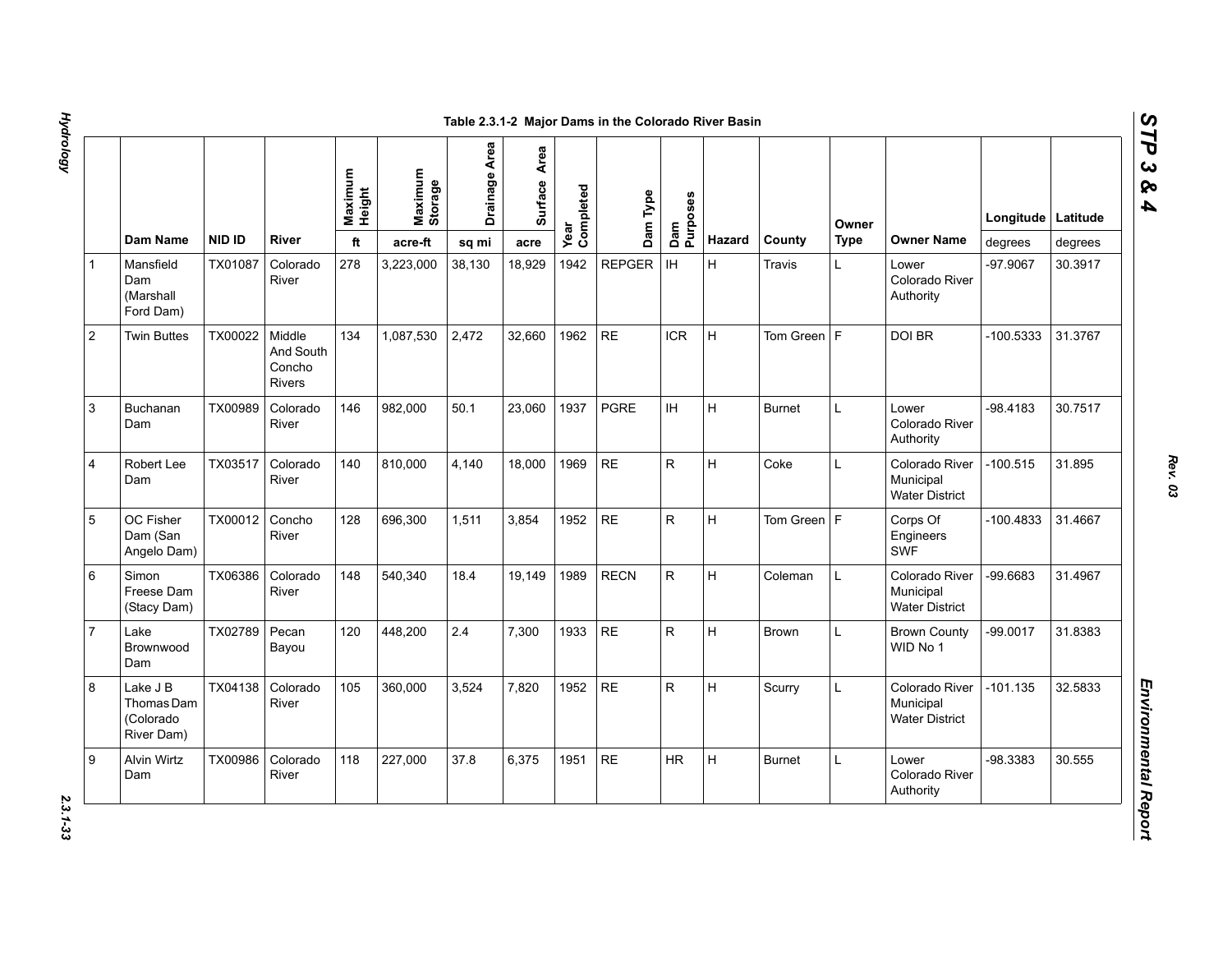Table 2.3.1-2 Major Dams in the Colorado River Basin

| | Dam Name | NID ID | River | Maximum Height | Maximum Storage | Drainage Area | Surface Area | Year Completed | Dam Type | Dam Purposes | Hazard | County | Owner Type | Owner Name | Longitude | Latitude |
|---|---|---|---|---|---|---|---|---|---|---|---|---|---|---|---|---|
| | | | | ft | acre-ft | sq mi | acre | | | | | | | | degrees | degrees |
| 1 | Mansfield Dam (Marshall Ford Dam) | TX01087 | Colorado River | 278 | 3,223,000 | 38,130 | 18,929 | 1942 | REPGER | IH | H | Travis | L | Lower Colorado River Authority | -97.9067 | 30.3917 |
| 2 | Twin Buttes | TX00022 | Middle And South Concho Rivers | 134 | 1,087,530 | 2,472 | 32,660 | 1962 | RE | ICR | H | Tom Green | F | DOI BR | -100.5333 | 31.3767 |
| 3 | Buchanan Dam | TX00989 | Colorado River | 146 | 982,000 | 50.1 | 23,060 | 1937 | PGRE | IH | H | Burnet | L | Lower Colorado River Authority | -98.4183 | 30.7517 |
| 4 | Robert Lee Dam | TX03517 | Colorado River | 140 | 810,000 | 4,140 | 18,000 | 1969 | RE | R | H | Coke | L | Colorado River Municipal Water District | -100.515 | 31.895 |
| 5 | OC Fisher Dam (San Angelo Dam) | TX00012 | Concho River | 128 | 696,300 | 1,511 | 3,854 | 1952 | RE | R | H | Tom Green | F | Corps Of Engineers SWF | -100.4833 | 31.4667 |
| 6 | Simon Freese Dam (Stacy Dam) | TX06386 | Colorado River | 148 | 540,340 | 18.4 | 19,149 | 1989 | RECN | R | H | Coleman | L | Colorado River Municipal Water District | -99.6683 | 31.4967 |
| 7 | Lake Brownwood Dam | TX02789 | Pecan Bayou | 120 | 448,200 | 2.4 | 7,300 | 1933 | RE | R | H | Brown | L | Brown County WID No 1 | -99.0017 | 31.8383 |
| 8 | Lake J B Thomas Dam (Colorado River Dam) | TX04138 | Colorado River | 105 | 360,000 | 3,524 | 7,820 | 1952 | RE | R | H | Scurry | L | Colorado River Municipal Water District | -101.135 | 32.5833 |
| 9 | Alvin Wirtz Dam | TX00986 | Colorado River | 118 | 227,000 | 37.8 | 6,375 | 1951 | RE | HR | H | Burnet | L | Lower Colorado River Authority | -98.3383 | 30.555 |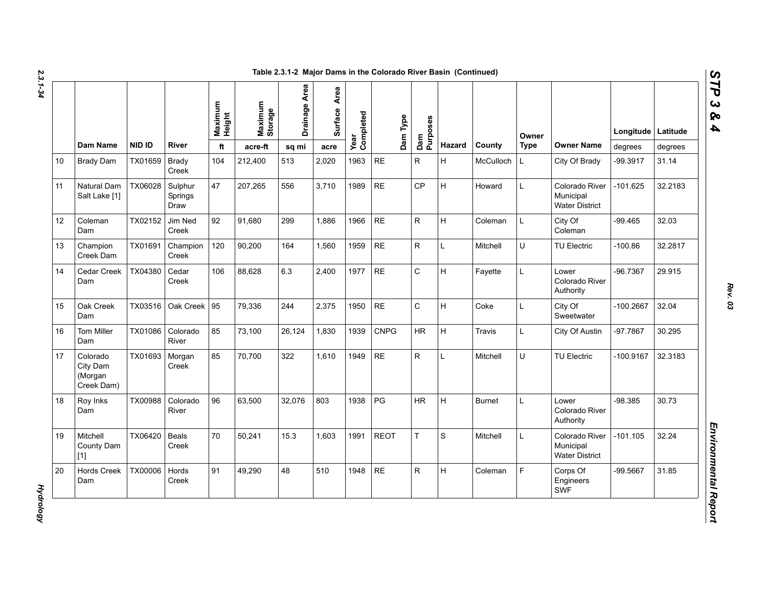## Table 2.3.1-2 Major Dams in the Colorado River Basin (Continued)

| | Dam Name | NID ID | River | Maximum Height | Maximum Storage | Drainage Area | Surface Area | Year Completed | Dam Type | Dam Purposes | Hazard | County | Owner Type | Owner Name | Longitude | Latitude |
|---|---|---|---|---|---|---|---|---|---|---|---|---|---|---|---|---|
| | | | | ft | acre-ft | sq mi | acre | | | | | | | | degrees | degrees |
| 10 | Brady Dam | TX01659 | Brady Creek | 104 | 212,400 | 513 | 2,020 | 1963 | RE | R | H | McCulloch | L | City Of Brady | -99.3917 | 31.14 |
| 11 | Natural Dam Salt Lake [1] | TX06028 | Sulphur Springs Draw | 47 | 207,265 | 556 | 3,710 | 1989 | RE | CP | H | Howard | L | Colorado River Municipal Water District | -101.625 | 32.2183 |
| 12 | Coleman Dam | TX02152 | Jim Ned Creek | 92 | 91,680 | 299 | 1,886 | 1966 | RE | R | H | Coleman | L | City Of Coleman | -99.465 | 32.03 |
| 13 | Champion Creek Dam | TX01691 | Champion Creek | 120 | 90,200 | 164 | 1,560 | 1959 | RE | R | L | Mitchell | U | TU Electric | -100.86 | 32.2817 |
| 14 | Cedar Creek Dam | TX04380 | Cedar Creek | 106 | 88,628 | 6.3 | 2,400 | 1977 | RE | C | H | Fayette | L | Lower Colorado River Authority | -96.7367 | 29.915 |
| 15 | Oak Creek Dam | TX03516 | Oak Creek | 95 | 79,336 | 244 | 2,375 | 1950 | RE | C | H | Coke | L | City Of Sweetwater | -100.2667 | 32.04 |
| 16 | Tom Miller Dam | TX01086 | Colorado River | 85 | 73,100 | 26,124 | 1,830 | 1939 | CNPG | HR | H | Travis | L | City Of Austin | -97.7867 | 30.295 |
| 17 | Colorado City Dam (Morgan Creek Dam) | TX01693 | Morgan Creek | 85 | 70,700 | 322 | 1,610 | 1949 | RE | R | L | Mitchell | U | TU Electric | -100.9167 | 32.3183 |
| 18 | Roy Inks Dam | TX00988 | Colorado River | 96 | 63,500 | 32,076 | 803 | 1938 | PG | HR | H | Burnet | L | Lower Colorado River Authority | -98.385 | 30.73 |
| 19 | Mitchell County Dam [1] | TX06420 | Beals Creek | 70 | 50,241 | 15.3 | 1,603 | 1991 | REOT | T | S | Mitchell | L | Colorado River Municipal Water District | -101.105 | 32.24 |
| 20 | Hords Creek Dam | TX00006 | Hords Creek | 91 | 49,290 | 48 | 510 | 1948 | RE | R | H | Coleman | F | Corps Of Engineers SWF | -99.5667 | 31.85 |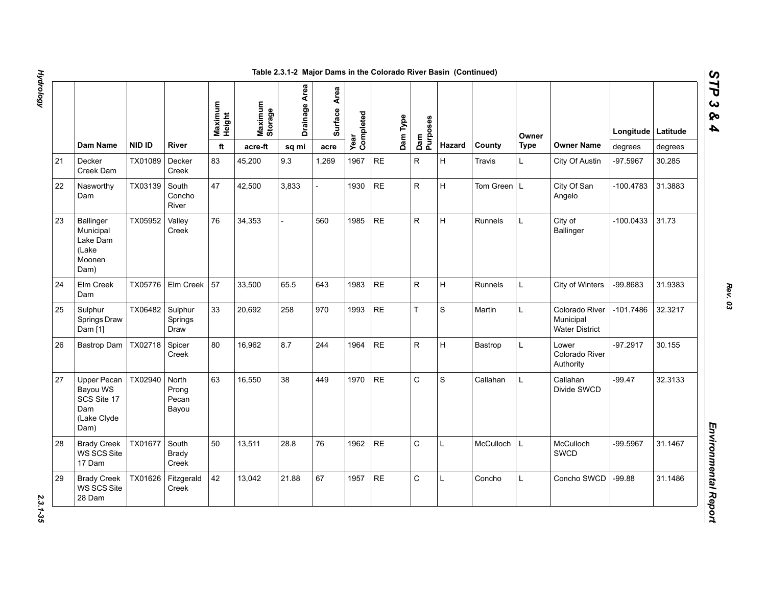Table 2.3.1-2 Major Dams in the Colorado River Basin (Continued)

| | Dam Name | NID ID | River | Maximum Height | Maximum Storage | Drainage Area | Surface Area | Year Completed | Dam Type | Dam Purposes | Hazard | County | Owner Type | Owner Name | Longitude | Latitude |
|---|---|---|---|---|---|---|---|---|---|---|---|---|---|---|---|---|
| | | | | ft | acre-ft | sq mi | acre | | | | | | | | degrees | degrees |
| 21 | Decker Creek Dam | TX01089 | Decker Creek | 83 | 45,200 | 9.3 | 1,269 | 1967 | RE | R | H | Travis | L | City Of Austin | -97.5967 | 30.285 |
| 22 | Nasworthy Dam | TX03139 | South Concho River | 47 | 42,500 | 3,833 | - | 1930 | RE | R | H | Tom Green | L | City Of San Angelo | -100.4783 | 31.3883 |
| 23 | Ballinger Municipal Lake Dam (Lake Moonen Dam) | TX05952 | Valley Creek | 76 | 34,353 | - | 560 | 1985 | RE | R | H | Runnels | L | City of Ballinger | -100.0433 | 31.73 |
| 24 | Elm Creek Dam | TX05776 | Elm Creek | 57 | 33,500 | 65.5 | 643 | 1983 | RE | R | H | Runnels | L | City of Winters | -99.8683 | 31.9383 |
| 25 | Sulphur Springs Draw Dam [1] | TX06482 | Sulphur Springs Draw | 33 | 20,692 | 258 | 970 | 1993 | RE | T | S | Martin | L | Colorado River Municipal Water District | -101.7486 | 32.3217 |
| 26 | Bastrop Dam | TX02718 | Spicer Creek | 80 | 16,962 | 8.7 | 244 | 1964 | RE | R | H | Bastrop | L | Lower Colorado River Authority | -97.2917 | 30.155 |
| 27 | Upper Pecan Bayou WS SCS Site 17 Dam (Lake Clyde Dam) | TX02940 | North Prong Pecan Bayou | 63 | 16,550 | 38 | 449 | 1970 | RE | C | S | Callahan | L | Callahan Divide SWCD | -99.47 | 32.3133 |
| 28 | Brady Creek WS SCS Site 17 Dam | TX01677 | South Brady Creek | 50 | 13,511 | 28.8 | 76 | 1962 | RE | C | L | McCulloch | L | McCulloch SWCD | -99.5967 | 31.1467 |
| 29 | Brady Creek WS SCS Site 28 Dam | TX01626 | Fitzgerald Creek | 42 | 13,042 | 21.88 | 67 | 1957 | RE | C | L | Concho | L | Concho SWCD | -99.88 | 31.1486 |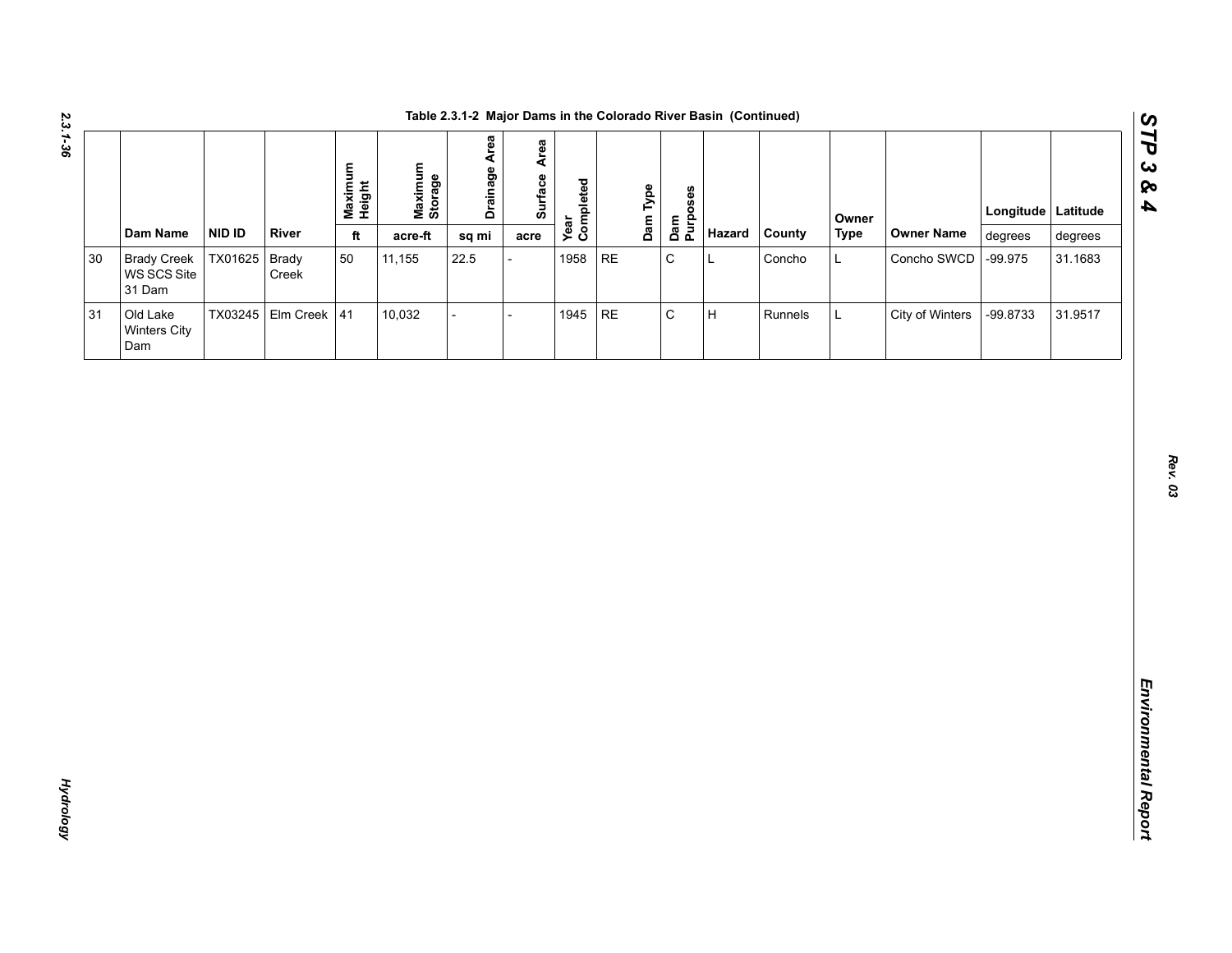Table 2.3.1-2 Major Dams in the Colorado River Basin (Continued)

| | Dam Name | NID ID | River | Maximum Height | Maximum Storage | Drainage Area | Surface Area | Year Completed | Dam Type | Dam Purposes | Hazard | County | Owner Type | Owner Name | Longitude | Latitude |
|---|---|---|---|---|---|---|---|---|---|---|---|---|---|---|---|---|
| | | | | ft | acre-ft | sq mi | acre | | | | | | | | degrees | degrees |
| 30 | Brady Creek WS SCS Site 31 Dam | TX01625 | Brady Creek | 50 | 11,155 | 22.5 | - | 1958 | RE | C | L | Concho | L | Concho SWCD | -99.975 | 31.1683 |
| 31 | Old Lake Winters City Dam | TX03245 | Elm Creek | 41 | 10,032 | - | - | 1945 | RE | C | H | Runnels | L | City of Winters | -99.8733 | 31.9517 |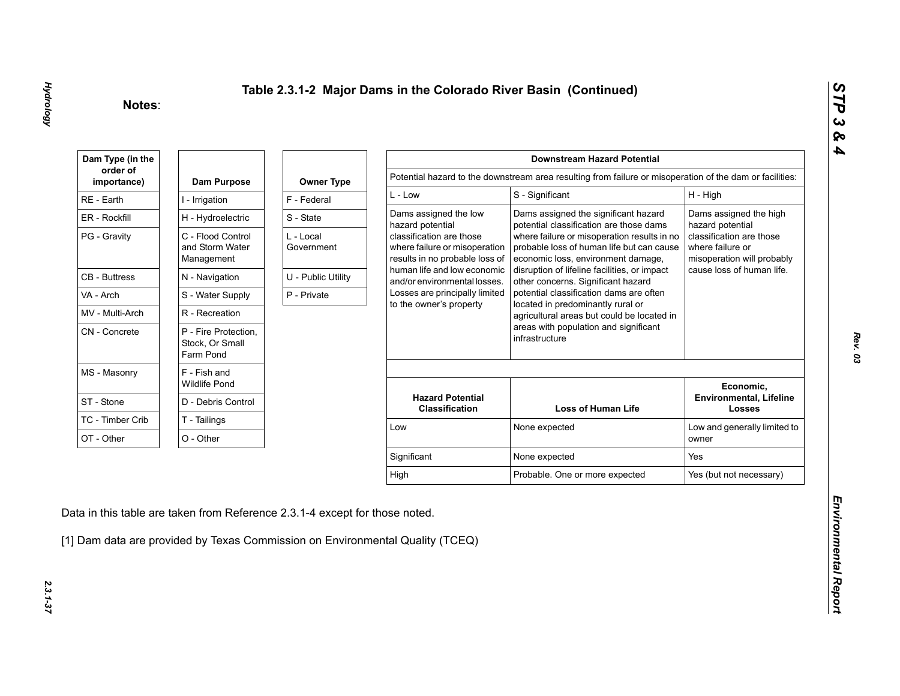# Table 2.3.1-2 Major Dams in the Colorado River Basin (Continued)

**Notes**:

| Dam Type (in the order of importance) |
|---|
| RE - Earth |
| ER - Rockfill |
| PG - Gravity |
| CB - Buttress |
| VA - Arch |
| MV - Multi-Arch |
| CN - Concrete |
| MS - Masonry |
| ST - Stone |
| TC - Timber Crib |
| OT - Other |

| Dam Purpose |
|---|
| I - Irrigation |
| H - Hydroelectric |
| C - Flood Control and Storm Water Management |
| N - Navigation |
| S - Water Supply |
| R - Recreation |
| P - Fire Protection, Stock, Or Small Farm Pond |
| F - Fish and Wildlife Pond |
| D - Debris Control |
| T - Tailings |
| O - Other |

| Owner Type |
|---|
| F - Federal |
| S - State |
| L - Local Government |
| U - Public Utility |
| P - Private |

| Downstream Hazard Potential | | |
|---|---|---|
| Potential hazard to the downstream area resulting from failure or misoperation of the dam or facilities: | | |
| L - Low | S - Significant | H - High |
| Dams assigned the low hazard potential classification are those where failure or misoperation results in no probable loss of human life and low economic and/or environmental losses. Losses are principally limited to the owner's property | Dams assigned the significant hazard potential classification are those dams where failure or misoperation results in no probable loss of human life but can cause economic loss, environment damage, disruption of lifeline facilities, or impact other concerns. Significant hazard potential classification dams are often located in predominantly rural or agricultural areas but could be located in areas with population and significant infrastructure | Dams assigned the high hazard potential classification are those where failure or misoperation will probably cause loss of human life. |

| Hazard Potential Classification | Loss of Human Life | Economic, Environmental, Lifeline Losses |
|---|---|---|
| Low | None expected | Low and generally limited to owner |
| Significant | None expected | Yes |
| High | Probable. One or more expected | Yes (but not necessary) |

Data in this table are taken from Reference 2.3.1-4 except for those noted.

[1] Dam data are provided by Texas Commission on Environmental Quality (TCEQ)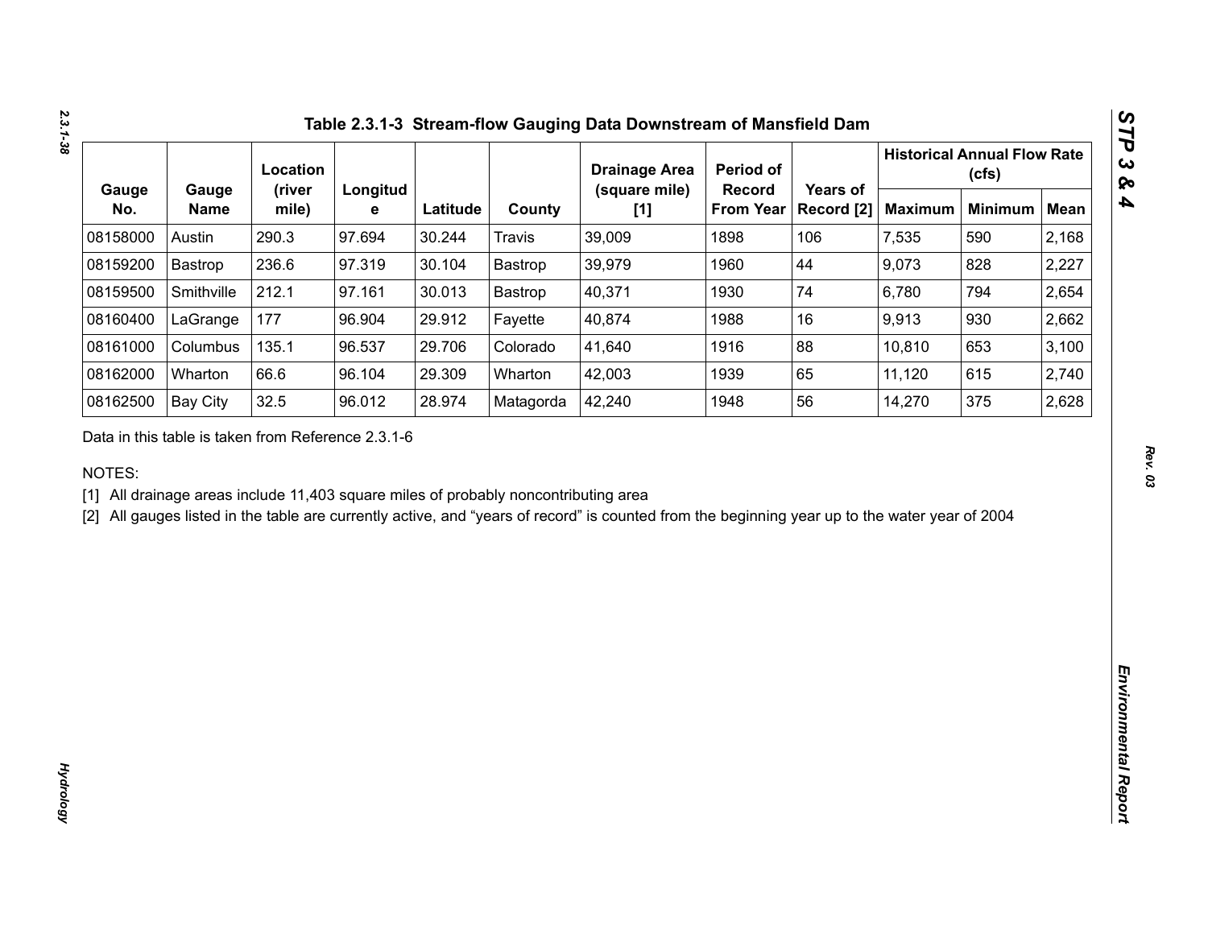## Table 2.3.1-3 Stream-flow Gauging Data Downstream of Mansfield Dam

| Gauge No. | Gauge Name | Location (river mile) | Longitude | Latitude | County | Drainage Area (square mile) [1] | Period of Record From Year | Years of Record [2] | Historical Annual Flow Rate (cfs) | | |
|---|---|---|---|---|---|---|---|---|---|---|---|
| | | | | | | | | | Maximum | Minimum | Mean |
| 08158000 | Austin | 290.3 | 97.694 | 30.244 | Travis | 39,009 | 1898 | 106 | 7,535 | 590 | 2,168 |
| 08159200 | Bastrop | 236.6 | 97.319 | 30.104 | Bastrop | 39,979 | 1960 | 44 | 9,073 | 828 | 2,227 |
| 08159500 | Smithville | 212.1 | 97.161 | 30.013 | Bastrop | 40,371 | 1930 | 74 | 6,780 | 794 | 2,654 |
| 08160400 | LaGrange | 177 | 96.904 | 29.912 | Fayette | 40,874 | 1988 | 16 | 9,913 | 930 | 2,662 |
| 08161000 | Columbus | 135.1 | 96.537 | 29.706 | Colorado | 41,640 | 1916 | 88 | 10,810 | 653 | 3,100 |
| 08162000 | Wharton | 66.6 | 96.104 | 29.309 | Wharton | 42,003 | 1939 | 65 | 11,120 | 615 | 2,740 |
| 08162500 | Bay City | 32.5 | 96.012 | 28.974 | Matagorda | 42,240 | 1948 | 56 | 14,270 | 375 | 2,628 |

Data in this table is taken from Reference 2.3.1-6

NOTES:

[1] All drainage areas include 11,403 square miles of probably noncontributing area

[2] All gauges listed in the table are currently active, and "years of record" is counted from the beginning year up to the water year of 2004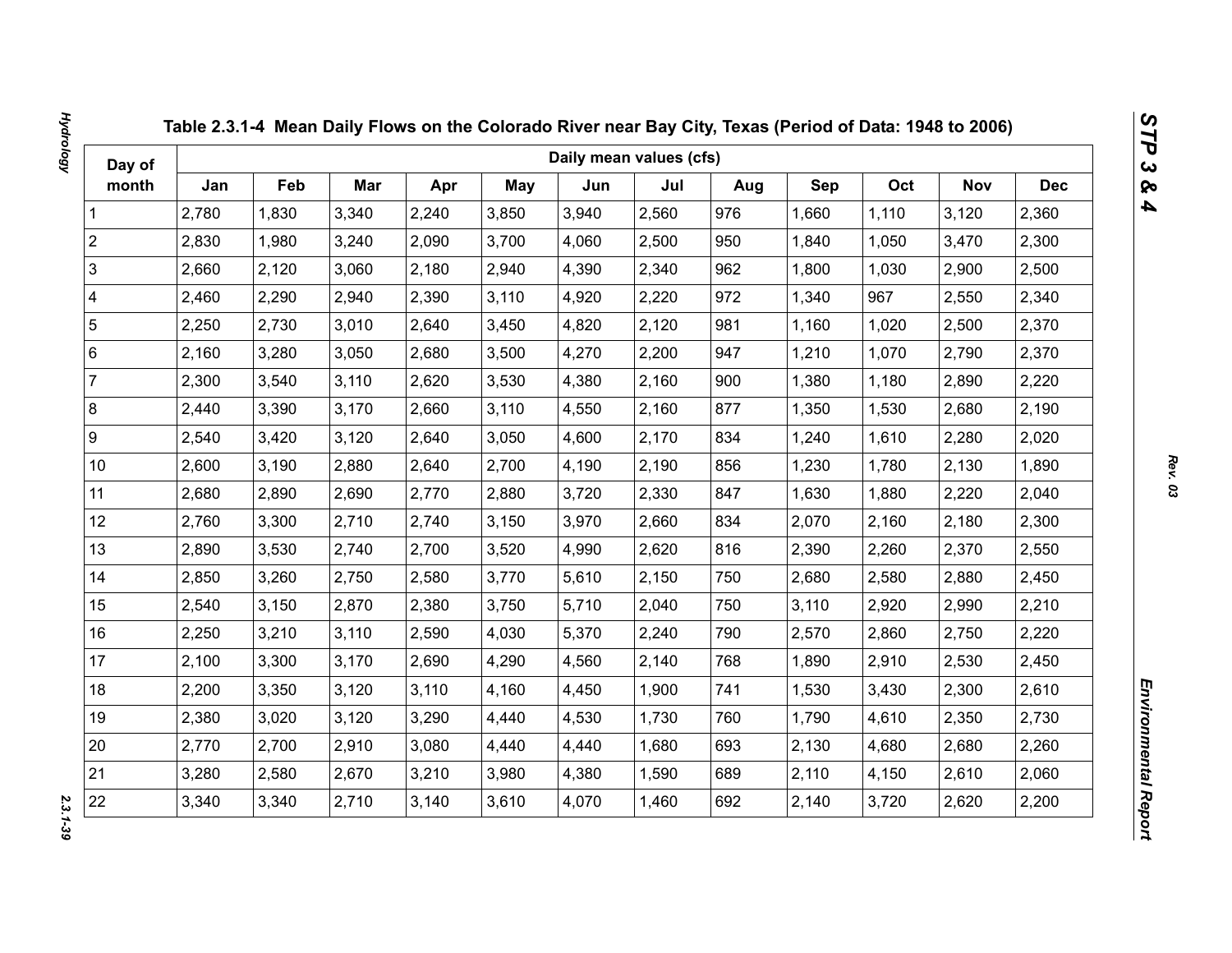## Table 2.3.1-4 Mean Daily Flows on the Colorado River near Bay City, Texas (Period of Data: 1948 to 2006)

| Day of month | Daily mean values (cfs) | | | | | | | | | | | |
|---|---|---|---|---|---|---|---|---|---|---|---|---|
| | Jan | Feb | Mar | Apr | May | Jun | Jul | Aug | Sep | Oct | Nov | Dec |
| 1 | 2,780 | 1,830 | 3,340 | 2,240 | 3,850 | 3,940 | 2,560 | 976 | 1,660 | 1,110 | 3,120 | 2,360 |
| 2 | 2,830 | 1,980 | 3,240 | 2,090 | 3,700 | 4,060 | 2,500 | 950 | 1,840 | 1,050 | 3,470 | 2,300 |
| 3 | 2,660 | 2,120 | 3,060 | 2,180 | 2,940 | 4,390 | 2,340 | 962 | 1,800 | 1,030 | 2,900 | 2,500 |
| 4 | 2,460 | 2,290 | 2,940 | 2,390 | 3,110 | 4,920 | 2,220 | 972 | 1,340 | 967 | 2,550 | 2,340 |
| 5 | 2,250 | 2,730 | 3,010 | 2,640 | 3,450 | 4,820 | 2,120 | 981 | 1,160 | 1,020 | 2,500 | 2,370 |
| 6 | 2,160 | 3,280 | 3,050 | 2,680 | 3,500 | 4,270 | 2,200 | 947 | 1,210 | 1,070 | 2,790 | 2,370 |
| 7 | 2,300 | 3,540 | 3,110 | 2,620 | 3,530 | 4,380 | 2,160 | 900 | 1,380 | 1,180 | 2,890 | 2,220 |
| 8 | 2,440 | 3,390 | 3,170 | 2,660 | 3,110 | 4,550 | 2,160 | 877 | 1,350 | 1,530 | 2,680 | 2,190 |
| 9 | 2,540 | 3,420 | 3,120 | 2,640 | 3,050 | 4,600 | 2,170 | 834 | 1,240 | 1,610 | 2,280 | 2,020 |
| 10 | 2,600 | 3,190 | 2,880 | 2,640 | 2,700 | 4,190 | 2,190 | 856 | 1,230 | 1,780 | 2,130 | 1,890 |
| 11 | 2,680 | 2,890 | 2,690 | 2,770 | 2,880 | 3,720 | 2,330 | 847 | 1,630 | 1,880 | 2,220 | 2,040 |
| 12 | 2,760 | 3,300 | 2,710 | 2,740 | 3,150 | 3,970 | 2,660 | 834 | 2,070 | 2,160 | 2,180 | 2,300 |
| 13 | 2,890 | 3,530 | 2,740 | 2,700 | 3,520 | 4,990 | 2,620 | 816 | 2,390 | 2,260 | 2,370 | 2,550 |
| 14 | 2,850 | 3,260 | 2,750 | 2,580 | 3,770 | 5,610 | 2,150 | 750 | 2,680 | 2,580 | 2,880 | 2,450 |
| 15 | 2,540 | 3,150 | 2,870 | 2,380 | 3,750 | 5,710 | 2,040 | 750 | 3,110 | 2,920 | 2,990 | 2,210 |
| 16 | 2,250 | 3,210 | 3,110 | 2,590 | 4,030 | 5,370 | 2,240 | 790 | 2,570 | 2,860 | 2,750 | 2,220 |
| 17 | 2,100 | 3,300 | 3,170 | 2,690 | 4,290 | 4,560 | 2,140 | 768 | 1,890 | 2,910 | 2,530 | 2,450 |
| 18 | 2,200 | 3,350 | 3,120 | 3,110 | 4,160 | 4,450 | 1,900 | 741 | 1,530 | 3,430 | 2,300 | 2,610 |
| 19 | 2,380 | 3,020 | 3,120 | 3,290 | 4,440 | 4,530 | 1,730 | 760 | 1,790 | 4,610 | 2,350 | 2,730 |
| 20 | 2,770 | 2,700 | 2,910 | 3,080 | 4,440 | 4,440 | 1,680 | 693 | 2,130 | 4,680 | 2,680 | 2,260 |
| 21 | 3,280 | 2,580 | 2,670 | 3,210 | 3,980 | 4,380 | 1,590 | 689 | 2,110 | 4,150 | 2,610 | 2,060 |
| 22 | 3,340 | 3,340 | 2,710 | 3,140 | 3,610 | 4,070 | 1,460 | 692 | 2,140 | 3,720 | 2,620 | 2,200 |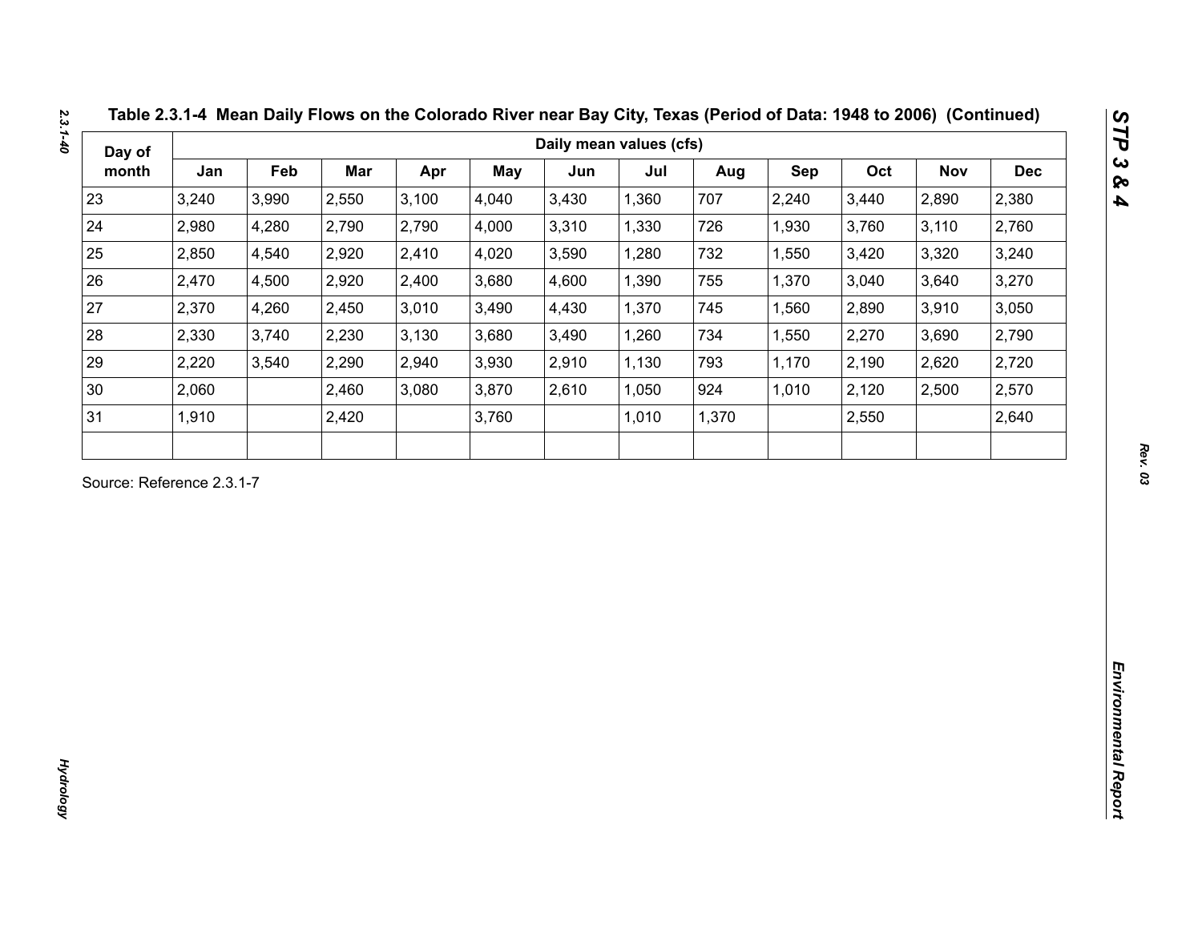## Table 2.3.1-4 Mean Daily Flows on the Colorado River near Bay City, Texas (Period of Data: 1948 to 2006) (Continued)

| Day of month | Daily mean values (cfs) | | | | | | | | | | | |
|---|---|---|---|---|---|---|---|---|---|---|---|---|
| | Jan | Feb | Mar | Apr | May | Jun | Jul | Aug | Sep | Oct | Nov | Dec |
| 23 | 3,240 | 3,990 | 2,550 | 3,100 | 4,040 | 3,430 | 1,360 | 707 | 2,240 | 3,440 | 2,890 | 2,380 |
| 24 | 2,980 | 4,280 | 2,790 | 2,790 | 4,000 | 3,310 | 1,330 | 726 | 1,930 | 3,760 | 3,110 | 2,760 |
| 25 | 2,850 | 4,540 | 2,920 | 2,410 | 4,020 | 3,590 | 1,280 | 732 | 1,550 | 3,420 | 3,320 | 3,240 |
| 26 | 2,470 | 4,500 | 2,920 | 2,400 | 3,680 | 4,600 | 1,390 | 755 | 1,370 | 3,040 | 3,640 | 3,270 |
| 27 | 2,370 | 4,260 | 2,450 | 3,010 | 3,490 | 4,430 | 1,370 | 745 | 1,560 | 2,890 | 3,910 | 3,050 |
| 28 | 2,330 | 3,740 | 2,230 | 3,130 | 3,680 | 3,490 | 1,260 | 734 | 1,550 | 2,270 | 3,690 | 2,790 |
| 29 | 2,220 | 3,540 | 2,290 | 2,940 | 3,930 | 2,910 | 1,130 | 793 | 1,170 | 2,190 | 2,620 | 2,720 |
| 30 | 2,060 | | 2,460 | 3,080 | 3,870 | 2,610 | 1,050 | 924 | 1,010 | 2,120 | 2,500 | 2,570 |
| 31 | 1,910 | | 2,420 | | 3,760 | | 1,010 | 1,370 | | 2,550 | | 2,640 |
| | | | | | | | | | | | | |

Source: Reference 2.3.1-7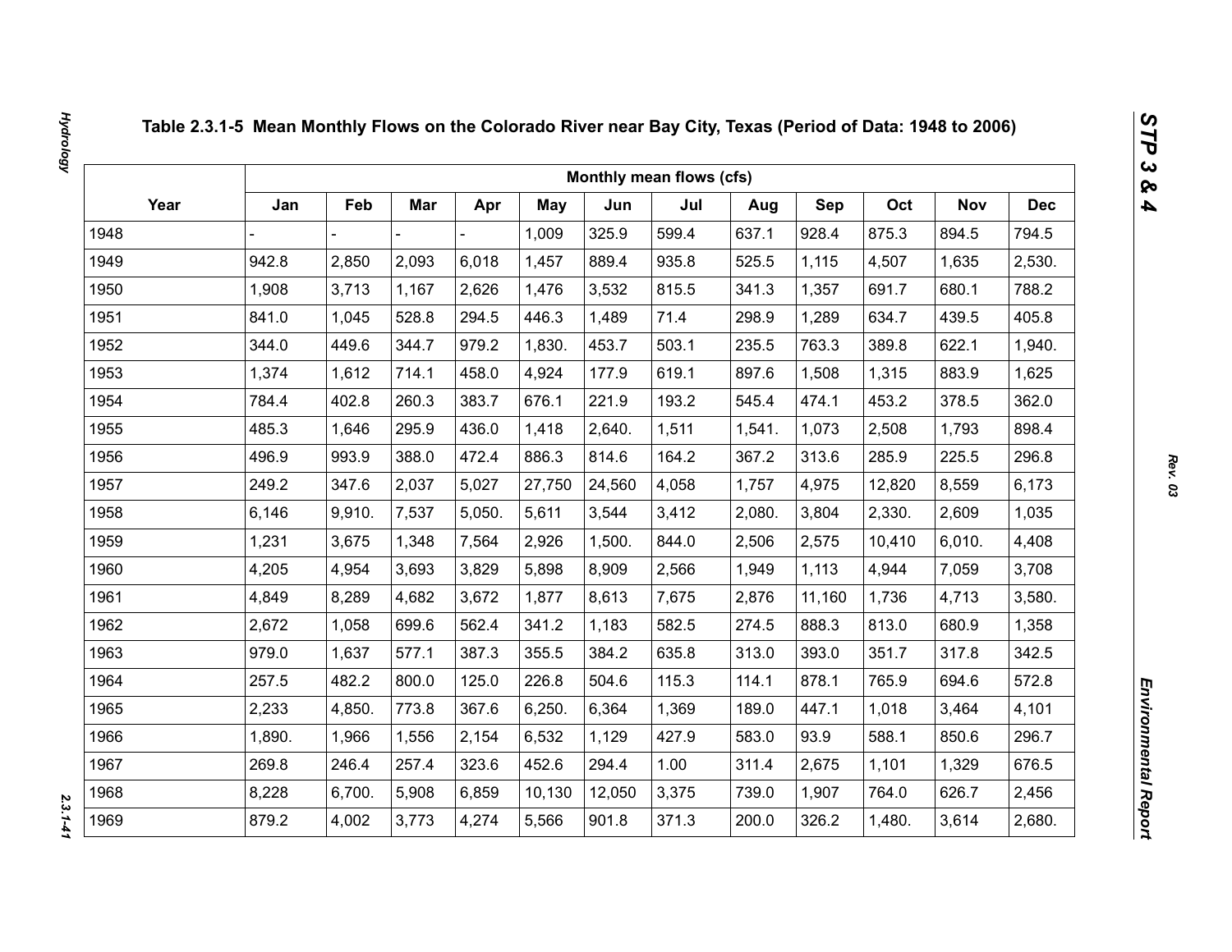## Table 2.3.1-5 Mean Monthly Flows on the Colorado River near Bay City, Texas (Period of Data: 1948 to 2006)

| Year | Monthly mean flows (cfs) | | | | | | | | | | | |
|---|---|---|---|---|---|---|---|---|---|---|---|---|
| | Jan | Feb | Mar | Apr | May | Jun | Jul | Aug | Sep | Oct | Nov | Dec |
| 1948 | - | - | - | - | 1,009 | 325.9 | 599.4 | 637.1 | 928.4 | 875.3 | 894.5 | 794.5 |
| 1949 | 942.8 | 2,850 | 2,093 | 6,018 | 1,457 | 889.4 | 935.8 | 525.5 | 1,115 | 4,507 | 1,635 | 2,530. |
| 1950 | 1,908 | 3,713 | 1,167 | 2,626 | 1,476 | 3,532 | 815.5 | 341.3 | 1,357 | 691.7 | 680.1 | 788.2 |
| 1951 | 841.0 | 1,045 | 528.8 | 294.5 | 446.3 | 1,489 | 71.4 | 298.9 | 1,289 | 634.7 | 439.5 | 405.8 |
| 1952 | 344.0 | 449.6 | 344.7 | 979.2 | 1,830. | 453.7 | 503.1 | 235.5 | 763.3 | 389.8 | 622.1 | 1,940. |
| 1953 | 1,374 | 1,612 | 714.1 | 458.0 | 4,924 | 177.9 | 619.1 | 897.6 | 1,508 | 1,315 | 883.9 | 1,625 |
| 1954 | 784.4 | 402.8 | 260.3 | 383.7 | 676.1 | 221.9 | 193.2 | 545.4 | 474.1 | 453.2 | 378.5 | 362.0 |
| 1955 | 485.3 | 1,646 | 295.9 | 436.0 | 1,418 | 2,640. | 1,511 | 1,541. | 1,073 | 2,508 | 1,793 | 898.4 |
| 1956 | 496.9 | 993.9 | 388.0 | 472.4 | 886.3 | 814.6 | 164.2 | 367.2 | 313.6 | 285.9 | 225.5 | 296.8 |
| 1957 | 249.2 | 347.6 | 2,037 | 5,027 | 27,750 | 24,560 | 4,058 | 1,757 | 4,975 | 12,820 | 8,559 | 6,173 |
| 1958 | 6,146 | 9,910. | 7,537 | 5,050. | 5,611 | 3,544 | 3,412 | 2,080. | 3,804 | 2,330. | 2,609 | 1,035 |
| 1959 | 1,231 | 3,675 | 1,348 | 7,564 | 2,926 | 1,500. | 844.0 | 2,506 | 2,575 | 10,410 | 6,010. | 4,408 |
| 1960 | 4,205 | 4,954 | 3,693 | 3,829 | 5,898 | 8,909 | 2,566 | 1,949 | 1,113 | 4,944 | 7,059 | 3,708 |
| 1961 | 4,849 | 8,289 | 4,682 | 3,672 | 1,877 | 8,613 | 7,675 | 2,876 | 11,160 | 1,736 | 4,713 | 3,580. |
| 1962 | 2,672 | 1,058 | 699.6 | 562.4 | 341.2 | 1,183 | 582.5 | 274.5 | 888.3 | 813.0 | 680.9 | 1,358 |
| 1963 | 979.0 | 1,637 | 577.1 | 387.3 | 355.5 | 384.2 | 635.8 | 313.0 | 393.0 | 351.7 | 317.8 | 342.5 |
| 1964 | 257.5 | 482.2 | 800.0 | 125.0 | 226.8 | 504.6 | 115.3 | 114.1 | 878.1 | 765.9 | 694.6 | 572.8 |
| 1965 | 2,233 | 4,850. | 773.8 | 367.6 | 6,250. | 6,364 | 1,369 | 189.0 | 447.1 | 1,018 | 3,464 | 4,101 |
| 1966 | 1,890. | 1,966 | 1,556 | 2,154 | 6,532 | 1,129 | 427.9 | 583.0 | 93.9 | 588.1 | 850.6 | 296.7 |
| 1967 | 269.8 | 246.4 | 257.4 | 323.6 | 452.6 | 294.4 | 1.00 | 311.4 | 2,675 | 1,101 | 1,329 | 676.5 |
| 1968 | 8,228 | 6,700. | 5,908 | 6,859 | 10,130 | 12,050 | 3,375 | 739.0 | 1,907 | 764.0 | 626.7 | 2,456 |
| 1969 | 879.2 | 4,002 | 3,773 | 4,274 | 5,566 | 901.8 | 371.3 | 200.0 | 326.2 | 1,480. | 3,614 | 2,680. |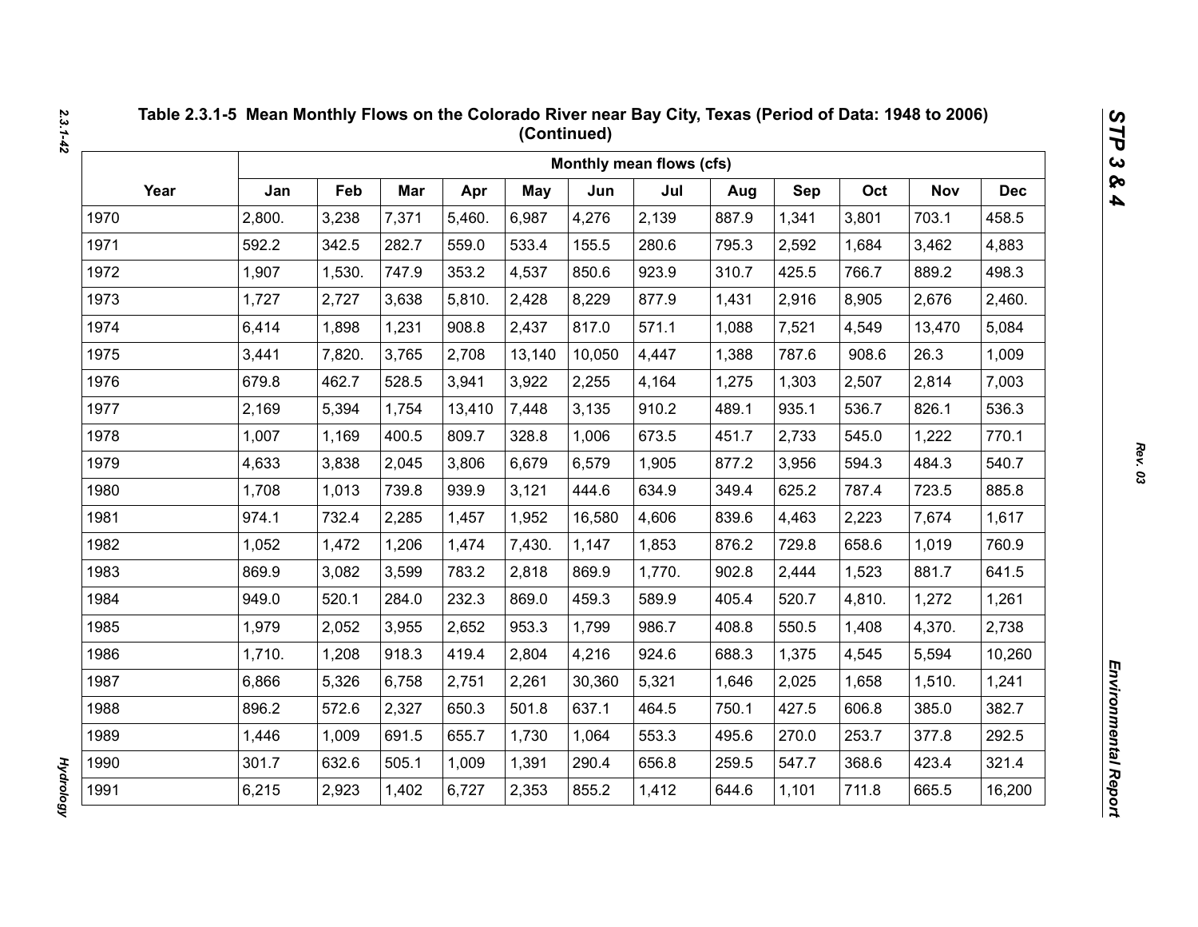## Table 2.3.1-5 Mean Monthly Flows on the Colorado River near Bay City, Texas (Period of Data: 1948 to 2006) (Continued)

| Year | Monthly mean flows (cfs) | | | | | | | | | | | |
|---|---|---|---|---|---|---|---|---|---|---|---|---|
| | Jan | Feb | Mar | Apr | May | Jun | Jul | Aug | Sep | Oct | Nov | Dec |
| 1970 | 2,800. | 3,238 | 7,371 | 5,460. | 6,987 | 4,276 | 2,139 | 887.9 | 1,341 | 3,801 | 703.1 | 458.5 |
| 1971 | 592.2 | 342.5 | 282.7 | 559.0 | 533.4 | 155.5 | 280.6 | 795.3 | 2,592 | 1,684 | 3,462 | 4,883 |
| 1972 | 1,907 | 1,530. | 747.9 | 353.2 | 4,537 | 850.6 | 923.9 | 310.7 | 425.5 | 766.7 | 889.2 | 498.3 |
| 1973 | 1,727 | 2,727 | 3,638 | 5,810. | 2,428 | 8,229 | 877.9 | 1,431 | 2,916 | 8,905 | 2,676 | 2,460. |
| 1974 | 6,414 | 1,898 | 1,231 | 908.8 | 2,437 | 817.0 | 571.1 | 1,088 | 7,521 | 4,549 | 13,470 | 5,084 |
| 1975 | 3,441 | 7,820. | 3,765 | 2,708 | 13,140 | 10,050 | 4,447 | 1,388 | 787.6 | 908.6 | 26.3 | 1,009 |
| 1976 | 679.8 | 462.7 | 528.5 | 3,941 | 3,922 | 2,255 | 4,164 | 1,275 | 1,303 | 2,507 | 2,814 | 7,003 |
| 1977 | 2,169 | 5,394 | 1,754 | 13,410 | 7,448 | 3,135 | 910.2 | 489.1 | 935.1 | 536.7 | 826.1 | 536.3 |
| 1978 | 1,007 | 1,169 | 400.5 | 809.7 | 328.8 | 1,006 | 673.5 | 451.7 | 2,733 | 545.0 | 1,222 | 770.1 |
| 1979 | 4,633 | 3,838 | 2,045 | 3,806 | 6,679 | 6,579 | 1,905 | 877.2 | 3,956 | 594.3 | 484.3 | 540.7 |
| 1980 | 1,708 | 1,013 | 739.8 | 939.9 | 3,121 | 444.6 | 634.9 | 349.4 | 625.2 | 787.4 | 723.5 | 885.8 |
| 1981 | 974.1 | 732.4 | 2,285 | 1,457 | 1,952 | 16,580 | 4,606 | 839.6 | 4,463 | 2,223 | 7,674 | 1,617 |
| 1982 | 1,052 | 1,472 | 1,206 | 1,474 | 7,430. | 1,147 | 1,853 | 876.2 | 729.8 | 658.6 | 1,019 | 760.9 |
| 1983 | 869.9 | 3,082 | 3,599 | 783.2 | 2,818 | 869.9 | 1,770. | 902.8 | 2,444 | 1,523 | 881.7 | 641.5 |
| 1984 | 949.0 | 520.1 | 284.0 | 232.3 | 869.0 | 459.3 | 589.9 | 405.4 | 520.7 | 4,810. | 1,272 | 1,261 |
| 1985 | 1,979 | 2,052 | 3,955 | 2,652 | 953.3 | 1,799 | 986.7 | 408.8 | 550.5 | 1,408 | 4,370. | 2,738 |
| 1986 | 1,710. | 1,208 | 918.3 | 419.4 | 2,804 | 4,216 | 924.6 | 688.3 | 1,375 | 4,545 | 5,594 | 10,260 |
| 1987 | 6,866 | 5,326 | 6,758 | 2,751 | 2,261 | 30,360 | 5,321 | 1,646 | 2,025 | 1,658 | 1,510. | 1,241 |
| 1988 | 896.2 | 572.6 | 2,327 | 650.3 | 501.8 | 637.1 | 464.5 | 750.1 | 427.5 | 606.8 | 385.0 | 382.7 |
| 1989 | 1,446 | 1,009 | 691.5 | 655.7 | 1,730 | 1,064 | 553.3 | 495.6 | 270.0 | 253.7 | 377.8 | 292.5 |
| 1990 | 301.7 | 632.6 | 505.1 | 1,009 | 1,391 | 290.4 | 656.8 | 259.5 | 547.7 | 368.6 | 423.4 | 321.4 |
| 1991 | 6,215 | 2,923 | 1,402 | 6,727 | 2,353 | 855.2 | 1,412 | 644.6 | 1,101 | 711.8 | 665.5 | 16,200 |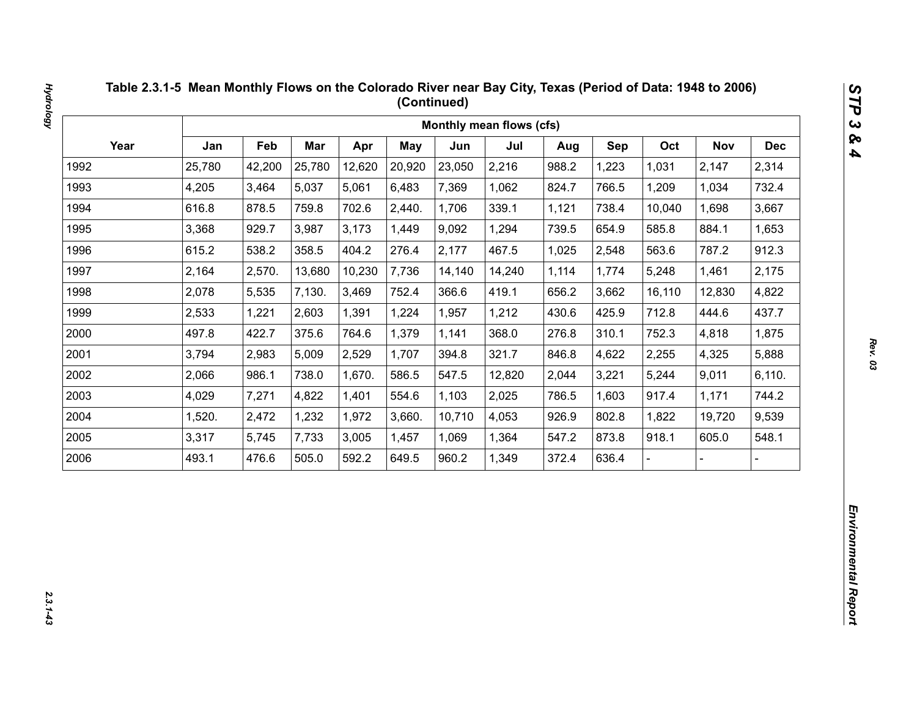## Table 2.3.1-5 Mean Monthly Flows on the Colorado River near Bay City, Texas (Period of Data: 1948 to 2006) (Continued)

| Year | Monthly mean flows (cfs) | | | | | | | | | | | |
|---|---|---|---|---|---|---|---|---|---|---|---|---|
| | Jan | Feb | Mar | Apr | May | Jun | Jul | Aug | Sep | Oct | Nov | Dec |
| 1992 | 25,780 | 42,200 | 25,780 | 12,620 | 20,920 | 23,050 | 2,216 | 988.2 | 1,223 | 1,031 | 2,147 | 2,314 |
| 1993 | 4,205 | 3,464 | 5,037 | 5,061 | 6,483 | 7,369 | 1,062 | 824.7 | 766.5 | 1,209 | 1,034 | 732.4 |
| 1994 | 616.8 | 878.5 | 759.8 | 702.6 | 2,440. | 1,706 | 339.1 | 1,121 | 738.4 | 10,040 | 1,698 | 3,667 |
| 1995 | 3,368 | 929.7 | 3,987 | 3,173 | 1,449 | 9,092 | 1,294 | 739.5 | 654.9 | 585.8 | 884.1 | 1,653 |
| 1996 | 615.2 | 538.2 | 358.5 | 404.2 | 276.4 | 2,177 | 467.5 | 1,025 | 2,548 | 563.6 | 787.2 | 912.3 |
| 1997 | 2,164 | 2,570. | 13,680 | 10,230 | 7,736 | 14,140 | 14,240 | 1,114 | 1,774 | 5,248 | 1,461 | 2,175 |
| 1998 | 2,078 | 5,535 | 7,130. | 3,469 | 752.4 | 366.6 | 419.1 | 656.2 | 3,662 | 16,110 | 12,830 | 4,822 |
| 1999 | 2,533 | 1,221 | 2,603 | 1,391 | 1,224 | 1,957 | 1,212 | 430.6 | 425.9 | 712.8 | 444.6 | 437.7 |
| 2000 | 497.8 | 422.7 | 375.6 | 764.6 | 1,379 | 1,141 | 368.0 | 276.8 | 310.1 | 752.3 | 4,818 | 1,875 |
| 2001 | 3,794 | 2,983 | 5,009 | 2,529 | 1,707 | 394.8 | 321.7 | 846.8 | 4,622 | 2,255 | 4,325 | 5,888 |
| 2002 | 2,066 | 986.1 | 738.0 | 1,670. | 586.5 | 547.5 | 12,820 | 2,044 | 3,221 | 5,244 | 9,011 | 6,110. |
| 2003 | 4,029 | 7,271 | 4,822 | 1,401 | 554.6 | 1,103 | 2,025 | 786.5 | 1,603 | 917.4 | 1,171 | 744.2 |
| 2004 | 1,520. | 2,472 | 1,232 | 1,972 | 3,660. | 10,710 | 4,053 | 926.9 | 802.8 | 1,822 | 19,720 | 9,539 |
| 2005 | 3,317 | 5,745 | 7,733 | 3,005 | 1,457 | 1,069 | 1,364 | 547.2 | 873.8 | 918.1 | 605.0 | 548.1 |
| 2006 | 493.1 | 476.6 | 505.0 | 592.2 | 649.5 | 960.2 | 1,349 | 372.4 | 636.4 | - | - | - |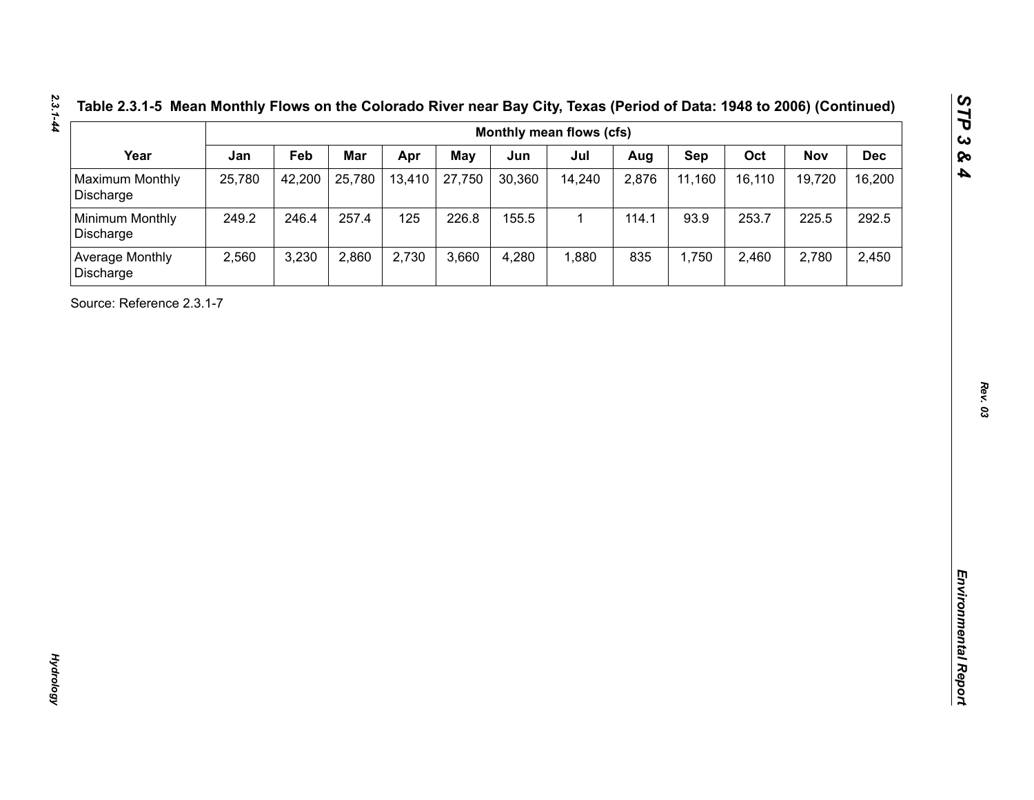**Table 2.3.1-5 Mean Monthly Flows on the Colorado River near Bay City, Texas (Period of Data: 1948 to 2006) (Continued)**

| Year | Monthly mean flows (cfs) | | | | | | | | | | | |
|---|---|---|---|---|---|---|---|---|---|---|---|---|
| | Jan | Feb | Mar | Apr | May | Jun | Jul | Aug | Sep | Oct | Nov | Dec |
| Maximum Monthly Discharge | 25,780 | 42,200 | 25,780 | 13,410 | 27,750 | 30,360 | 14,240 | 2,876 | 11,160 | 16,110 | 19,720 | 16,200 |
| Minimum Monthly Discharge | 249.2 | 246.4 | 257.4 | 125 | 226.8 | 155.5 | 1 | 114.1 | 93.9 | 253.7 | 225.5 | 292.5 |
| Average Monthly Discharge | 2,560 | 3,230 | 2,860 | 2,730 | 3,660 | 4,280 | 1,880 | 835 | 1,750 | 2,460 | 2,780 | 2,450 |

Source: Reference 2.3.1-7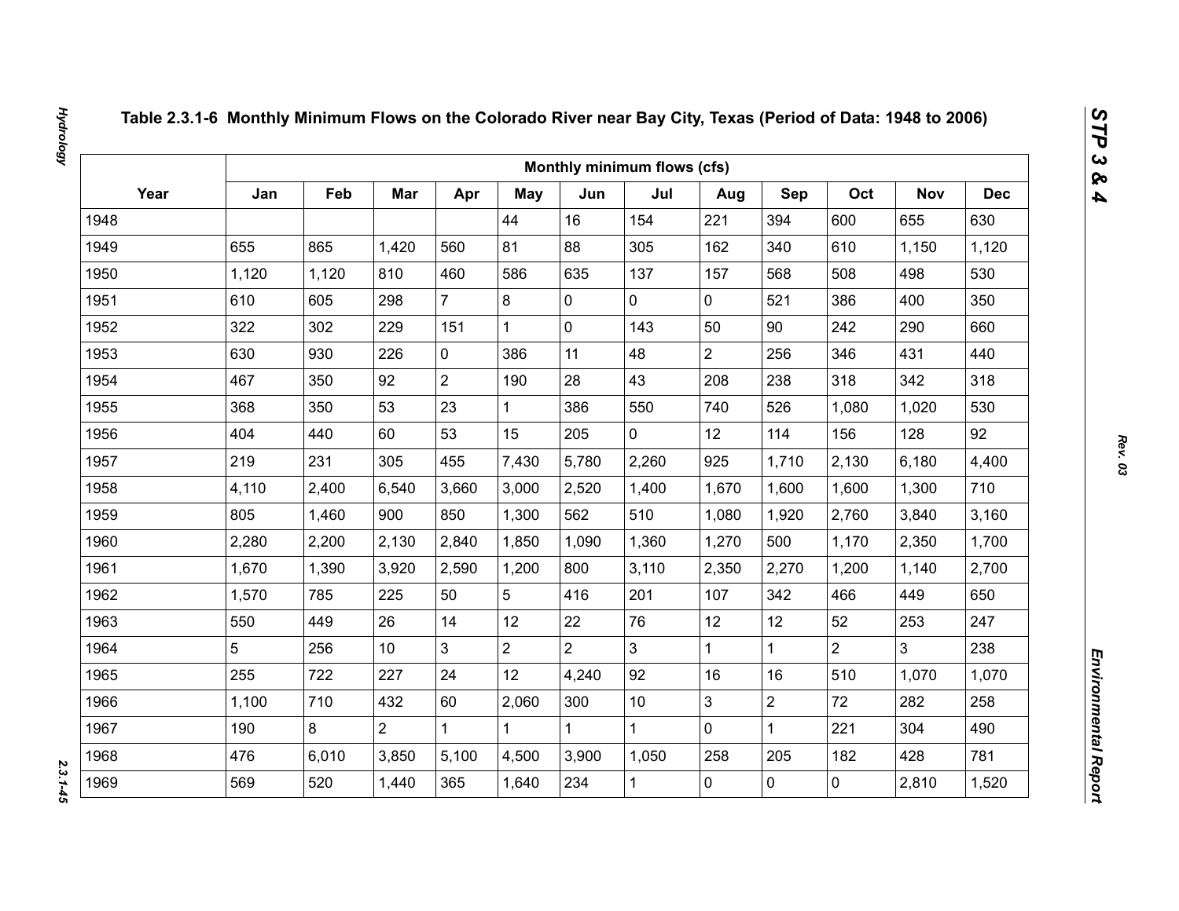# Table 2.3.1-6 Monthly Minimum Flows on the Colorado River near Bay City, Texas (Period of Data: 1948 to 2006)

| Year | Monthly minimum flows (cfs) | | | | | | | | | | | |
|---|---|---|---|---|---|---|---|---|---|---|---|---|
| | Jan | Feb | Mar | Apr | May | Jun | Jul | Aug | Sep | Oct | Nov | Dec |
| 1948 | | | | | 44 | 16 | 154 | 221 | 394 | 600 | 655 | 630 |
| 1949 | 655 | 865 | 1,420 | 560 | 81 | 88 | 305 | 162 | 340 | 610 | 1,150 | 1,120 |
| 1950 | 1,120 | 1,120 | 810 | 460 | 586 | 635 | 137 | 157 | 568 | 508 | 498 | 530 |
| 1951 | 610 | 605 | 298 | 7 | 8 | 0 | 0 | 0 | 521 | 386 | 400 | 350 |
| 1952 | 322 | 302 | 229 | 151 | 1 | 0 | 143 | 50 | 90 | 242 | 290 | 660 |
| 1953 | 630 | 930 | 226 | 0 | 386 | 11 | 48 | 2 | 256 | 346 | 431 | 440 |
| 1954 | 467 | 350 | 92 | 2 | 190 | 28 | 43 | 208 | 238 | 318 | 342 | 318 |
| 1955 | 368 | 350 | 53 | 23 | 1 | 386 | 550 | 740 | 526 | 1,080 | 1,020 | 530 |
| 1956 | 404 | 440 | 60 | 53 | 15 | 205 | 0 | 12 | 114 | 156 | 128 | 92 |
| 1957 | 219 | 231 | 305 | 455 | 7,430 | 5,780 | 2,260 | 925 | 1,710 | 2,130 | 6,180 | 4,400 |
| 1958 | 4,110 | 2,400 | 6,540 | 3,660 | 3,000 | 2,520 | 1,400 | 1,670 | 1,600 | 1,600 | 1,300 | 710 |
| 1959 | 805 | 1,460 | 900 | 850 | 1,300 | 562 | 510 | 1,080 | 1,920 | 2,760 | 3,840 | 3,160 |
| 1960 | 2,280 | 2,200 | 2,130 | 2,840 | 1,850 | 1,090 | 1,360 | 1,270 | 500 | 1,170 | 2,350 | 1,700 |
| 1961 | 1,670 | 1,390 | 3,920 | 2,590 | 1,200 | 800 | 3,110 | 2,350 | 2,270 | 1,200 | 1,140 | 2,700 |
| 1962 | 1,570 | 785 | 225 | 50 | 5 | 416 | 201 | 107 | 342 | 466 | 449 | 650 |
| 1963 | 550 | 449 | 26 | 14 | 12 | 22 | 76 | 12 | 12 | 52 | 253 | 247 |
| 1964 | 5 | 256 | 10 | 3 | 2 | 2 | 3 | 1 | 1 | 2 | 3 | 238 |
| 1965 | 255 | 722 | 227 | 24 | 12 | 4,240 | 92 | 16 | 16 | 510 | 1,070 | 1,070 |
| 1966 | 1,100 | 710 | 432 | 60 | 2,060 | 300 | 10 | 3 | 2 | 72 | 282 | 258 |
| 1967 | 190 | 8 | 2 | 1 | 1 | 1 | 1 | 0 | 1 | 221 | 304 | 490 |
| 1968 | 476 | 6,010 | 3,850 | 5,100 | 4,500 | 3,900 | 1,050 | 258 | 205 | 182 | 428 | 781 |
| 1969 | 569 | 520 | 1,440 | 365 | 1,640 | 234 | 1 | 0 | 0 | 0 | 2,810 | 1,520 |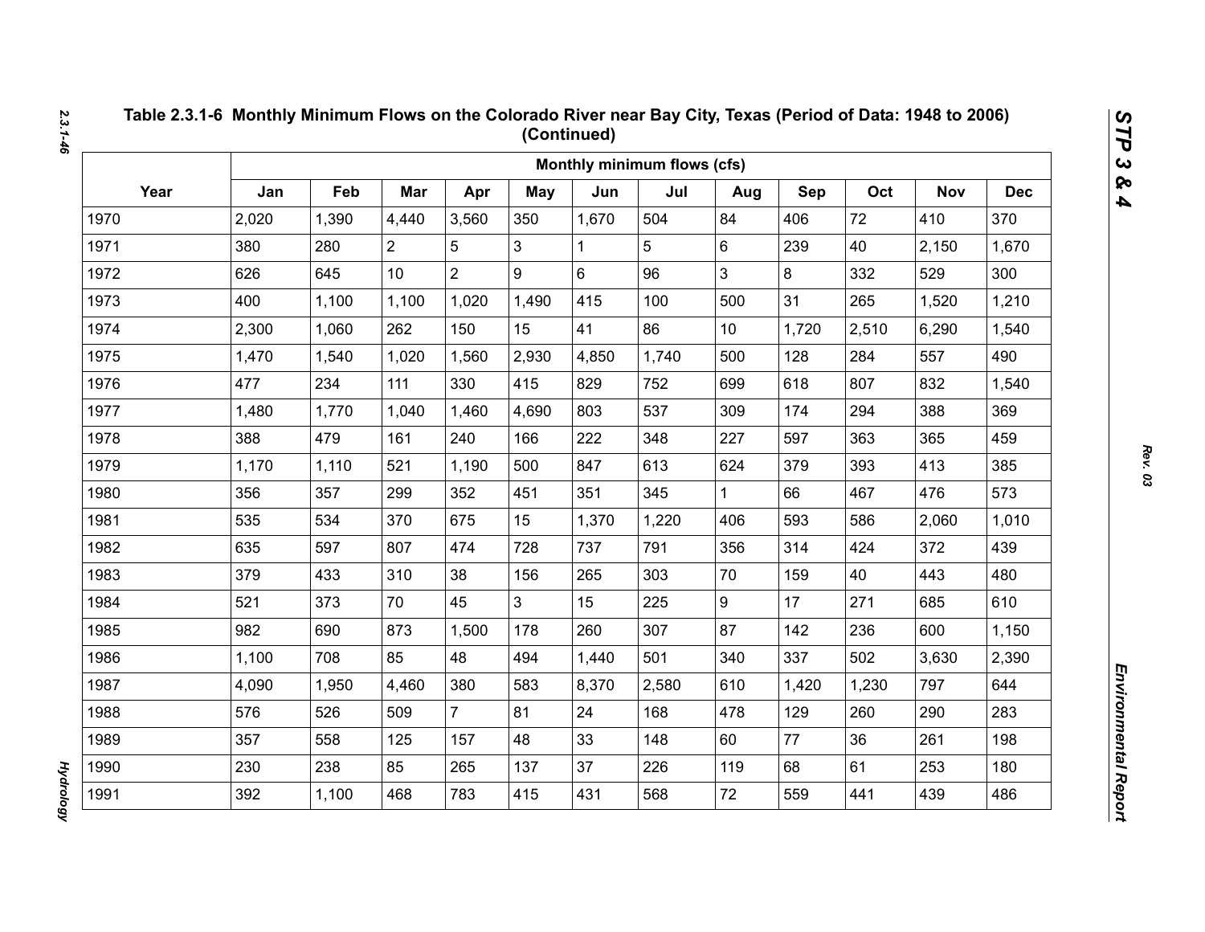# Table 2.3.1-6 Monthly Minimum Flows on the Colorado River near Bay City, Texas (Period of Data: 1948 to 2006) (Continued)

| Year | Monthly minimum flows (cfs) | | | | | | | | | | | |
|---|---|---|---|---|---|---|---|---|---|---|---|---|
| | Jan | Feb | Mar | Apr | May | Jun | Jul | Aug | Sep | Oct | Nov | Dec |
| 1970 | 2,020 | 1,390 | 4,440 | 3,560 | 350 | 1,670 | 504 | 84 | 406 | 72 | 410 | 370 |
| 1971 | 380 | 280 | 2 | 5 | 3 | 1 | 5 | 6 | 239 | 40 | 2,150 | 1,670 |
| 1972 | 626 | 645 | 10 | 2 | 9 | 6 | 96 | 3 | 8 | 332 | 529 | 300 |
| 1973 | 400 | 1,100 | 1,100 | 1,020 | 1,490 | 415 | 100 | 500 | 31 | 265 | 1,520 | 1,210 |
| 1974 | 2,300 | 1,060 | 262 | 150 | 15 | 41 | 86 | 10 | 1,720 | 2,510 | 6,290 | 1,540 |
| 1975 | 1,470 | 1,540 | 1,020 | 1,560 | 2,930 | 4,850 | 1,740 | 500 | 128 | 284 | 557 | 490 |
| 1976 | 477 | 234 | 111 | 330 | 415 | 829 | 752 | 699 | 618 | 807 | 832 | 1,540 |
| 1977 | 1,480 | 1,770 | 1,040 | 1,460 | 4,690 | 803 | 537 | 309 | 174 | 294 | 388 | 369 |
| 1978 | 388 | 479 | 161 | 240 | 166 | 222 | 348 | 227 | 597 | 363 | 365 | 459 |
| 1979 | 1,170 | 1,110 | 521 | 1,190 | 500 | 847 | 613 | 624 | 379 | 393 | 413 | 385 |
| 1980 | 356 | 357 | 299 | 352 | 451 | 351 | 345 | 1 | 66 | 467 | 476 | 573 |
| 1981 | 535 | 534 | 370 | 675 | 15 | 1,370 | 1,220 | 406 | 593 | 586 | 2,060 | 1,010 |
| 1982 | 635 | 597 | 807 | 474 | 728 | 737 | 791 | 356 | 314 | 424 | 372 | 439 |
| 1983 | 379 | 433 | 310 | 38 | 156 | 265 | 303 | 70 | 159 | 40 | 443 | 480 |
| 1984 | 521 | 373 | 70 | 45 | 3 | 15 | 225 | 9 | 17 | 271 | 685 | 610 |
| 1985 | 982 | 690 | 873 | 1,500 | 178 | 260 | 307 | 87 | 142 | 236 | 600 | 1,150 |
| 1986 | 1,100 | 708 | 85 | 48 | 494 | 1,440 | 501 | 340 | 337 | 502 | 3,630 | 2,390 |
| 1987 | 4,090 | 1,950 | 4,460 | 380 | 583 | 8,370 | 2,580 | 610 | 1,420 | 1,230 | 797 | 644 |
| 1988 | 576 | 526 | 509 | 7 | 81 | 24 | 168 | 478 | 129 | 260 | 290 | 283 |
| 1989 | 357 | 558 | 125 | 157 | 48 | 33 | 148 | 60 | 77 | 36 | 261 | 198 |
| 1990 | 230 | 238 | 85 | 265 | 137 | 37 | 226 | 119 | 68 | 61 | 253 | 180 |
| 1991 | 392 | 1,100 | 468 | 783 | 415 | 431 | 568 | 72 | 559 | 441 | 439 | 486 |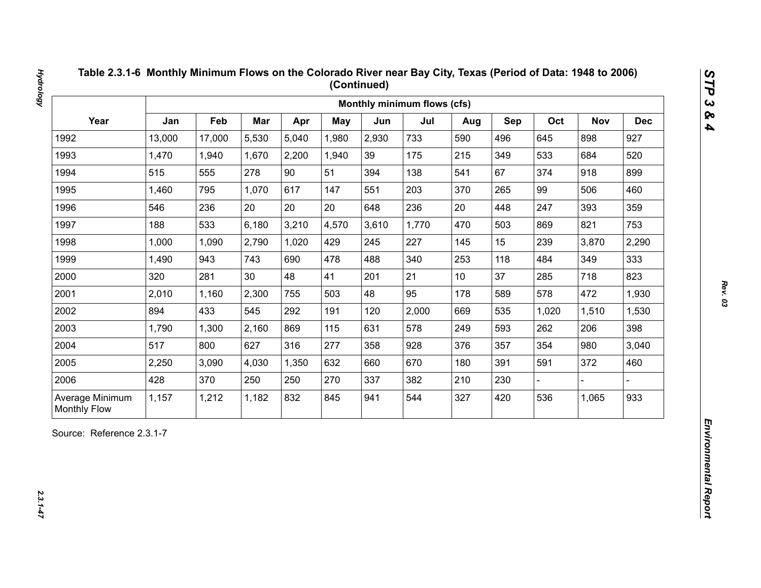**Table 2.3.1-6 Monthly Minimum Flows on the Colorado River near Bay City, Texas (Period of Data: 1948 to 2006) (Continued)**

| Year | Monthly minimum flows (cfs) | | | | | | | | | | | |
|---|---|---|---|---|---|---|---|---|---|---|---|---|
| | Jan | Feb | Mar | Apr | May | Jun | Jul | Aug | Sep | Oct | Nov | Dec |
| 1992 | 13,000 | 17,000 | 5,530 | 5,040 | 1,980 | 2,930 | 733 | 590 | 496 | 645 | 898 | 927 |
| 1993 | 1,470 | 1,940 | 1,670 | 2,200 | 1,940 | 39 | 175 | 215 | 349 | 533 | 684 | 520 |
| 1994 | 515 | 555 | 278 | 90 | 51 | 394 | 138 | 541 | 67 | 374 | 918 | 899 |
| 1995 | 1,460 | 795 | 1,070 | 617 | 147 | 551 | 203 | 370 | 265 | 99 | 506 | 460 |
| 1996 | 546 | 236 | 20 | 20 | 20 | 648 | 236 | 20 | 448 | 247 | 393 | 359 |
| 1997 | 188 | 533 | 6,180 | 3,210 | 4,570 | 3,610 | 1,770 | 470 | 503 | 869 | 821 | 753 |
| 1998 | 1,000 | 1,090 | 2,790 | 1,020 | 429 | 245 | 227 | 145 | 15 | 239 | 3,870 | 2,290 |
| 1999 | 1,490 | 943 | 743 | 690 | 478 | 488 | 340 | 253 | 118 | 484 | 349 | 333 |
| 2000 | 320 | 281 | 30 | 48 | 41 | 201 | 21 | 10 | 37 | 285 | 718 | 823 |
| 2001 | 2,010 | 1,160 | 2,300 | 755 | 503 | 48 | 95 | 178 | 589 | 578 | 472 | 1,930 |
| 2002 | 894 | 433 | 545 | 292 | 191 | 120 | 2,000 | 669 | 535 | 1,020 | 1,510 | 1,530 |
| 2003 | 1,790 | 1,300 | 2,160 | 869 | 115 | 631 | 578 | 249 | 593 | 262 | 206 | 398 |
| 2004 | 517 | 800 | 627 | 316 | 277 | 358 | 928 | 376 | 357 | 354 | 980 | 3,040 |
| 2005 | 2,250 | 3,090 | 4,030 | 1,350 | 632 | 660 | 670 | 180 | 391 | 591 | 372 | 460 |
| 2006 | 428 | 370 | 250 | 250 | 270 | 337 | 382 | 210 | 230 | - | - | - |
| Average Minimum Monthly Flow | 1,157 | 1,212 | 1,182 | 832 | 845 | 941 | 544 | 327 | 420 | 536 | 1,065 | 933 |

Source: Reference 2.3.1-7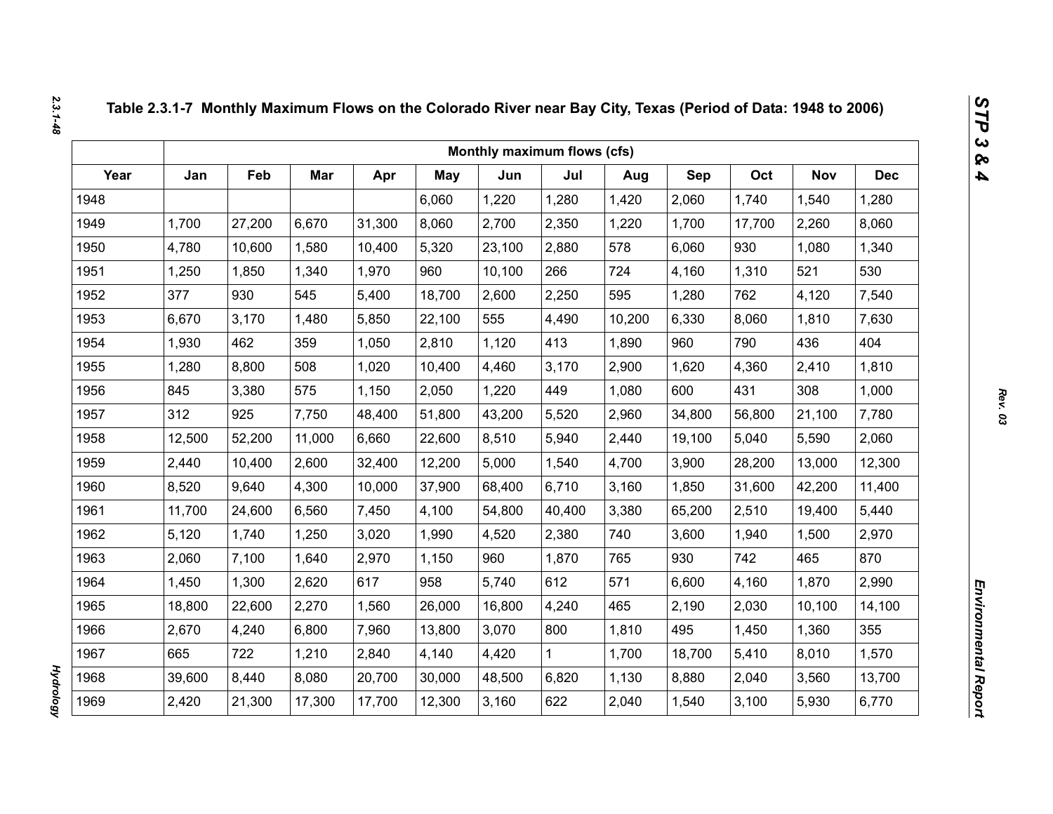# Table 2.3.1-7 Monthly Maximum Flows on the Colorado River near Bay City, Texas (Period of Data: 1948 to 2006)

| | Monthly maximum flows (cfs) | | | | | | | | | | | |
|---|---|---|---|---|---|---|---|---|---|---|---|---|
| Year | Jan | Feb | Mar | Apr | May | Jun | Jul | Aug | Sep | Oct | Nov | Dec |
| 1948 | | | | | 6,060 | 1,220 | 1,280 | 1,420 | 2,060 | 1,740 | 1,540 | 1,280 |
| 1949 | 1,700 | 27,200 | 6,670 | 31,300 | 8,060 | 2,700 | 2,350 | 1,220 | 1,700 | 17,700 | 2,260 | 8,060 |
| 1950 | 4,780 | 10,600 | 1,580 | 10,400 | 5,320 | 23,100 | 2,880 | 578 | 6,060 | 930 | 1,080 | 1,340 |
| 1951 | 1,250 | 1,850 | 1,340 | 1,970 | 960 | 10,100 | 266 | 724 | 4,160 | 1,310 | 521 | 530 |
| 1952 | 377 | 930 | 545 | 5,400 | 18,700 | 2,600 | 2,250 | 595 | 1,280 | 762 | 4,120 | 7,540 |
| 1953 | 6,670 | 3,170 | 1,480 | 5,850 | 22,100 | 555 | 4,490 | 10,200 | 6,330 | 8,060 | 1,810 | 7,630 |
| 1954 | 1,930 | 462 | 359 | 1,050 | 2,810 | 1,120 | 413 | 1,890 | 960 | 790 | 436 | 404 |
| 1955 | 1,280 | 8,800 | 508 | 1,020 | 10,400 | 4,460 | 3,170 | 2,900 | 1,620 | 4,360 | 2,410 | 1,810 |
| 1956 | 845 | 3,380 | 575 | 1,150 | 2,050 | 1,220 | 449 | 1,080 | 600 | 431 | 308 | 1,000 |
| 1957 | 312 | 925 | 7,750 | 48,400 | 51,800 | 43,200 | 5,520 | 2,960 | 34,800 | 56,800 | 21,100 | 7,780 |
| 1958 | 12,500 | 52,200 | 11,000 | 6,660 | 22,600 | 8,510 | 5,940 | 2,440 | 19,100 | 5,040 | 5,590 | 2,060 |
| 1959 | 2,440 | 10,400 | 2,600 | 32,400 | 12,200 | 5,000 | 1,540 | 4,700 | 3,900 | 28,200 | 13,000 | 12,300 |
| 1960 | 8,520 | 9,640 | 4,300 | 10,000 | 37,900 | 68,400 | 6,710 | 3,160 | 1,850 | 31,600 | 42,200 | 11,400 |
| 1961 | 11,700 | 24,600 | 6,560 | 7,450 | 4,100 | 54,800 | 40,400 | 3,380 | 65,200 | 2,510 | 19,400 | 5,440 |
| 1962 | 5,120 | 1,740 | 1,250 | 3,020 | 1,990 | 4,520 | 2,380 | 740 | 3,600 | 1,940 | 1,500 | 2,970 |
| 1963 | 2,060 | 7,100 | 1,640 | 2,970 | 1,150 | 960 | 1,870 | 765 | 930 | 742 | 465 | 870 |
| 1964 | 1,450 | 1,300 | 2,620 | 617 | 958 | 5,740 | 612 | 571 | 6,600 | 4,160 | 1,870 | 2,990 |
| 1965 | 18,800 | 22,600 | 2,270 | 1,560 | 26,000 | 16,800 | 4,240 | 465 | 2,190 | 2,030 | 10,100 | 14,100 |
| 1966 | 2,670 | 4,240 | 6,800 | 7,960 | 13,800 | 3,070 | 800 | 1,810 | 495 | 1,450 | 1,360 | 355 |
| 1967 | 665 | 722 | 1,210 | 2,840 | 4,140 | 4,420 | 1 | 1,700 | 18,700 | 5,410 | 8,010 | 1,570 |
| 1968 | 39,600 | 8,440 | 8,080 | 20,700 | 30,000 | 48,500 | 6,820 | 1,130 | 8,880 | 2,040 | 3,560 | 13,700 |
| 1969 | 2,420 | 21,300 | 17,300 | 17,700 | 12,300 | 3,160 | 622 | 2,040 | 1,540 | 3,100 | 5,930 | 6,770 |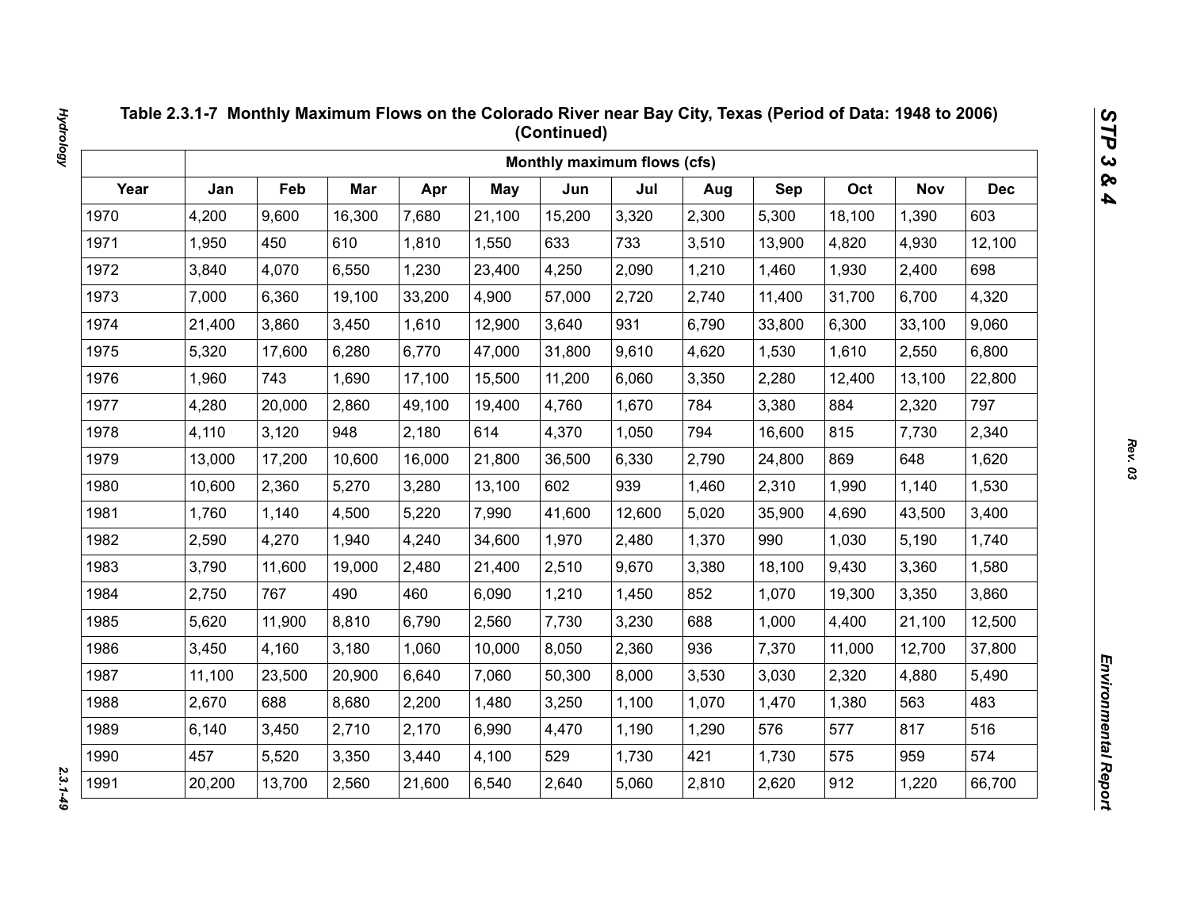## Table 2.3.1-7 Monthly Maximum Flows on the Colorado River near Bay City, Texas (Period of Data: 1948 to 2006) (Continued)

| | Monthly maximum flows (cfs) | | | | | | | | | | | |
|---|---|---|---|---|---|---|---|---|---|---|---|---|
| Year | Jan | Feb | Mar | Apr | May | Jun | Jul | Aug | Sep | Oct | Nov | Dec |
| 1970 | 4,200 | 9,600 | 16,300 | 7,680 | 21,100 | 15,200 | 3,320 | 2,300 | 5,300 | 18,100 | 1,390 | 603 |
| 1971 | 1,950 | 450 | 610 | 1,810 | 1,550 | 633 | 733 | 3,510 | 13,900 | 4,820 | 4,930 | 12,100 |
| 1972 | 3,840 | 4,070 | 6,550 | 1,230 | 23,400 | 4,250 | 2,090 | 1,210 | 1,460 | 1,930 | 2,400 | 698 |
| 1973 | 7,000 | 6,360 | 19,100 | 33,200 | 4,900 | 57,000 | 2,720 | 2,740 | 11,400 | 31,700 | 6,700 | 4,320 |
| 1974 | 21,400 | 3,860 | 3,450 | 1,610 | 12,900 | 3,640 | 931 | 6,790 | 33,800 | 6,300 | 33,100 | 9,060 |
| 1975 | 5,320 | 17,600 | 6,280 | 6,770 | 47,000 | 31,800 | 9,610 | 4,620 | 1,530 | 1,610 | 2,550 | 6,800 |
| 1976 | 1,960 | 743 | 1,690 | 17,100 | 15,500 | 11,200 | 6,060 | 3,350 | 2,280 | 12,400 | 13,100 | 22,800 |
| 1977 | 4,280 | 20,000 | 2,860 | 49,100 | 19,400 | 4,760 | 1,670 | 784 | 3,380 | 884 | 2,320 | 797 |
| 1978 | 4,110 | 3,120 | 948 | 2,180 | 614 | 4,370 | 1,050 | 794 | 16,600 | 815 | 7,730 | 2,340 |
| 1979 | 13,000 | 17,200 | 10,600 | 16,000 | 21,800 | 36,500 | 6,330 | 2,790 | 24,800 | 869 | 648 | 1,620 |
| 1980 | 10,600 | 2,360 | 5,270 | 3,280 | 13,100 | 602 | 939 | 1,460 | 2,310 | 1,990 | 1,140 | 1,530 |
| 1981 | 1,760 | 1,140 | 4,500 | 5,220 | 7,990 | 41,600 | 12,600 | 5,020 | 35,900 | 4,690 | 43,500 | 3,400 |
| 1982 | 2,590 | 4,270 | 1,940 | 4,240 | 34,600 | 1,970 | 2,480 | 1,370 | 990 | 1,030 | 5,190 | 1,740 |
| 1983 | 3,790 | 11,600 | 19,000 | 2,480 | 21,400 | 2,510 | 9,670 | 3,380 | 18,100 | 9,430 | 3,360 | 1,580 |
| 1984 | 2,750 | 767 | 490 | 460 | 6,090 | 1,210 | 1,450 | 852 | 1,070 | 19,300 | 3,350 | 3,860 |
| 1985 | 5,620 | 11,900 | 8,810 | 6,790 | 2,560 | 7,730 | 3,230 | 688 | 1,000 | 4,400 | 21,100 | 12,500 |
| 1986 | 3,450 | 4,160 | 3,180 | 1,060 | 10,000 | 8,050 | 2,360 | 936 | 7,370 | 11,000 | 12,700 | 37,800 |
| 1987 | 11,100 | 23,500 | 20,900 | 6,640 | 7,060 | 50,300 | 8,000 | 3,530 | 3,030 | 2,320 | 4,880 | 5,490 |
| 1988 | 2,670 | 688 | 8,680 | 2,200 | 1,480 | 3,250 | 1,100 | 1,070 | 1,470 | 1,380 | 563 | 483 |
| 1989 | 6,140 | 3,450 | 2,710 | 2,170 | 6,990 | 4,470 | 1,190 | 1,290 | 576 | 577 | 817 | 516 |
| 1990 | 457 | 5,520 | 3,350 | 3,440 | 4,100 | 529 | 1,730 | 421 | 1,730 | 575 | 959 | 574 |
| 1991 | 20,200 | 13,700 | 2,560 | 21,600 | 6,540 | 2,640 | 5,060 | 2,810 | 2,620 | 912 | 1,220 | 66,700 |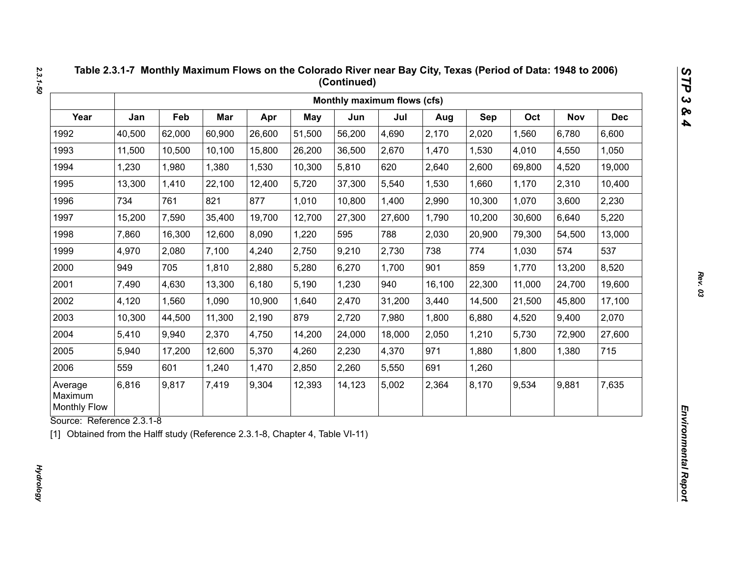**Table 2.3.1-7 Monthly Maximum Flows on the Colorado River near Bay City, Texas (Period of Data: 1948 to 2006) (Continued)**

| | Monthly maximum flows (cfs) | | | | | | | | | | | |
|---|---|---|---|---|---|---|---|---|---|---|---|---|
| Year | Jan | Feb | Mar | Apr | May | Jun | Jul | Aug | Sep | Oct | Nov | Dec |
| 1992 | 40,500 | 62,000 | 60,900 | 26,600 | 51,500 | 56,200 | 4,690 | 2,170 | 2,020 | 1,560 | 6,780 | 6,600 |
| 1993 | 11,500 | 10,500 | 10,100 | 15,800 | 26,200 | 36,500 | 2,670 | 1,470 | 1,530 | 4,010 | 4,550 | 1,050 |
| 1994 | 1,230 | 1,980 | 1,380 | 1,530 | 10,300 | 5,810 | 620 | 2,640 | 2,600 | 69,800 | 4,520 | 19,000 |
| 1995 | 13,300 | 1,410 | 22,100 | 12,400 | 5,720 | 37,300 | 5,540 | 1,530 | 1,660 | 1,170 | 2,310 | 10,400 |
| 1996 | 734 | 761 | 821 | 877 | 1,010 | 10,800 | 1,400 | 2,990 | 10,300 | 1,070 | 3,600 | 2,230 |
| 1997 | 15,200 | 7,590 | 35,400 | 19,700 | 12,700 | 27,300 | 27,600 | 1,790 | 10,200 | 30,600 | 6,640 | 5,220 |
| 1998 | 7,860 | 16,300 | 12,600 | 8,090 | 1,220 | 595 | 788 | 2,030 | 20,900 | 79,300 | 54,500 | 13,000 |
| 1999 | 4,970 | 2,080 | 7,100 | 4,240 | 2,750 | 9,210 | 2,730 | 738 | 774 | 1,030 | 574 | 537 |
| 2000 | 949 | 705 | 1,810 | 2,880 | 5,280 | 6,270 | 1,700 | 901 | 859 | 1,770 | 13,200 | 8,520 |
| 2001 | 7,490 | 4,630 | 13,300 | 6,180 | 5,190 | 1,230 | 940 | 16,100 | 22,300 | 11,000 | 24,700 | 19,600 |
| 2002 | 4,120 | 1,560 | 1,090 | 10,900 | 1,640 | 2,470 | 31,200 | 3,440 | 14,500 | 21,500 | 45,800 | 17,100 |
| 2003 | 10,300 | 44,500 | 11,300 | 2,190 | 879 | 2,720 | 7,980 | 1,800 | 6,880 | 4,520 | 9,400 | 2,070 |
| 2004 | 5,410 | 9,940 | 2,370 | 4,750 | 14,200 | 24,000 | 18,000 | 2,050 | 1,210 | 5,730 | 72,900 | 27,600 |
| 2005 | 5,940 | 17,200 | 12,600 | 5,370 | 4,260 | 2,230 | 4,370 | 971 | 1,880 | 1,800 | 1,380 | 715 |
| 2006 | 559 | 601 | 1,240 | 1,470 | 2,850 | 2,260 | 5,550 | 691 | 1,260 | | | |
| Average Maximum Monthly Flow | 6,816 | 9,817 | 7,419 | 9,304 | 12,393 | 14,123 | 5,002 | 2,364 | 8,170 | 9,534 | 9,881 | 7,635 |

Source: Reference 2.3.1-8

[1] Obtained from the Halff study (Reference 2.3.1-8, Chapter 4, Table VI-11)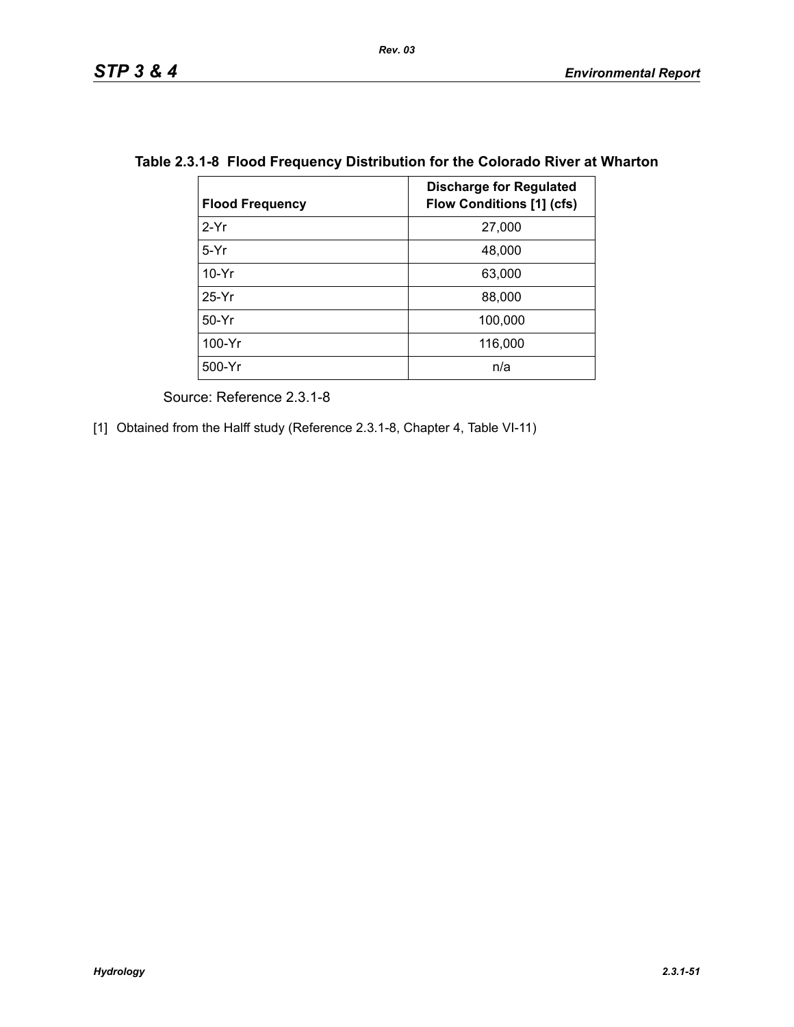**Table 2.3.1-8 Flood Frequency Distribution for the Colorado River at Wharton**

| Flood Frequency | Discharge for Regulated Flow Conditions [1] (cfs) |
|---|---|
| 2-Yr | 27,000 |
| 5-Yr | 48,000 |
| 10-Yr | 63,000 |
| 25-Yr | 88,000 |
| 50-Yr | 100,000 |
| 100-Yr | 116,000 |
| 500-Yr | n/a |

Source: Reference 2.3.1-8

[1] Obtained from the Halff study (Reference 2.3.1-8, Chapter 4, Table VI-11)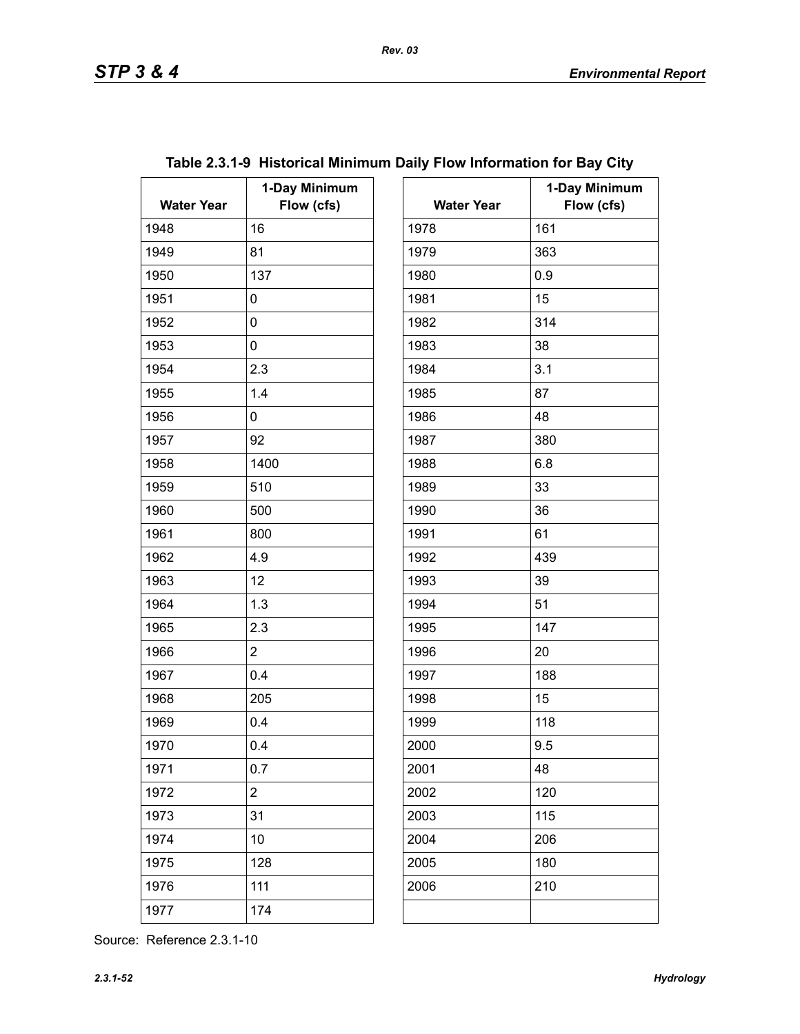**Table 2.3.1-9 Historical Minimum Daily Flow Information for Bay City**

| Water Year | 1-Day Minimum Flow (cfs) | Water Year | 1-Day Minimum Flow (cfs) |
|---|---|---|---|
| 1948 | 16 | 1978 | 161 |
| 1949 | 81 | 1979 | 363 |
| 1950 | 137 | 1980 | 0.9 |
| 1951 | 0 | 1981 | 15 |
| 1952 | 0 | 1982 | 314 |
| 1953 | 0 | 1983 | 38 |
| 1954 | 2.3 | 1984 | 3.1 |
| 1955 | 1.4 | 1985 | 87 |
| 1956 | 0 | 1986 | 48 |
| 1957 | 92 | 1987 | 380 |
| 1958 | 1400 | 1988 | 6.8 |
| 1959 | 510 | 1989 | 33 |
| 1960 | 500 | 1990 | 36 |
| 1961 | 800 | 1991 | 61 |
| 1962 | 4.9 | 1992 | 439 |
| 1963 | 12 | 1993 | 39 |
| 1964 | 1.3 | 1994 | 51 |
| 1965 | 2.3 | 1995 | 147 |
| 1966 | 2 | 1996 | 20 |
| 1967 | 0.4 | 1997 | 188 |
| 1968 | 205 | 1998 | 15 |
| 1969 | 0.4 | 1999 | 118 |
| 1970 | 0.4 | 2000 | 9.5 |
| 1971 | 0.7 | 2001 | 48 |
| 1972 | 2 | 2002 | 120 |
| 1973 | 31 | 2003 | 115 |
| 1974 | 10 | 2004 | 206 |
| 1975 | 128 | 2005 | 180 |
| 1976 | 111 | 2006 | 210 |
| 1977 | 174 | | |

Source: Reference 2.3.1-10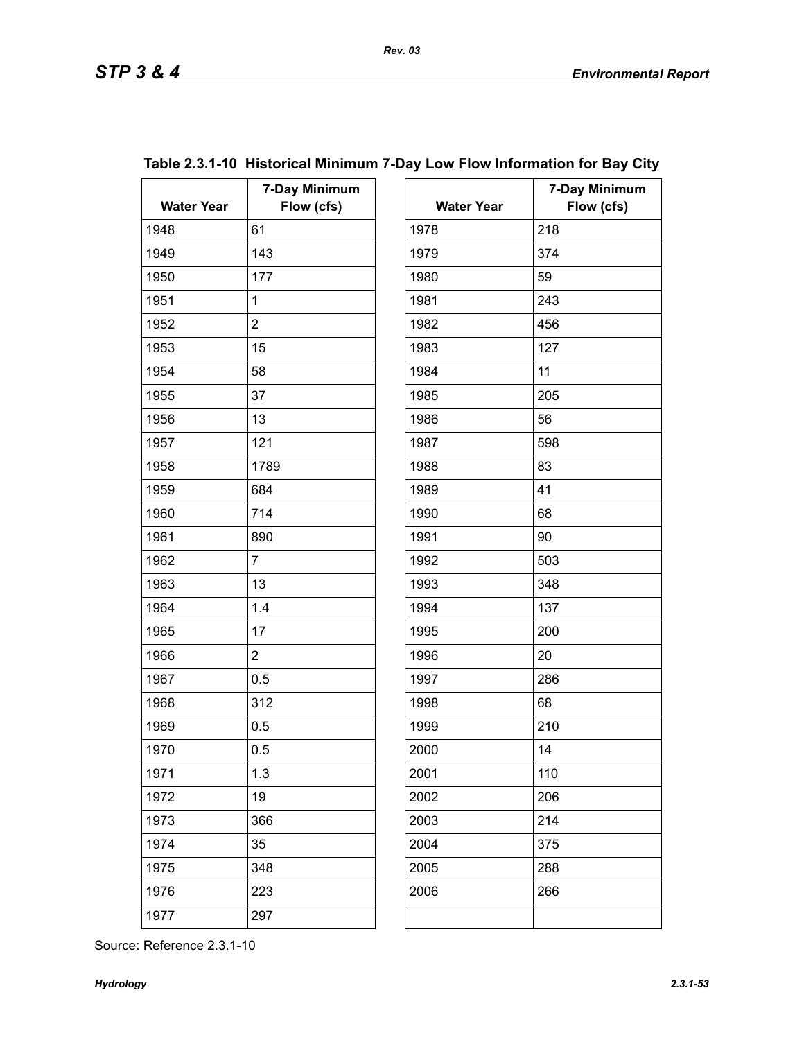**Table 2.3.1-10 Historical Minimum 7-Day Low Flow Information for Bay City**

| Water Year | 7-Day Minimum Flow (cfs) | Water Year | 7-Day Minimum Flow (cfs) |
|---|---|---|---|
| 1948 | 61 | 1978 | 218 |
| 1949 | 143 | 1979 | 374 |
| 1950 | 177 | 1980 | 59 |
| 1951 | 1 | 1981 | 243 |
| 1952 | 2 | 1982 | 456 |
| 1953 | 15 | 1983 | 127 |
| 1954 | 58 | 1984 | 11 |
| 1955 | 37 | 1985 | 205 |
| 1956 | 13 | 1986 | 56 |
| 1957 | 121 | 1987 | 598 |
| 1958 | 1789 | 1988 | 83 |
| 1959 | 684 | 1989 | 41 |
| 1960 | 714 | 1990 | 68 |
| 1961 | 890 | 1991 | 90 |
| 1962 | 7 | 1992 | 503 |
| 1963 | 13 | 1993 | 348 |
| 1964 | 1.4 | 1994 | 137 |
| 1965 | 17 | 1995 | 200 |
| 1966 | 2 | 1996 | 20 |
| 1967 | 0.5 | 1997 | 286 |
| 1968 | 312 | 1998 | 68 |
| 1969 | 0.5 | 1999 | 210 |
| 1970 | 0.5 | 2000 | 14 |
| 1971 | 1.3 | 2001 | 110 |
| 1972 | 19 | 2002 | 206 |
| 1973 | 366 | 2003 | 214 |
| 1974 | 35 | 2004 | 375 |
| 1975 | 348 | 2005 | 288 |
| 1976 | 223 | 2006 | 266 |
| 1977 | 297 | | |

Source: Reference 2.3.1-10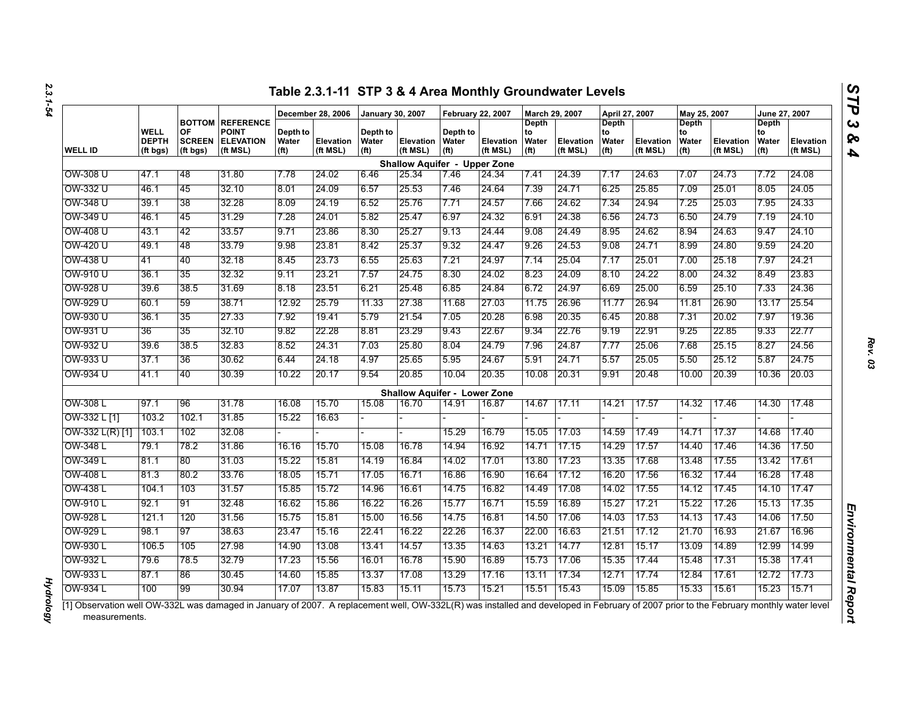## Table 2.3.1-11 STP 3 & 4 Area Monthly Groundwater Levels

| WELL ID | WELL DEPTH (ft bgs) | BOTTOM OF SCREEN (ft bgs) | REFERENCE POINT ELEVATION (ft MSL) | December 28, 2006 | | January 30, 2007 | | February 22, 2007 | | March 29, 2007 | | April 27, 2007 | | May 25, 2007 | | June 27, 2007 | |
|---|---|---|---|---|---|---|---|---|---|---|---|---|---|---|---|---|---|
| | | | | Depth to Water (ft) | Elevation (ft MSL) | Depth to Water (ft) | Elevation (ft MSL) | Depth to Water (ft) | Elevation (ft MSL) | Depth to Water (ft) | Elevation (ft MSL) | Depth to Water (ft) | Elevation (ft MSL) | Depth to Water (ft) | Elevation (ft MSL) | Depth to Water (ft) | Elevation (ft MSL) |
| **Shallow Aquifer - Upper Zone** | | | | | | | | | | | | | | | | | |
| OW-308 U | 47.1 | 48 | 31.80 | 7.78 | 24.02 | 6.46 | 25.34 | 7.46 | 24.34 | 7.41 | 24.39 | 7.17 | 24.63 | 7.07 | 24.73 | 7.72 | 24.08 |
| OW-332 U | 46.1 | 45 | 32.10 | 8.01 | 24.09 | 6.57 | 25.53 | 7.46 | 24.64 | 7.39 | 24.71 | 6.25 | 25.85 | 7.09 | 25.01 | 8.05 | 24.05 |
| OW-348 U | 39.1 | 38 | 32.28 | 8.09 | 24.19 | 6.52 | 25.76 | 7.71 | 24.57 | 7.66 | 24.62 | 7.34 | 24.94 | 7.25 | 25.03 | 7.95 | 24.33 |
| OW-349 U | 46.1 | 45 | 31.29 | 7.28 | 24.01 | 5.82 | 25.47 | 6.97 | 24.32 | 6.91 | 24.38 | 6.56 | 24.73 | 6.50 | 24.79 | 7.19 | 24.10 |
| OW-408 U | 43.1 | 42 | 33.57 | 9.71 | 23.86 | 8.30 | 25.27 | 9.13 | 24.44 | 9.08 | 24.49 | 8.95 | 24.62 | 8.94 | 24.63 | 9.47 | 24.10 |
| OW-420 U | 49.1 | 48 | 33.79 | 9.98 | 23.81 | 8.42 | 25.37 | 9.32 | 24.47 | 9.26 | 24.53 | 9.08 | 24.71 | 8.99 | 24.80 | 9.59 | 24.20 |
| OW-438 U | 41 | 40 | 32.18 | 8.45 | 23.73 | 6.55 | 25.63 | 7.21 | 24.97 | 7.14 | 25.04 | 7.17 | 25.01 | 7.00 | 25.18 | 7.97 | 24.21 |
| OW-910 U | 36.1 | 35 | 32.32 | 9.11 | 23.21 | 7.57 | 24.75 | 8.30 | 24.02 | 8.23 | 24.09 | 8.10 | 24.22 | 8.00 | 24.32 | 8.49 | 23.83 |
| OW-928 U | 39.6 | 38.5 | 31.69 | 8.18 | 23.51 | 6.21 | 25.48 | 6.85 | 24.84 | 6.72 | 24.97 | 6.69 | 25.00 | 6.59 | 25.10 | 7.33 | 24.36 |
| OW-929 U | 60.1 | 59 | 38.71 | 12.92 | 25.79 | 11.33 | 27.38 | 11.68 | 27.03 | 11.75 | 26.96 | 11.77 | 26.94 | 11.81 | 26.90 | 13.17 | 25.54 |
| OW-930 U | 36.1 | 35 | 27.33 | 7.92 | 19.41 | 5.79 | 21.54 | 7.05 | 20.28 | 6.98 | 20.35 | 6.45 | 20.88 | 7.31 | 20.02 | 7.97 | 19.36 |
| OW-931 U | 36 | 35 | 32.10 | 9.82 | 22.28 | 8.81 | 23.29 | 9.43 | 22.67 | 9.34 | 22.76 | 9.19 | 22.91 | 9.25 | 22.85 | 9.33 | 22.77 |
| OW-932 U | 39.6 | 38.5 | 32.83 | 8.52 | 24.31 | 7.03 | 25.80 | 8.04 | 24.79 | 7.96 | 24.87 | 7.77 | 25.06 | 7.68 | 25.15 | 8.27 | 24.56 |
| OW-933 U | 37.1 | 36 | 30.62 | 6.44 | 24.18 | 4.97 | 25.65 | 5.95 | 24.67 | 5.91 | 24.71 | 5.57 | 25.05 | 5.50 | 25.12 | 5.87 | 24.75 |
| OW-934 U | 41.1 | 40 | 30.39 | 10.22 | 20.17 | 9.54 | 20.85 | 10.04 | 20.35 | 10.08 | 20.31 | 9.91 | 20.48 | 10.00 | 20.39 | 10.36 | 20.03 |
| **Shallow Aquifer - Lower Zone** | | | | | | | | | | | | | | | | | |
| OW-308 L | 97.1 | 96 | 31.78 | 16.08 | 15.70 | 15.08 | 16.70 | 14.91 | 16.87 | 14.67 | 17.11 | 14.21 | 17.57 | 14.32 | 17.46 | 14.30 | 17.48 |
| OW-332 L [1] | 103.2 | 102.1 | 31.85 | 15.22 | 16.63 | - | - | - | - | - | - | - | - | - | - | - | - |
| OW-332 L(R) [1] | 103.1 | 102 | 32.08 | - | - | - | - | 15.29 | 16.79 | 15.05 | 17.03 | 14.59 | 17.49 | 14.71 | 17.37 | 14.68 | 17.40 |
| OW-348 L | 79.1 | 78.2 | 31.86 | 16.16 | 15.70 | 15.08 | 16.78 | 14.94 | 16.92 | 14.71 | 17.15 | 14.29 | 17.57 | 14.40 | 17.46 | 14.36 | 17.50 |
| OW-349 L | 81.1 | 80 | 31.03 | 15.22 | 15.81 | 14.19 | 16.84 | 14.02 | 17.01 | 13.80 | 17.23 | 13.35 | 17.68 | 13.48 | 17.55 | 13.42 | 17.61 |
| OW-408 L | 81.3 | 80.2 | 33.76 | 18.05 | 15.71 | 17.05 | 16.71 | 16.86 | 16.90 | 16.64 | 17.12 | 16.20 | 17.56 | 16.32 | 17.44 | 16.28 | 17.48 |
| OW-438 L | 104.1 | 103 | 31.57 | 15.85 | 15.72 | 14.96 | 16.61 | 14.75 | 16.82 | 14.49 | 17.08 | 14.02 | 17.55 | 14.12 | 17.45 | 14.10 | 17.47 |
| OW-910 L | 92.1 | 91 | 32.48 | 16.62 | 15.86 | 16.22 | 16.26 | 15.77 | 16.71 | 15.59 | 16.89 | 15.27 | 17.21 | 15.22 | 17.26 | 15.13 | 17.35 |
| OW-928 L | 121.1 | 120 | 31.56 | 15.75 | 15.81 | 15.00 | 16.56 | 14.75 | 16.81 | 14.50 | 17.06 | 14.03 | 17.53 | 14.13 | 17.43 | 14.06 | 17.50 |
| OW-929 L | 98.1 | 97 | 38.63 | 23.47 | 15.16 | 22.41 | 16.22 | 22.26 | 16.37 | 22.00 | 16.63 | 21.51 | 17.12 | 21.70 | 16.93 | 21.67 | 16.96 |
| OW-930 L | 106.5 | 105 | 27.98 | 14.90 | 13.08 | 13.41 | 14.57 | 13.35 | 14.63 | 13.21 | 14.77 | 12.81 | 15.17 | 13.09 | 14.89 | 12.99 | 14.99 |
| OW-932 L | 79.6 | 78.5 | 32.79 | 17.23 | 15.56 | 16.01 | 16.78 | 15.90 | 16.89 | 15.73 | 17.06 | 15.35 | 17.44 | 15.48 | 17.31 | 15.38 | 17.41 |
| OW-933 L | 87.1 | 86 | 30.45 | 14.60 | 15.85 | 13.37 | 17.08 | 13.29 | 17.16 | 13.11 | 17.34 | 12.71 | 17.74 | 12.84 | 17.61 | 12.72 | 17.73 |
| OW-934 L | 100 | 99 | 30.94 | 17.07 | 13.87 | 15.83 | 15.11 | 15.73 | 15.21 | 15.51 | 15.43 | 15.09 | 15.85 | 15.33 | 15.61 | 15.23 | 15.71 |

[1] Observation well OW-332L was damaged in January of 2007. A replacement well, OW-332L(R) was installed and developed in February of 2007 prior to the February monthly water level measurements.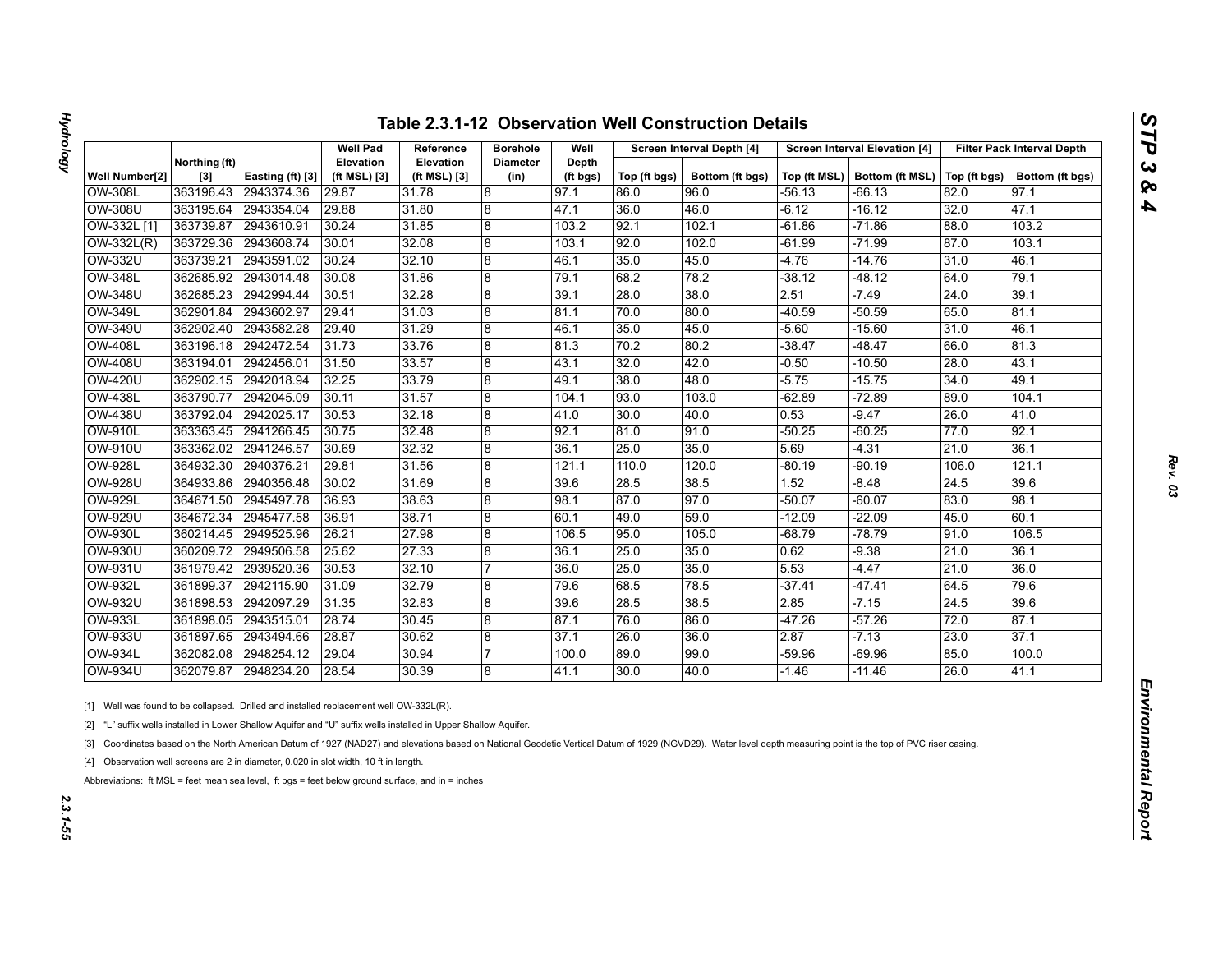# Table 2.3.1-12 Observation Well Construction Details

| Well Number[2] | Northing (ft) [3] | Easting (ft) [3] | Well Pad Elevation (ft MSL) [3] | Reference Elevation (ft MSL) [3] | Borehole Diameter (in) | Well Depth (ft bgs) | Screen Interval Depth [4] | | Screen Interval Elevation [4] | | Filter Pack Interval Depth | |
|---|---|---|---|---|---|---|---|---|---|---|---|---|
| | | | | | | | Top (ft bgs) | Bottom (ft bgs) | Top (ft MSL) | Bottom (ft MSL) | Top (ft bgs) | Bottom (ft bgs) |
| OW-308L | 363196.43 | 2943374.36 | 29.87 | 31.78 | 8 | 97.1 | 86.0 | 96.0 | -56.13 | -66.13 | 82.0 | 97.1 |
| OW-308U | 363195.64 | 2943354.04 | 29.88 | 31.80 | 8 | 47.1 | 36.0 | 46.0 | -6.12 | -16.12 | 32.0 | 47.1 |
| OW-332L [1] | 363739.87 | 2943610.91 | 30.24 | 31.85 | 8 | 103.2 | 92.1 | 102.1 | -61.86 | -71.86 | 88.0 | 103.2 |
| OW-332L(R) | 363729.36 | 2943608.74 | 30.01 | 32.08 | 8 | 103.1 | 92.0 | 102.0 | -61.99 | -71.99 | 87.0 | 103.1 |
| OW-332U | 363739.21 | 2943591.02 | 30.24 | 32.10 | 8 | 46.1 | 35.0 | 45.0 | -4.76 | -14.76 | 31.0 | 46.1 |
| OW-348L | 362685.92 | 2943014.48 | 30.08 | 31.86 | 8 | 79.1 | 68.2 | 78.2 | -38.12 | -48.12 | 64.0 | 79.1 |
| OW-348U | 362685.23 | 2942994.44 | 30.51 | 32.28 | 8 | 39.1 | 28.0 | 38.0 | 2.51 | -7.49 | 24.0 | 39.1 |
| OW-349L | 362901.84 | 2943602.97 | 29.41 | 31.03 | 8 | 81.1 | 70.0 | 80.0 | -40.59 | -50.59 | 65.0 | 81.1 |
| OW-349U | 362902.40 | 2943582.28 | 29.40 | 31.29 | 8 | 46.1 | 35.0 | 45.0 | -5.60 | -15.60 | 31.0 | 46.1 |
| OW-408L | 363196.18 | 2942472.54 | 31.73 | 33.76 | 8 | 81.3 | 70.2 | 80.2 | -38.47 | -48.47 | 66.0 | 81.3 |
| OW-408U | 363194.01 | 2942456.01 | 31.50 | 33.57 | 8 | 43.1 | 32.0 | 42.0 | -0.50 | -10.50 | 28.0 | 43.1 |
| OW-420U | 362902.15 | 2942018.94 | 32.25 | 33.79 | 8 | 49.1 | 38.0 | 48.0 | -5.75 | -15.75 | 34.0 | 49.1 |
| OW-438L | 363790.77 | 2942045.09 | 30.11 | 31.57 | 8 | 104.1 | 93.0 | 103.0 | -62.89 | -72.89 | 89.0 | 104.1 |
| OW-438U | 363792.04 | 2942025.17 | 30.53 | 32.18 | 8 | 41.0 | 30.0 | 40.0 | 0.53 | -9.47 | 26.0 | 41.0 |
| OW-910L | 363363.45 | 2941266.45 | 30.75 | 32.48 | 8 | 92.1 | 81.0 | 91.0 | -50.25 | -60.25 | 77.0 | 92.1 |
| OW-910U | 363362.02 | 2941246.57 | 30.69 | 32.32 | 8 | 36.1 | 25.0 | 35.0 | 5.69 | -4.31 | 21.0 | 36.1 |
| OW-928L | 364932.30 | 2940376.21 | 29.81 | 31.56 | 8 | 121.1 | 110.0 | 120.0 | -80.19 | -90.19 | 106.0 | 121.1 |
| OW-928U | 364933.86 | 2940356.48 | 30.02 | 31.69 | 8 | 39.6 | 28.5 | 38.5 | 1.52 | -8.48 | 24.5 | 39.6 |
| OW-929L | 364671.50 | 2945497.78 | 36.93 | 38.63 | 8 | 98.1 | 87.0 | 97.0 | -50.07 | -60.07 | 83.0 | 98.1 |
| OW-929U | 364672.34 | 2945477.58 | 36.91 | 38.71 | 8 | 60.1 | 49.0 | 59.0 | -12.09 | -22.09 | 45.0 | 60.1 |
| OW-930L | 360214.45 | 2949525.96 | 26.21 | 27.98 | 8 | 106.5 | 95.0 | 105.0 | -68.79 | -78.79 | 91.0 | 106.5 |
| OW-930U | 360209.72 | 2949506.58 | 25.62 | 27.33 | 8 | 36.1 | 25.0 | 35.0 | 0.62 | -9.38 | 21.0 | 36.1 |
| OW-931U | 361979.42 | 2939520.36 | 30.53 | 32.10 | 7 | 36.0 | 25.0 | 35.0 | 5.53 | -4.47 | 21.0 | 36.0 |
| OW-932L | 361899.37 | 2942115.90 | 31.09 | 32.79 | 8 | 79.6 | 68.5 | 78.5 | -37.41 | -47.41 | 64.5 | 79.6 |
| OW-932U | 361898.53 | 2942097.29 | 31.35 | 32.83 | 8 | 39.6 | 28.5 | 38.5 | 2.85 | -7.15 | 24.5 | 39.6 |
| OW-933L | 361898.05 | 2943515.01 | 28.74 | 30.45 | 8 | 87.1 | 76.0 | 86.0 | -47.26 | -57.26 | 72.0 | 87.1 |
| OW-933U | 361897.65 | 2943494.66 | 28.87 | 30.62 | 8 | 37.1 | 26.0 | 36.0 | 2.87 | -7.13 | 23.0 | 37.1 |
| OW-934L | 362082.08 | 2948254.12 | 29.04 | 30.94 | 7 | 100.0 | 89.0 | 99.0 | -59.96 | -69.96 | 85.0 | 100.0 |
| OW-934U | 362079.87 | 2948234.20 | 28.54 | 30.39 | 8 | 41.1 | 30.0 | 40.0 | -1.46 | -11.46 | 26.0 | 41.1 |

[1] Well was found to be collapsed. Drilled and installed replacement well OW-332L(R).

[2] "L" suffix wells installed in Lower Shallow Aquifer and "U" suffix wells installed in Upper Shallow Aquifer.

[3] Coordinates based on the North American Datum of 1927 (NAD27) and elevations based on National Geodetic Vertical Datum of 1929 (NGVD29). Water level depth measuring point is the top of PVC riser casing.

[4] Observation well screens are 2 in diameter, 0.020 in slot width, 10 ft in length.

Abbreviations: ft MSL = feet mean sea level, ft bgs = feet below ground surface, and in = inches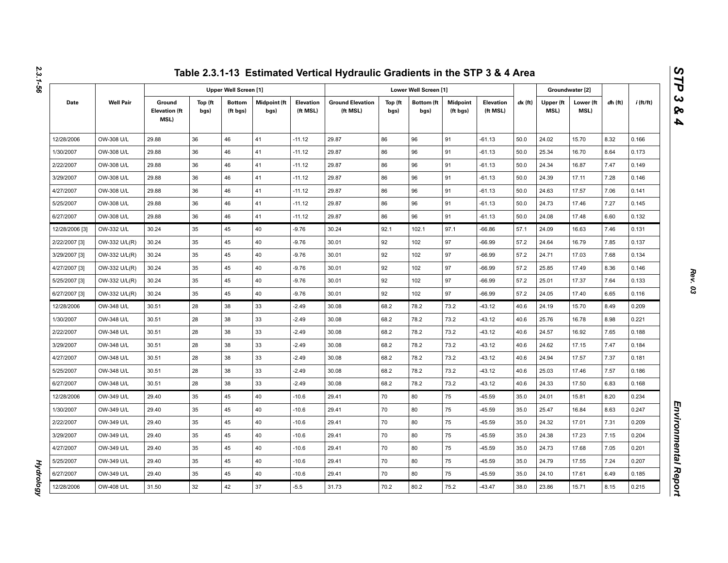# Table 2.3.1-13 Estimated Vertical Hydraulic Gradients in the STP 3 & 4 Area

| Date | Well Pair | Upper Well Screen [1] | | | | | Lower Well Screen [1] | | | | | $dx$ (ft) | Groundwater [2] | | $dh$ (ft) | $i$ (ft/ft) |
|---|---|---|---|---|---|---|---|---|---|---|---|---|---|---|---|---|
| | | Ground Elevation (ft MSL) | Top (ft bgs) | Bottom (ft bgs) | Midpoint (ft bgs) | Elevation (ft MSL) | Ground Elevation (ft MSL) | Top (ft bgs) | Bottom (ft bgs) | Midpoint (ft bgs) | Elevation (ft MSL) | | Upper (ft MSL) | Lower (ft MSL) | | |
| 12/28/2006 | OW-308 U/L | 29.88 | 36 | 46 | 41 | -11.12 | 29.87 | 86 | 96 | 91 | -61.13 | 50.0 | 24.02 | 15.70 | 8.32 | 0.166 |
| 1/30/2007 | OW-308 U/L | 29.88 | 36 | 46 | 41 | -11.12 | 29.87 | 86 | 96 | 91 | -61.13 | 50.0 | 25.34 | 16.70 | 8.64 | 0.173 |
| 2/22/2007 | OW-308 U/L | 29.88 | 36 | 46 | 41 | -11.12 | 29.87 | 86 | 96 | 91 | -61.13 | 50.0 | 24.34 | 16.87 | 7.47 | 0.149 |
| 3/29/2007 | OW-308 U/L | 29.88 | 36 | 46 | 41 | -11.12 | 29.87 | 86 | 96 | 91 | -61.13 | 50.0 | 24.39 | 17.11 | 7.28 | 0.146 |
| 4/27/2007 | OW-308 U/L | 29.88 | 36 | 46 | 41 | -11.12 | 29.87 | 86 | 96 | 91 | -61.13 | 50.0 | 24.63 | 17.57 | 7.06 | 0.141 |
| 5/25/2007 | OW-308 U/L | 29.88 | 36 | 46 | 41 | -11.12 | 29.87 | 86 | 96 | 91 | -61.13 | 50.0 | 24.73 | 17.46 | 7.27 | 0.145 |
| 6/27/2007 | OW-308 U/L | 29.88 | 36 | 46 | 41 | -11.12 | 29.87 | 86 | 96 | 91 | -61.13 | 50.0 | 24.08 | 17.48 | 6.60 | 0.132 |
| 12/28/2006 [3] | OW-332 U/L | 30.24 | 35 | 45 | 40 | -9.76 | 30.24 | 92.1 | 102.1 | 97.1 | -66.86 | 57.1 | 24.09 | 16.63 | 7.46 | 0.131 |
| 2/22/2007 [3] | OW-332 U/L(R) | 30.24 | 35 | 45 | 40 | -9.76 | 30.01 | 92 | 102 | 97 | -66.99 | 57.2 | 24.64 | 16.79 | 7.85 | 0.137 |
| 3/29/2007 [3] | OW-332 U/L(R) | 30.24 | 35 | 45 | 40 | -9.76 | 30.01 | 92 | 102 | 97 | -66.99 | 57.2 | 24.71 | 17.03 | 7.68 | 0.134 |
| 4/27/2007 [3] | OW-332 U/L(R) | 30.24 | 35 | 45 | 40 | -9.76 | 30.01 | 92 | 102 | 97 | -66.99 | 57.2 | 25.85 | 17.49 | 8.36 | 0.146 |
| 5/25/2007 [3] | OW-332 U/L(R) | 30.24 | 35 | 45 | 40 | -9.76 | 30.01 | 92 | 102 | 97 | -66.99 | 57.2 | 25.01 | 17.37 | 7.64 | 0.133 |
| 6/27/2007 [3] | OW-332 U/L(R) | 30.24 | 35 | 45 | 40 | -9.76 | 30.01 | 92 | 102 | 97 | -66.99 | 57.2 | 24.05 | 17.40 | 6.65 | 0.116 |
| 12/28/2006 | OW-348 U/L | 30.51 | 28 | 38 | 33 | -2.49 | 30.08 | 68.2 | 78.2 | 73.2 | -43.12 | 40.6 | 24.19 | 15.70 | 8.49 | 0.209 |
| 1/30/2007 | OW-348 U/L | 30.51 | 28 | 38 | 33 | -2.49 | 30.08 | 68.2 | 78.2 | 73.2 | -43.12 | 40.6 | 25.76 | 16.78 | 8.98 | 0.221 |
| 2/22/2007 | OW-348 U/L | 30.51 | 28 | 38 | 33 | -2.49 | 30.08 | 68.2 | 78.2 | 73.2 | -43.12 | 40.6 | 24.57 | 16.92 | 7.65 | 0.188 |
| 3/29/2007 | OW-348 U/L | 30.51 | 28 | 38 | 33 | -2.49 | 30.08 | 68.2 | 78.2 | 73.2 | -43.12 | 40.6 | 24.62 | 17.15 | 7.47 | 0.184 |
| 4/27/2007 | OW-348 U/L | 30.51 | 28 | 38 | 33 | -2.49 | 30.08 | 68.2 | 78.2 | 73.2 | -43.12 | 40.6 | 24.94 | 17.57 | 7.37 | 0.181 |
| 5/25/2007 | OW-348 U/L | 30.51 | 28 | 38 | 33 | -2.49 | 30.08 | 68.2 | 78.2 | 73.2 | -43.12 | 40.6 | 25.03 | 17.46 | 7.57 | 0.186 |
| 6/27/2007 | OW-348 U/L | 30.51 | 28 | 38 | 33 | -2.49 | 30.08 | 68.2 | 78.2 | 73.2 | -43.12 | 40.6 | 24.33 | 17.50 | 6.83 | 0.168 |
| 12/28/2006 | OW-349 U/L | 29.40 | 35 | 45 | 40 | -10.6 | 29.41 | 70 | 80 | 75 | -45.59 | 35.0 | 24.01 | 15.81 | 8.20 | 0.234 |
| 1/30/2007 | OW-349 U/L | 29.40 | 35 | 45 | 40 | -10.6 | 29.41 | 70 | 80 | 75 | -45.59 | 35.0 | 25.47 | 16.84 | 8.63 | 0.247 |
| 2/22/2007 | OW-349 U/L | 29.40 | 35 | 45 | 40 | -10.6 | 29.41 | 70 | 80 | 75 | -45.59 | 35.0 | 24.32 | 17.01 | 7.31 | 0.209 |
| 3/29/2007 | OW-349 U/L | 29.40 | 35 | 45 | 40 | -10.6 | 29.41 | 70 | 80 | 75 | -45.59 | 35.0 | 24.38 | 17.23 | 7.15 | 0.204 |
| 4/27/2007 | OW-349 U/L | 29.40 | 35 | 45 | 40 | -10.6 | 29.41 | 70 | 80 | 75 | -45.59 | 35.0 | 24.73 | 17.68 | 7.05 | 0.201 |
| 5/25/2007 | OW-349 U/L | 29.40 | 35 | 45 | 40 | -10.6 | 29.41 | 70 | 80 | 75 | -45.59 | 35.0 | 24.79 | 17.55 | 7.24 | 0.207 |
| 6/27/2007 | OW-349 U/L | 29.40 | 35 | 45 | 40 | -10.6 | 29.41 | 70 | 80 | 75 | -45.59 | 35.0 | 24.10 | 17.61 | 6.49 | 0.185 |
| 12/28/2006 | OW-408 U/L | 31.50 | 32 | 42 | 37 | -5.5 | 31.73 | 70.2 | 80.2 | 75.2 | -43.47 | 38.0 | 23.86 | 15.71 | 8.15 | 0.215 |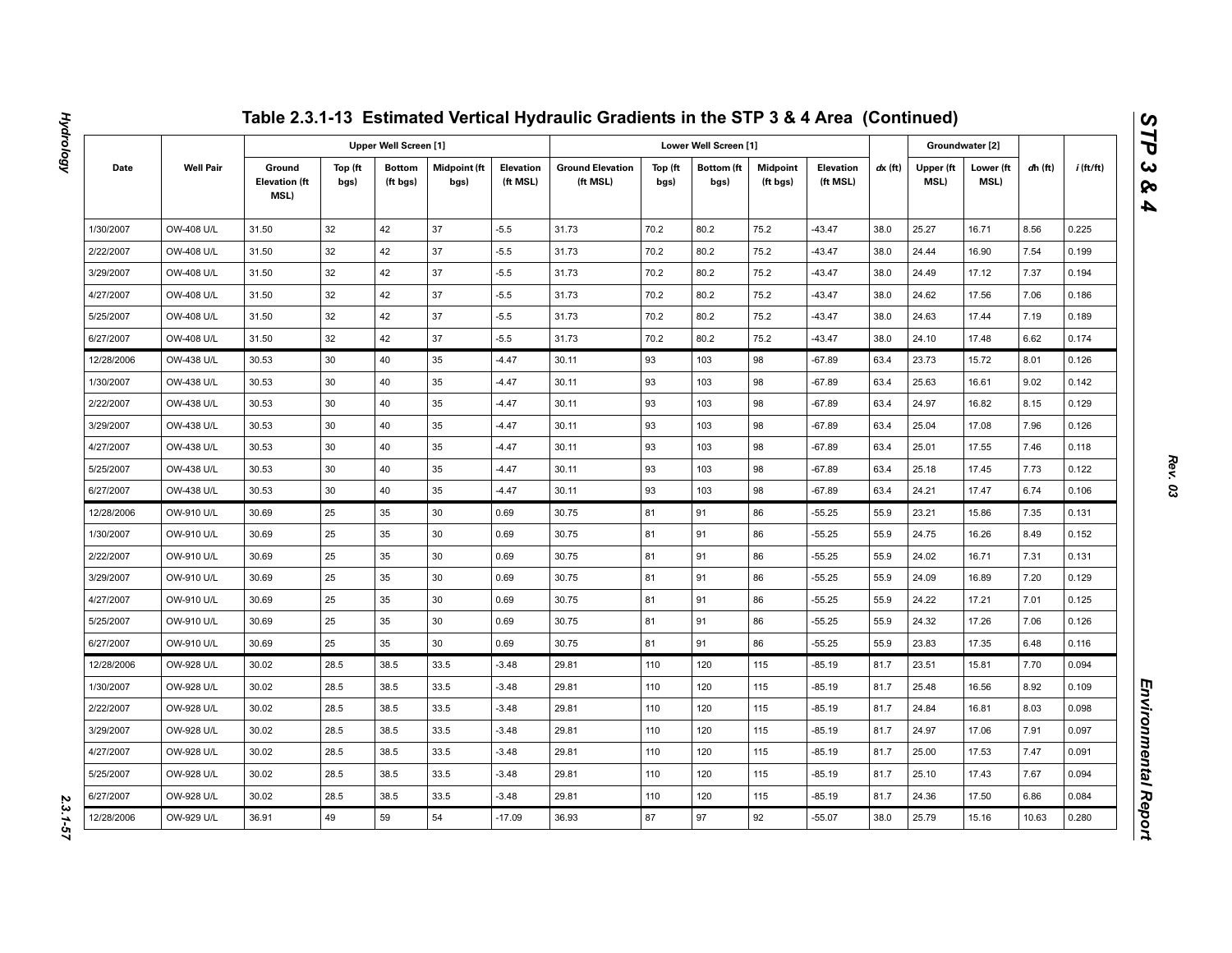## Table 2.3.1-13 Estimated Vertical Hydraulic Gradients in the STP 3 & 4 Area (Continued)

| Date | Well Pair | Upper Well Screen [1] | | | | | Lower Well Screen [1] | | | | | dx (ft) | Groundwater [2] | | dh (ft) | i (ft/ft) |
|---|---|---|---|---|---|---|---|---|---|---|---|---|---|---|---|---|
| | | Ground Elevation (ft MSL) | Top (ft bgs) | Bottom (ft bgs) | Midpoint (ft bgs) | Elevation (ft MSL) | Ground Elevation (ft MSL) | Top (ft bgs) | Bottom (ft bgs) | Midpoint (ft bgs) | Elevation (ft MSL) | | Upper (ft MSL) | Lower (ft MSL) | | |
| 1/30/2007 | OW-408 U/L | 31.50 | 32 | 42 | 37 | -5.5 | 31.73 | 70.2 | 80.2 | 75.2 | -43.47 | 38.0 | 25.27 | 16.71 | 8.56 | 0.225 |
| 2/22/2007 | OW-408 U/L | 31.50 | 32 | 42 | 37 | -5.5 | 31.73 | 70.2 | 80.2 | 75.2 | -43.47 | 38.0 | 24.44 | 16.90 | 7.54 | 0.199 |
| 3/29/2007 | OW-408 U/L | 31.50 | 32 | 42 | 37 | -5.5 | 31.73 | 70.2 | 80.2 | 75.2 | -43.47 | 38.0 | 24.49 | 17.12 | 7.37 | 0.194 |
| 4/27/2007 | OW-408 U/L | 31.50 | 32 | 42 | 37 | -5.5 | 31.73 | 70.2 | 80.2 | 75.2 | -43.47 | 38.0 | 24.62 | 17.56 | 7.06 | 0.186 |
| 5/25/2007 | OW-408 U/L | 31.50 | 32 | 42 | 37 | -5.5 | 31.73 | 70.2 | 80.2 | 75.2 | -43.47 | 38.0 | 24.63 | 17.44 | 7.19 | 0.189 |
| 6/27/2007 | OW-408 U/L | 31.50 | 32 | 42 | 37 | -5.5 | 31.73 | 70.2 | 80.2 | 75.2 | -43.47 | 38.0 | 24.10 | 17.48 | 6.62 | 0.174 |
| 12/28/2006 | OW-438 U/L | 30.53 | 30 | 40 | 35 | -4.47 | 30.11 | 93 | 103 | 98 | -67.89 | 63.4 | 23.73 | 15.72 | 8.01 | 0.126 |
| 1/30/2007 | OW-438 U/L | 30.53 | 30 | 40 | 35 | -4.47 | 30.11 | 93 | 103 | 98 | -67.89 | 63.4 | 25.63 | 16.61 | 9.02 | 0.142 |
| 2/22/2007 | OW-438 U/L | 30.53 | 30 | 40 | 35 | -4.47 | 30.11 | 93 | 103 | 98 | -67.89 | 63.4 | 24.97 | 16.82 | 8.15 | 0.129 |
| 3/29/2007 | OW-438 U/L | 30.53 | 30 | 40 | 35 | -4.47 | 30.11 | 93 | 103 | 98 | -67.89 | 63.4 | 25.04 | 17.08 | 7.96 | 0.126 |
| 4/27/2007 | OW-438 U/L | 30.53 | 30 | 40 | 35 | -4.47 | 30.11 | 93 | 103 | 98 | -67.89 | 63.4 | 25.01 | 17.55 | 7.46 | 0.118 |
| 5/25/2007 | OW-438 U/L | 30.53 | 30 | 40 | 35 | -4.47 | 30.11 | 93 | 103 | 98 | -67.89 | 63.4 | 25.18 | 17.45 | 7.73 | 0.122 |
| 6/27/2007 | OW-438 U/L | 30.53 | 30 | 40 | 35 | -4.47 | 30.11 | 93 | 103 | 98 | -67.89 | 63.4 | 24.21 | 17.47 | 6.74 | 0.106 |
| 12/28/2006 | OW-910 U/L | 30.69 | 25 | 35 | 30 | 0.69 | 30.75 | 81 | 91 | 86 | -55.25 | 55.9 | 23.21 | 15.86 | 7.35 | 0.131 |
| 1/30/2007 | OW-910 U/L | 30.69 | 25 | 35 | 30 | 0.69 | 30.75 | 81 | 91 | 86 | -55.25 | 55.9 | 24.75 | 16.26 | 8.49 | 0.152 |
| 2/22/2007 | OW-910 U/L | 30.69 | 25 | 35 | 30 | 0.69 | 30.75 | 81 | 91 | 86 | -55.25 | 55.9 | 24.02 | 16.71 | 7.31 | 0.131 |
| 3/29/2007 | OW-910 U/L | 30.69 | 25 | 35 | 30 | 0.69 | 30.75 | 81 | 91 | 86 | -55.25 | 55.9 | 24.09 | 16.89 | 7.20 | 0.129 |
| 4/27/2007 | OW-910 U/L | 30.69 | 25 | 35 | 30 | 0.69 | 30.75 | 81 | 91 | 86 | -55.25 | 55.9 | 24.22 | 17.21 | 7.01 | 0.125 |
| 5/25/2007 | OW-910 U/L | 30.69 | 25 | 35 | 30 | 0.69 | 30.75 | 81 | 91 | 86 | -55.25 | 55.9 | 24.32 | 17.26 | 7.06 | 0.126 |
| 6/27/2007 | OW-910 U/L | 30.69 | 25 | 35 | 30 | 0.69 | 30.75 | 81 | 91 | 86 | -55.25 | 55.9 | 23.83 | 17.35 | 6.48 | 0.116 |
| 12/28/2006 | OW-928 U/L | 30.02 | 28.5 | 38.5 | 33.5 | -3.48 | 29.81 | 110 | 120 | 115 | -85.19 | 81.7 | 23.51 | 15.81 | 7.70 | 0.094 |
| 1/30/2007 | OW-928 U/L | 30.02 | 28.5 | 38.5 | 33.5 | -3.48 | 29.81 | 110 | 120 | 115 | -85.19 | 81.7 | 25.48 | 16.56 | 8.92 | 0.109 |
| 2/22/2007 | OW-928 U/L | 30.02 | 28.5 | 38.5 | 33.5 | -3.48 | 29.81 | 110 | 120 | 115 | -85.19 | 81.7 | 24.84 | 16.81 | 8.03 | 0.098 |
| 3/29/2007 | OW-928 U/L | 30.02 | 28.5 | 38.5 | 33.5 | -3.48 | 29.81 | 110 | 120 | 115 | -85.19 | 81.7 | 24.97 | 17.06 | 7.91 | 0.097 |
| 4/27/2007 | OW-928 U/L | 30.02 | 28.5 | 38.5 | 33.5 | -3.48 | 29.81 | 110 | 120 | 115 | -85.19 | 81.7 | 25.00 | 17.53 | 7.47 | 0.091 |
| 5/25/2007 | OW-928 U/L | 30.02 | 28.5 | 38.5 | 33.5 | -3.48 | 29.81 | 110 | 120 | 115 | -85.19 | 81.7 | 25.10 | 17.43 | 7.67 | 0.094 |
| 6/27/2007 | OW-928 U/L | 30.02 | 28.5 | 38.5 | 33.5 | -3.48 | 29.81 | 110 | 120 | 115 | -85.19 | 81.7 | 24.36 | 17.50 | 6.86 | 0.084 |
| 12/28/2006 | OW-929 U/L | 36.91 | 49 | 59 | 54 | -17.09 | 36.93 | 87 | 97 | 92 | -55.07 | 38.0 | 25.79 | 15.16 | 10.63 | 0.280 |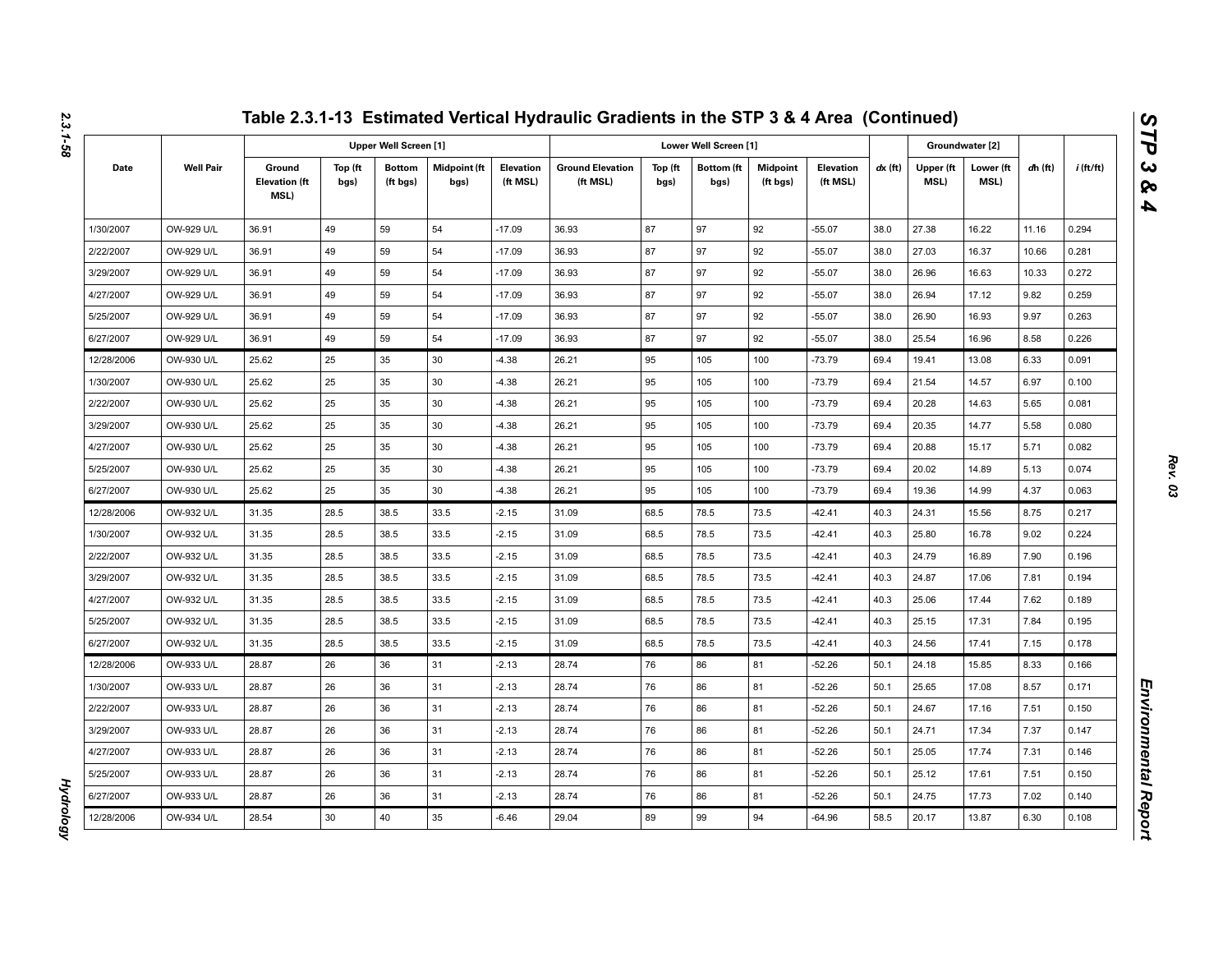# Table 2.3.1-13 Estimated Vertical Hydraulic Gradients in the STP 3 & 4 Area (Continued)

| Date | Well Pair | Upper Well Screen [1] | | | | | Lower Well Screen [1] | | | | | dx (ft) | Groundwater [2] | | dh (ft) | i (ft/ft) |
|---|---|---|---|---|---|---|---|---|---|---|---|---|---|---|---|---|
| | | Ground Elevation (ft MSL) | Top (ft bgs) | Bottom (ft bgs) | Midpoint (ft bgs) | Elevation (ft MSL) | Ground Elevation (ft MSL) | Top (ft bgs) | Bottom (ft bgs) | Midpoint (ft bgs) | Elevation (ft MSL) | | Upper (ft MSL) | Lower (ft MSL) | | |
| 1/30/2007 | OW-929 U/L | 36.91 | 49 | 59 | 54 | -17.09 | 36.93 | 87 | 97 | 92 | -55.07 | 38.0 | 27.38 | 16.22 | 11.16 | 0.294 |
| 2/22/2007 | OW-929 U/L | 36.91 | 49 | 59 | 54 | -17.09 | 36.93 | 87 | 97 | 92 | -55.07 | 38.0 | 27.03 | 16.37 | 10.66 | 0.281 |
| 3/29/2007 | OW-929 U/L | 36.91 | 49 | 59 | 54 | -17.09 | 36.93 | 87 | 97 | 92 | -55.07 | 38.0 | 26.96 | 16.63 | 10.33 | 0.272 |
| 4/27/2007 | OW-929 U/L | 36.91 | 49 | 59 | 54 | -17.09 | 36.93 | 87 | 97 | 92 | -55.07 | 38.0 | 26.94 | 17.12 | 9.82 | 0.259 |
| 5/25/2007 | OW-929 U/L | 36.91 | 49 | 59 | 54 | -17.09 | 36.93 | 87 | 97 | 92 | -55.07 | 38.0 | 26.90 | 16.93 | 9.97 | 0.263 |
| 6/27/2007 | OW-929 U/L | 36.91 | 49 | 59 | 54 | -17.09 | 36.93 | 87 | 97 | 92 | -55.07 | 38.0 | 25.54 | 16.96 | 8.58 | 0.226 |
| 12/28/2006 | OW-930 U/L | 25.62 | 25 | 35 | 30 | -4.38 | 26.21 | 95 | 105 | 100 | -73.79 | 69.4 | 19.41 | 13.08 | 6.33 | 0.091 |
| 1/30/2007 | OW-930 U/L | 25.62 | 25 | 35 | 30 | -4.38 | 26.21 | 95 | 105 | 100 | -73.79 | 69.4 | 21.54 | 14.57 | 6.97 | 0.100 |
| 2/22/2007 | OW-930 U/L | 25.62 | 25 | 35 | 30 | -4.38 | 26.21 | 95 | 105 | 100 | -73.79 | 69.4 | 20.28 | 14.63 | 5.65 | 0.081 |
| 3/29/2007 | OW-930 U/L | 25.62 | 25 | 35 | 30 | -4.38 | 26.21 | 95 | 105 | 100 | -73.79 | 69.4 | 20.35 | 14.77 | 5.58 | 0.080 |
| 4/27/2007 | OW-930 U/L | 25.62 | 25 | 35 | 30 | -4.38 | 26.21 | 95 | 105 | 100 | -73.79 | 69.4 | 20.88 | 15.17 | 5.71 | 0.082 |
| 5/25/2007 | OW-930 U/L | 25.62 | 25 | 35 | 30 | -4.38 | 26.21 | 95 | 105 | 100 | -73.79 | 69.4 | 20.02 | 14.89 | 5.13 | 0.074 |
| 6/27/2007 | OW-930 U/L | 25.62 | 25 | 35 | 30 | -4.38 | 26.21 | 95 | 105 | 100 | -73.79 | 69.4 | 19.36 | 14.99 | 4.37 | 0.063 |
| 12/28/2006 | OW-932 U/L | 31.35 | 28.5 | 38.5 | 33.5 | -2.15 | 31.09 | 68.5 | 78.5 | 73.5 | -42.41 | 40.3 | 24.31 | 15.56 | 8.75 | 0.217 |
| 1/30/2007 | OW-932 U/L | 31.35 | 28.5 | 38.5 | 33.5 | -2.15 | 31.09 | 68.5 | 78.5 | 73.5 | -42.41 | 40.3 | 25.80 | 16.78 | 9.02 | 0.224 |
| 2/22/2007 | OW-932 U/L | 31.35 | 28.5 | 38.5 | 33.5 | -2.15 | 31.09 | 68.5 | 78.5 | 73.5 | -42.41 | 40.3 | 24.79 | 16.89 | 7.90 | 0.196 |
| 3/29/2007 | OW-932 U/L | 31.35 | 28.5 | 38.5 | 33.5 | -2.15 | 31.09 | 68.5 | 78.5 | 73.5 | -42.41 | 40.3 | 24.87 | 17.06 | 7.81 | 0.194 |
| 4/27/2007 | OW-932 U/L | 31.35 | 28.5 | 38.5 | 33.5 | -2.15 | 31.09 | 68.5 | 78.5 | 73.5 | -42.41 | 40.3 | 25.06 | 17.44 | 7.62 | 0.189 |
| 5/25/2007 | OW-932 U/L | 31.35 | 28.5 | 38.5 | 33.5 | -2.15 | 31.09 | 68.5 | 78.5 | 73.5 | -42.41 | 40.3 | 25.15 | 17.31 | 7.84 | 0.195 |
| 6/27/2007 | OW-932 U/L | 31.35 | 28.5 | 38.5 | 33.5 | -2.15 | 31.09 | 68.5 | 78.5 | 73.5 | -42.41 | 40.3 | 24.56 | 17.41 | 7.15 | 0.178 |
| 12/28/2006 | OW-933 U/L | 28.87 | 26 | 36 | 31 | -2.13 | 28.74 | 76 | 86 | 81 | -52.26 | 50.1 | 24.18 | 15.85 | 8.33 | 0.166 |
| 1/30/2007 | OW-933 U/L | 28.87 | 26 | 36 | 31 | -2.13 | 28.74 | 76 | 86 | 81 | -52.26 | 50.1 | 25.65 | 17.08 | 8.57 | 0.171 |
| 2/22/2007 | OW-933 U/L | 28.87 | 26 | 36 | 31 | -2.13 | 28.74 | 76 | 86 | 81 | -52.26 | 50.1 | 24.67 | 17.16 | 7.51 | 0.150 |
| 3/29/2007 | OW-933 U/L | 28.87 | 26 | 36 | 31 | -2.13 | 28.74 | 76 | 86 | 81 | -52.26 | 50.1 | 24.71 | 17.34 | 7.37 | 0.147 |
| 4/27/2007 | OW-933 U/L | 28.87 | 26 | 36 | 31 | -2.13 | 28.74 | 76 | 86 | 81 | -52.26 | 50.1 | 25.05 | 17.74 | 7.31 | 0.146 |
| 5/25/2007 | OW-933 U/L | 28.87 | 26 | 36 | 31 | -2.13 | 28.74 | 76 | 86 | 81 | -52.26 | 50.1 | 25.12 | 17.61 | 7.51 | 0.150 |
| 6/27/2007 | OW-933 U/L | 28.87 | 26 | 36 | 31 | -2.13 | 28.74 | 76 | 86 | 81 | -52.26 | 50.1 | 24.75 | 17.73 | 7.02 | 0.140 |
| 12/28/2006 | OW-934 U/L | 28.54 | 30 | 40 | 35 | -6.46 | 29.04 | 89 | 99 | 94 | -64.96 | 58.5 | 20.17 | 13.87 | 6.30 | 0.108 |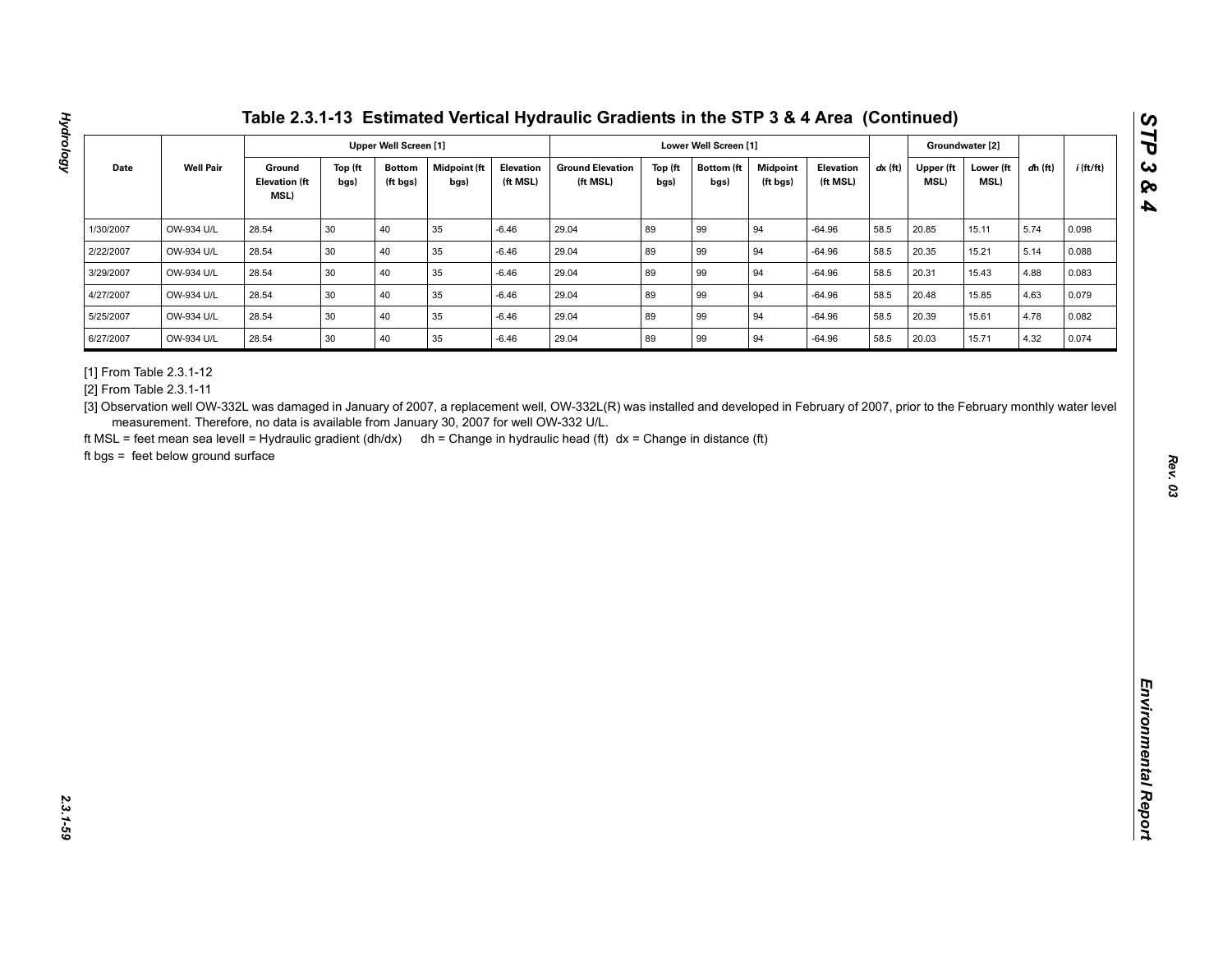# Table 2.3.1-13 Estimated Vertical Hydraulic Gradients in the STP 3 & 4 Area (Continued)

| Date | Well Pair | Upper Well Screen [1] | | | | | Lower Well Screen [1] | | | | | *dx* (ft) | Groundwater [2] | | *dh* (ft) | *i* (ft/ft) |
|---|---|---|---|---|---|---|---|---|---|---|---|---|---|---|---|---|
| | | Ground Elevation (ft MSL) | Top (ft bgs) | Bottom (ft bgs) | Midpoint (ft bgs) | Elevation (ft MSL) | Ground Elevation (ft MSL) | Top (ft bgs) | Bottom (ft bgs) | Midpoint (ft bgs) | Elevation (ft MSL) | | Upper (ft MSL) | Lower (ft MSL) | | |
| 1/30/2007 | OW-934 U/L | 28.54 | 30 | 40 | 35 | -6.46 | 29.04 | 89 | 99 | 94 | -64.96 | 58.5 | 20.85 | 15.11 | 5.74 | 0.098 |
| 2/22/2007 | OW-934 U/L | 28.54 | 30 | 40 | 35 | -6.46 | 29.04 | 89 | 99 | 94 | -64.96 | 58.5 | 20.35 | 15.21 | 5.14 | 0.088 |
| 3/29/2007 | OW-934 U/L | 28.54 | 30 | 40 | 35 | -6.46 | 29.04 | 89 | 99 | 94 | -64.96 | 58.5 | 20.31 | 15.43 | 4.88 | 0.083 |
| 4/27/2007 | OW-934 U/L | 28.54 | 30 | 40 | 35 | -6.46 | 29.04 | 89 | 99 | 94 | -64.96 | 58.5 | 20.48 | 15.85 | 4.63 | 0.079 |
| 5/25/2007 | OW-934 U/L | 28.54 | 30 | 40 | 35 | -6.46 | 29.04 | 89 | 99 | 94 | -64.96 | 58.5 | 20.39 | 15.61 | 4.78 | 0.082 |
| 6/27/2007 | OW-934 U/L | 28.54 | 30 | 40 | 35 | -6.46 | 29.04 | 89 | 99 | 94 | -64.96 | 58.5 | 20.03 | 15.71 | 4.32 | 0.074 |

[1] From Table 2.3.1-12

[2] From Table 2.3.1-11

[3] Observation well OW-332L was damaged in January of 2007, a replacement well, OW-332L(R) was installed and developed in February of 2007, prior to the February monthly water level measurement. Therefore, no data is available from January 30, 2007 for well OW-332 U/L.

ft MSL = feet mean sea levell = Hydraulic gradient (dh/dx) dh = Change in hydraulic head (ft) dx = Change in distance (ft)

ft bgs = feet below ground surface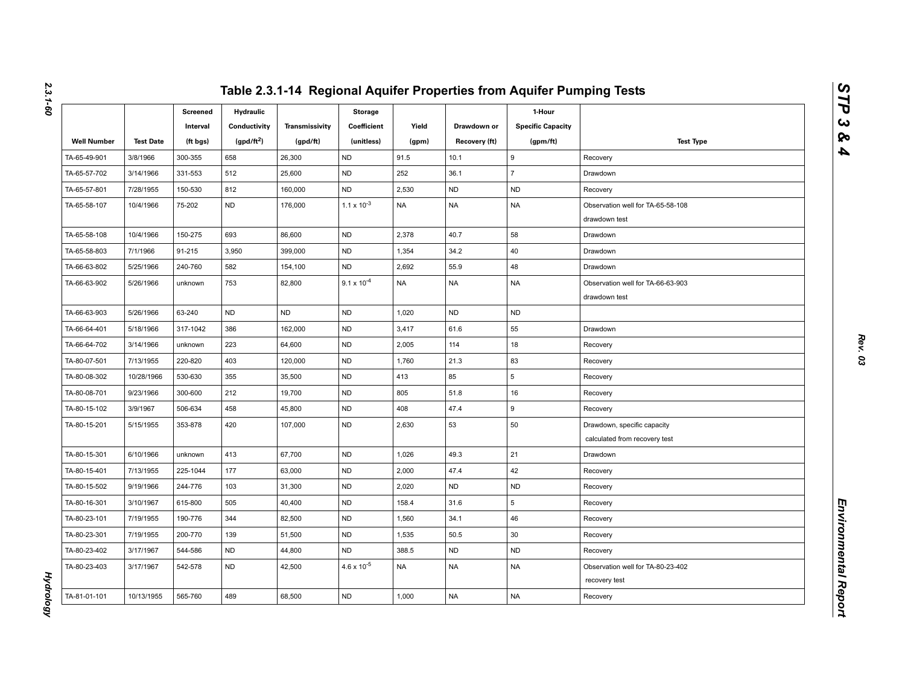# Table 2.3.1-14 Regional Aquifer Properties from Aquifer Pumping Tests

| Well Number | Test Date | Screened Interval (ft bgs) | Hydraulic Conductivity (gpd/ft$^2$) | Transmissivity (gpd/ft) | Storage Coefficient (unitless) | Yield (gpm) | Drawdown or Recovery (ft) | 1-Hour Specific Capacity (gpm/ft) | Test Type |
|---|---|---|---|---|---|---|---|---|---|
| TA-65-49-901 | 3/8/1966 | 300-355 | 658 | 26,300 | ND | 91.5 | 10.1 | 9 | Recovery |
| TA-65-57-702 | 3/14/1966 | 331-553 | 512 | 25,600 | ND | 252 | 36.1 | 7 | Drawdown |
| TA-65-57-801 | 7/28/1955 | 150-530 | 812 | 160,000 | ND | 2,530 | ND | ND | Recovery |
| TA-65-58-107 | 10/4/1966 | 75-202 | ND | 176,000 | $1.1 \times 10^{-3}$ | NA | NA | NA | Observation well for TA-65-58-108 drawdown test |
| TA-65-58-108 | 10/4/1966 | 150-275 | 693 | 86,600 | ND | 2,378 | 40.7 | 58 | Drawdown |
| TA-65-58-803 | 7/1/1966 | 91-215 | 3,950 | 399,000 | ND | 1,354 | 34.2 | 40 | Drawdown |
| TA-66-63-802 | 5/25/1966 | 240-760 | 582 | 154,100 | ND | 2,692 | 55.9 | 48 | Drawdown |
| TA-66-63-902 | 5/26/1966 | unknown | 753 | 82,800 | $9.1 \times 10^{-4}$ | NA | NA | NA | Observation well for TA-66-63-903 drawdown test |
| TA-66-63-903 | 5/26/1966 | 63-240 | ND | ND | ND | 1,020 | ND | ND | |
| TA-66-64-401 | 5/18/1966 | 317-1042 | 386 | 162,000 | ND | 3,417 | 61.6 | 55 | Drawdown |
| TA-66-64-702 | 3/14/1966 | unknown | 223 | 64,600 | ND | 2,005 | 114 | 18 | Recovery |
| TA-80-07-501 | 7/13/1955 | 220-820 | 403 | 120,000 | ND | 1,760 | 21.3 | 83 | Recovery |
| TA-80-08-302 | 10/28/1966 | 530-630 | 355 | 35,500 | ND | 413 | 85 | 5 | Recovery |
| TA-80-08-701 | 9/23/1966 | 300-600 | 212 | 19,700 | ND | 805 | 51.8 | 16 | Recovery |
| TA-80-15-102 | 3/9/1967 | 506-634 | 458 | 45,800 | ND | 408 | 47.4 | 9 | Recovery |
| TA-80-15-201 | 5/15/1955 | 353-878 | 420 | 107,000 | ND | 2,630 | 53 | 50 | Drawdown, specific capacity calculated from recovery test |
| TA-80-15-301 | 6/10/1966 | unknown | 413 | 67,700 | ND | 1,026 | 49.3 | 21 | Drawdown |
| TA-80-15-401 | 7/13/1955 | 225-1044 | 177 | 63,000 | ND | 2,000 | 47.4 | 42 | Recovery |
| TA-80-15-502 | 9/19/1966 | 244-776 | 103 | 31,300 | ND | 2,020 | ND | ND | Recovery |
| TA-80-16-301 | 3/10/1967 | 615-800 | 505 | 40,400 | ND | 158.4 | 31.6 | 5 | Recovery |
| TA-80-23-101 | 7/19/1955 | 190-776 | 344 | 82,500 | ND | 1,560 | 34.1 | 46 | Recovery |
| TA-80-23-301 | 7/19/1955 | 200-770 | 139 | 51,500 | ND | 1,535 | 50.5 | 30 | Recovery |
| TA-80-23-402 | 3/17/1967 | 544-586 | ND | 44,800 | ND | 388.5 | ND | ND | Recovery |
| TA-80-23-403 | 3/17/1967 | 542-578 | ND | 42,500 | $4.6 \times 10^{-5}$ | NA | NA | NA | Observation well for TA-80-23-402 recovery test |
| TA-81-01-101 | 10/13/1955 | 565-760 | 489 | 68,500 | ND | 1,000 | NA | NA | Recovery |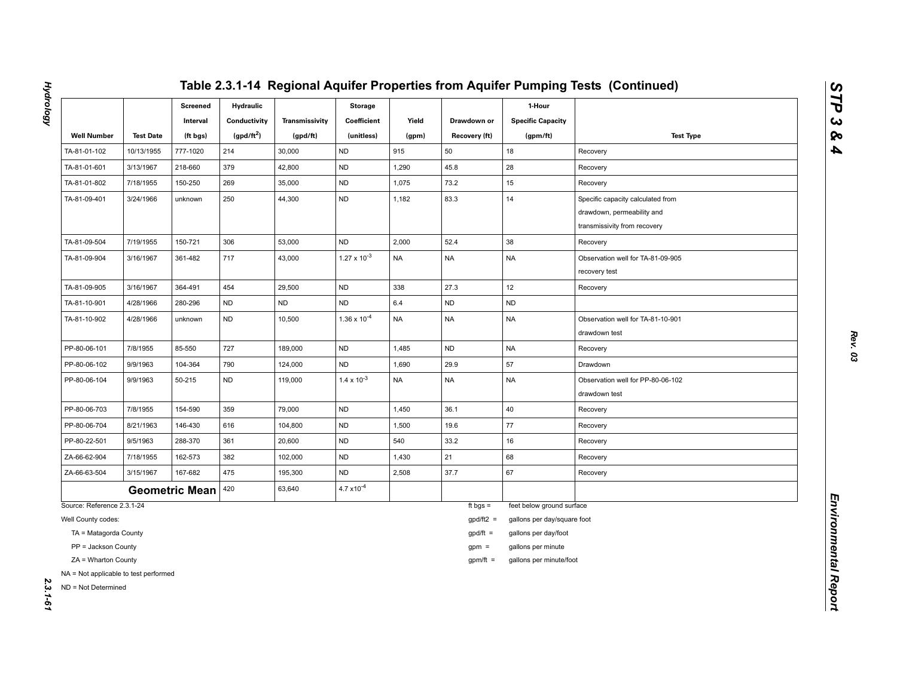# Table 2.3.1-14 Regional Aquifer Properties from Aquifer Pumping Tests (Continued)

| Well Number | Test Date | Screened Interval (ft bgs) | Hydraulic Conductivity (gpd/ft$^2$) | Transmissivity (gpd/ft) | Storage Coefficient (unitless) | Yield (gpm) | Drawdown or Recovery (ft) | 1-Hour Specific Capacity (gpm/ft) | Test Type |
|---|---|---|---|---|---|---|---|---|---|
| TA-81-01-102 | 10/13/1955 | 777-1020 | 214 | 30,000 | ND | 915 | 50 | 18 | Recovery |
| TA-81-01-601 | 3/13/1967 | 218-660 | 379 | 42,800 | ND | 1,290 | 45.8 | 28 | Recovery |
| TA-81-01-802 | 7/18/1955 | 150-250 | 269 | 35,000 | ND | 1,075 | 73.2 | 15 | Recovery |
| TA-81-09-401 | 3/24/1966 | unknown | 250 | 44,300 | ND | 1,182 | 83.3 | 14 | Specific capacity calculated from drawdown, permeability and transmissivity from recovery |
| TA-81-09-504 | 7/19/1955 | 150-721 | 306 | 53,000 | ND | 2,000 | 52.4 | 38 | Recovery |
| TA-81-09-904 | 3/16/1967 | 361-482 | 717 | 43,000 | $1.27 \times 10^{-3}$ | NA | NA | NA | Observation well for TA-81-09-905 recovery test |
| TA-81-09-905 | 3/16/1967 | 364-491 | 454 | 29,500 | ND | 338 | 27.3 | 12 | Recovery |
| TA-81-10-901 | 4/28/1966 | 280-296 | ND | ND | ND | 6.4 | ND | ND | |
| TA-81-10-902 | 4/28/1966 | unknown | ND | 10,500 | $1.36 \times 10^{-4}$ | NA | NA | NA | Observation well for TA-81-10-901 drawdown test |
| PP-80-06-101 | 7/8/1955 | 85-550 | 727 | 189,000 | ND | 1,485 | ND | NA | Recovery |
| PP-80-06-102 | 9/9/1963 | 104-364 | 790 | 124,000 | ND | 1,690 | 29.9 | 57 | Drawdown |
| PP-80-06-104 | 9/9/1963 | 50-215 | ND | 119,000 | $1.4 \times 10^{-3}$ | NA | NA | NA | Observation well for PP-80-06-102 drawdown test |
| PP-80-06-703 | 7/8/1955 | 154-590 | 359 | 79,000 | ND | 1,450 | 36.1 | 40 | Recovery |
| PP-80-06-704 | 8/21/1963 | 146-430 | 616 | 104,800 | ND | 1,500 | 19.6 | 77 | Recovery |
| PP-80-22-501 | 9/5/1963 | 288-370 | 361 | 20,600 | ND | 540 | 33.2 | 16 | Recovery |
| ZA-66-62-904 | 7/18/1955 | 162-573 | 382 | 102,000 | ND | 1,430 | 21 | 68 | Recovery |
| ZA-66-63-504 | 3/15/1967 | 167-682 | 475 | 195,300 | ND | 2,508 | 37.7 | 67 | Recovery |
| **Geometric Mean** | | | 420 | 63,640 | $4.7 \times 10^{-4}$ | | | | |

Source: Reference 2.3.1-24

Well County codes:

TA = Matagorda County

PP = Jackson County

ZA = Wharton County

NA = Not applicable to test performed

ND = Not Determined

ft bgs = feet below ground surface

gpd/ft2 = gallons per day/square foot

gpd/ft = gallons per day/foot

gpm = gallons per minute

gpm/ft = gallons per minute/foot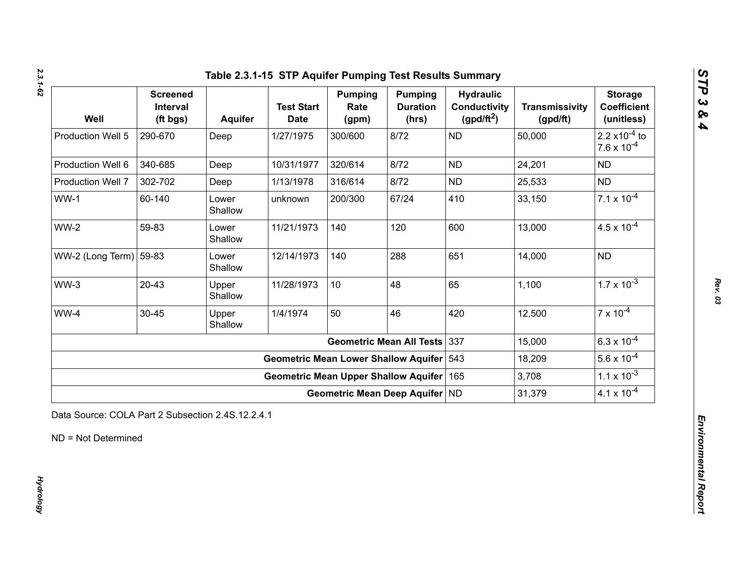# Table 2.3.1-15 STP Aquifer Pumping Test Results Summary

| Well | Screened Interval (ft bgs) | Aquifer | Test Start Date | Pumping Rate (gpm) | Pumping Duration (hrs) | Hydraulic Conductivity ($gpd/ft^2$) | Transmissivity (gpd/ft) | Storage Coefficient (unitless) |
|---|---|---|---|---|---|---|---|---|
| Production Well 5 | 290-670 | Deep | 1/27/1975 | 300/600 | 8/72 | ND | 50,000 | $2.2 \times 10^{-4}$ to $7.6 \times 10^{-4}$ |
| Production Well 6 | 340-685 | Deep | 10/31/1977 | 320/614 | 8/72 | ND | 24,201 | ND |
| Production Well 7 | 302-702 | Deep | 1/13/1978 | 316/614 | 8/72 | ND | 25,533 | ND |
| WW-1 | 60-140 | Lower Shallow | unknown | 200/300 | 67/24 | 410 | 33,150 | $7.1 \times 10^{-4}$ |
| WW-2 | 59-83 | Lower Shallow | 11/21/1973 | 140 | 120 | 600 | 13,000 | $4.5 \times 10^{-4}$ |
| WW-2 (Long Term) | 59-83 | Lower Shallow | 12/14/1973 | 140 | 288 | 651 | 14,000 | ND |
| WW-3 | 20-43 | Upper Shallow | 11/28/1973 | 10 | 48 | 65 | 1,100 | $1.7 \times 10^{-3}$ |
| WW-4 | 30-45 | Upper Shallow | 1/4/1974 | 50 | 46 | 420 | 12,500 | $7 \times 10^{-4}$ |
| | | | | | **Geometric Mean All Tests** | 337 | 15,000 | $6.3 \times 10^{-4}$ |
| | | | | | **Geometric Mean Lower Shallow Aquifer** | 543 | 18,209 | $5.6 \times 10^{-4}$ |
| | | | | | **Geometric Mean Upper Shallow Aquifer** | 165 | 3,708 | $1.1 \times 10^{-3}$ |
| | | | | | **Geometric Mean Deep Aquifer** | ND | 31,379 | $4.1 \times 10^{-4}$ |

Data Source: COLA Part 2 Subsection 2.4S.12.2.4.1

ND = Not Determined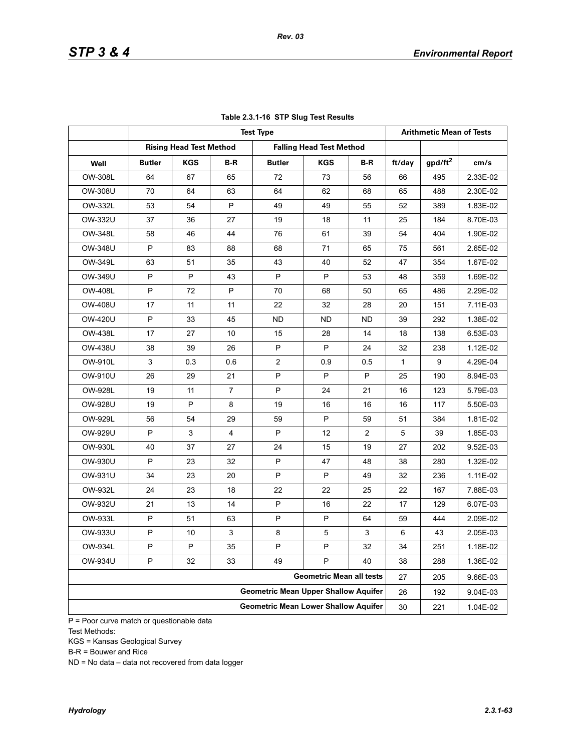**Table 2.3.1-16 STP Slug Test Results**

| | Test Type | | | | | | Arithmetic Mean of Tests | | |
|---|---|---|---|---|---|---|---|---|---|
| | Rising Head Test Method | | | Falling Head Test Method | | | | | |
| Well | Butler | KGS | B-R | Butler | KGS | B-R | ft/day | gpd/ft$^2$ | cm/s |
| OW-308L | 64 | 67 | 65 | 72 | 73 | 56 | 66 | 495 | 2.33E-02 |
| OW-308U | 70 | 64 | 63 | 64 | 62 | 68 | 65 | 488 | 2.30E-02 |
| OW-332L | 53 | 54 | P | 49 | 49 | 55 | 52 | 389 | 1.83E-02 |
| OW-332U | 37 | 36 | 27 | 19 | 18 | 11 | 25 | 184 | 8.70E-03 |
| OW-348L | 58 | 46 | 44 | 76 | 61 | 39 | 54 | 404 | 1.90E-02 |
| OW-348U | P | 83 | 88 | 68 | 71 | 65 | 75 | 561 | 2.65E-02 |
| OW-349L | 63 | 51 | 35 | 43 | 40 | 52 | 47 | 354 | 1.67E-02 |
| OW-349U | P | P | 43 | P | P | 53 | 48 | 359 | 1.69E-02 |
| OW-408L | P | 72 | P | 70 | 68 | 50 | 65 | 486 | 2.29E-02 |
| OW-408U | 17 | 11 | 11 | 22 | 32 | 28 | 20 | 151 | 7.11E-03 |
| OW-420U | P | 33 | 45 | ND | ND | ND | 39 | 292 | 1.38E-02 |
| OW-438L | 17 | 27 | 10 | 15 | 28 | 14 | 18 | 138 | 6.53E-03 |
| OW-438U | 38 | 39 | 26 | P | P | 24 | 32 | 238 | 1.12E-02 |
| OW-910L | 3 | 0.3 | 0.6 | 2 | 0.9 | 0.5 | 1 | 9 | 4.29E-04 |
| OW-910U | 26 | 29 | 21 | P | P | P | 25 | 190 | 8.94E-03 |
| OW-928L | 19 | 11 | 7 | P | 24 | 21 | 16 | 123 | 5.79E-03 |
| OW-928U | 19 | P | 8 | 19 | 16 | 16 | 16 | 117 | 5.50E-03 |
| OW-929L | 56 | 54 | 29 | 59 | P | 59 | 51 | 384 | 1.81E-02 |
| OW-929U | P | 3 | 4 | P | 12 | 2 | 5 | 39 | 1.85E-03 |
| OW-930L | 40 | 37 | 27 | 24 | 15 | 19 | 27 | 202 | 9.52E-03 |
| OW-930U | P | 23 | 32 | P | 47 | 48 | 38 | 280 | 1.32E-02 |
| OW-931U | 34 | 23 | 20 | P | P | 49 | 32 | 236 | 1.11E-02 |
| OW-932L | 24 | 23 | 18 | 22 | 22 | 25 | 22 | 167 | 7.88E-03 |
| OW-932U | 21 | 13 | 14 | P | 16 | 22 | 17 | 129 | 6.07E-03 |
| OW-933L | P | 51 | 63 | P | P | 64 | 59 | 444 | 2.09E-02 |
| OW-933U | P | 10 | 3 | 8 | 5 | 3 | 6 | 43 | 2.05E-03 |
| OW-934L | P | P | 35 | P | P | 32 | 34 | 251 | 1.18E-02 |
| OW-934U | P | 32 | 33 | 49 | P | 40 | 38 | 288 | 1.36E-02 |
| Geometric Mean all tests | | | | | | | 27 | 205 | 9.66E-03 |
| Geometric Mean Upper Shallow Aquifer | | | | | | | 26 | 192 | 9.04E-03 |
| Geometric Mean Lower Shallow Aquifer | | | | | | | 30 | 221 | 1.04E-02 |

P = Poor curve match or questionable data

Test Methods:

KGS = Kansas Geological Survey

B-R = Bouwer and Rice

ND = No data – data not recovered from data logger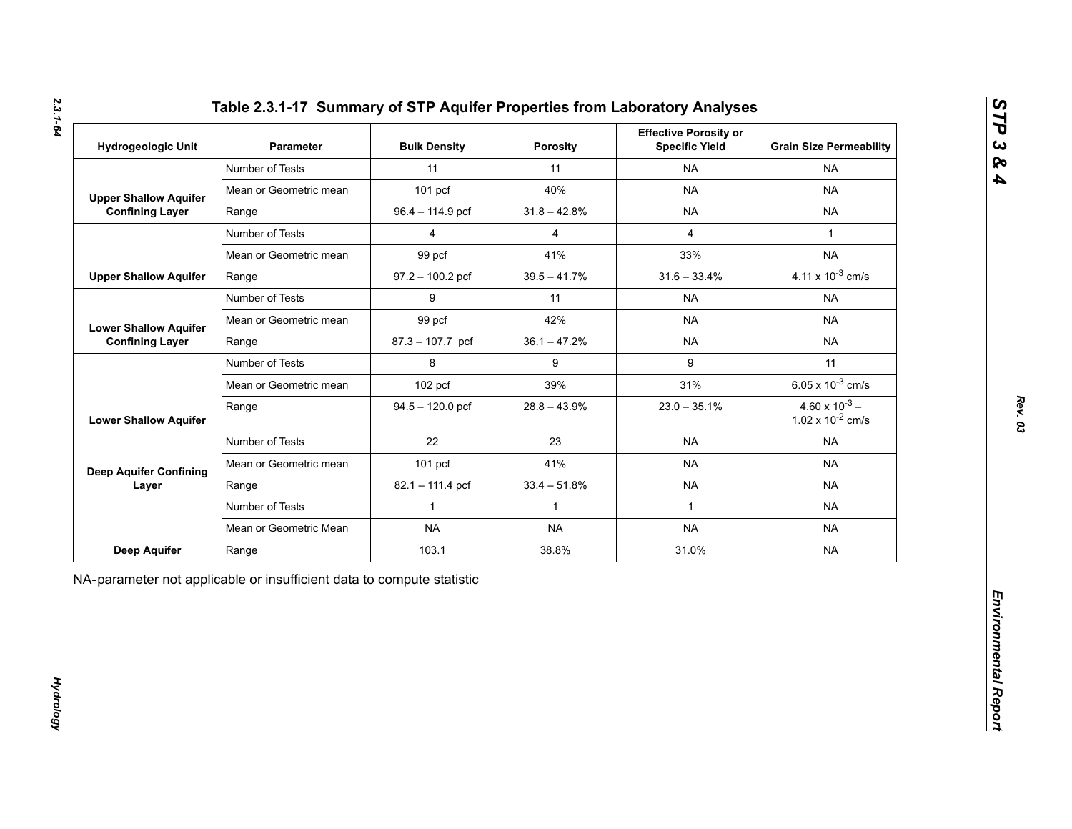# Table 2.3.1-17 Summary of STP Aquifer Properties from Laboratory Analyses

| Hydrogeologic Unit | Parameter | Bulk Density | Porosity | Effective Porosity or Specific Yield | Grain Size Permeability |
|---|---|---|---|---|---|
| Upper Shallow Aquifer Confining Layer | Number of Tests | 11 | 11 | NA | NA |
| | Mean or Geometric mean | 101 pcf | 40% | NA | NA |
| | Range | 96.4 – 114.9 pcf | 31.8 – 42.8% | NA | NA |
| Upper Shallow Aquifer | Number of Tests | 4 | 4 | 4 | 1 |
| | Mean or Geometric mean | 99 pcf | 41% | 33% | NA |
| | Range | 97.2 – 100.2 pcf | 39.5 – 41.7% | 31.6 – 33.4% | $4.11 \times 10^{-3}$ cm/s |
| Lower Shallow Aquifer Confining Layer | Number of Tests | 9 | 11 | NA | NA |
| | Mean or Geometric mean | 99 pcf | 42% | NA | NA |
| | Range | 87.3 – 107.7 pcf | 36.1 – 47.2% | NA | NA |
| Lower Shallow Aquifer | Number of Tests | 8 | 9 | 9 | 11 |
| | Mean or Geometric mean | 102 pcf | 39% | 31% | $6.05 \times 10^{-3}$ cm/s |
| | Range | 94.5 – 120.0 pcf | 28.8 – 43.9% | 23.0 – 35.1% | $4.60 \times 10^{-3}$ – $1.02 \times 10^{-2}$ cm/s |
| Deep Aquifer Confining Layer | Number of Tests | 22 | 23 | NA | NA |
| | Mean or Geometric mean | 101 pcf | 41% | NA | NA |
| | Range | 82.1 – 111.4 pcf | 33.4 – 51.8% | NA | NA |
| Deep Aquifer | Number of Tests | 1 | 1 | 1 | NA |
| | Mean or Geometric Mean | NA | NA | NA | NA |
| | Range | 103.1 | 38.8% | 31.0% | NA |

NA-parameter not applicable or insufficient data to compute statistic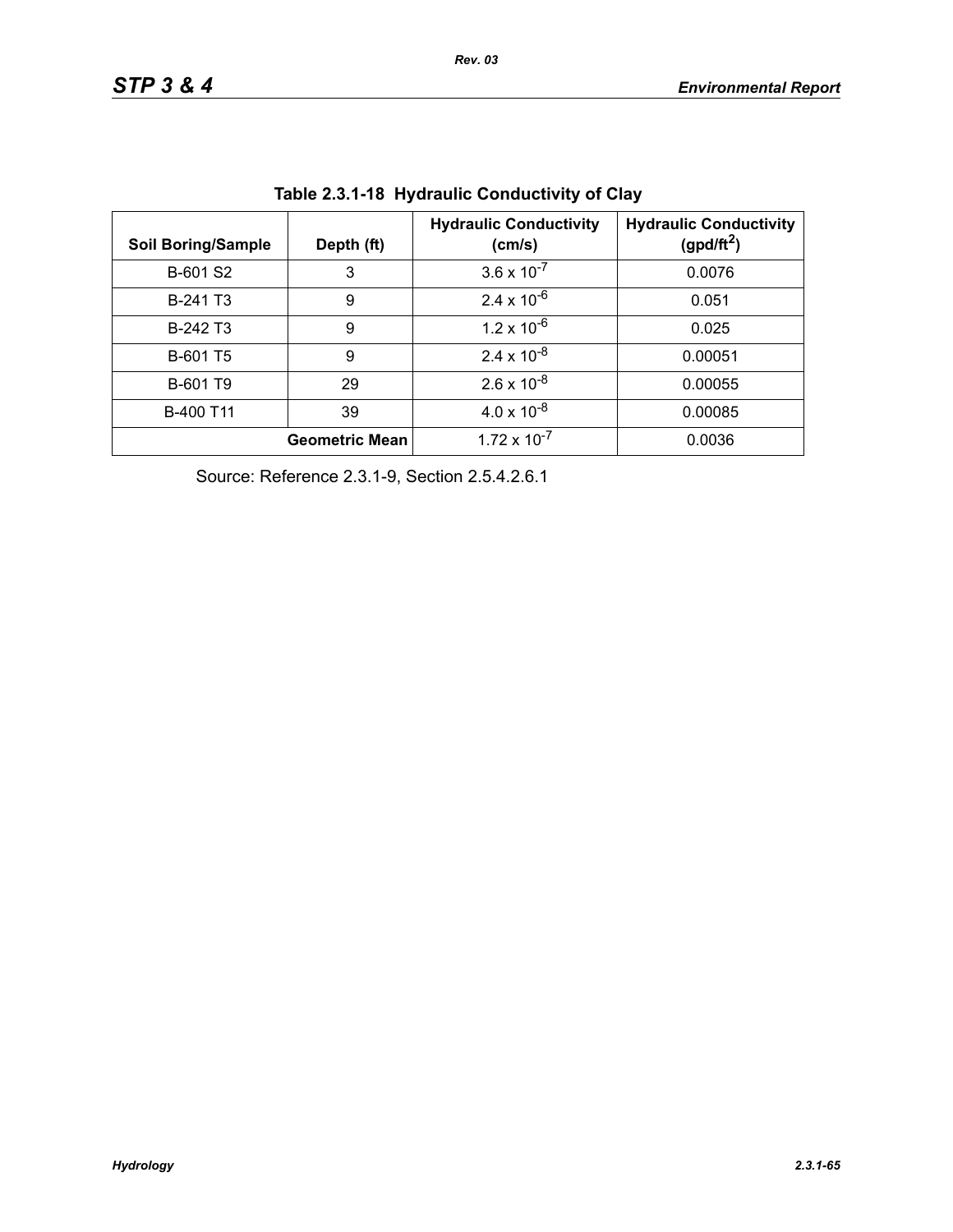**Table 2.3.1-18 Hydraulic Conductivity of Clay**

| Soil Boring/Sample | Depth (ft) | Hydraulic Conductivity (cm/s) | Hydraulic Conductivity ($gpd/ft^2$) |
|---|---|---|---|
| B-601 S2 | 3 | $3.6 \times 10^{-7}$ | 0.0076 |
| B-241 T3 | 9 | $2.4 \times 10^{-6}$ | 0.051 |
| B-242 T3 | 9 | $1.2 \times 10^{-6}$ | 0.025 |
| B-601 T5 | 9 | $2.4 \times 10^{-8}$ | 0.00051 |
| B-601 T9 | 29 | $2.6 \times 10^{-8}$ | 0.00055 |
| B-400 T11 | 39 | $4.0 \times 10^{-8}$ | 0.00085 |
| | **Geometric Mean** | $1.72 \times 10^{-7}$ | 0.0036 |

Source: Reference 2.3.1-9, Section 2.5.4.2.6.1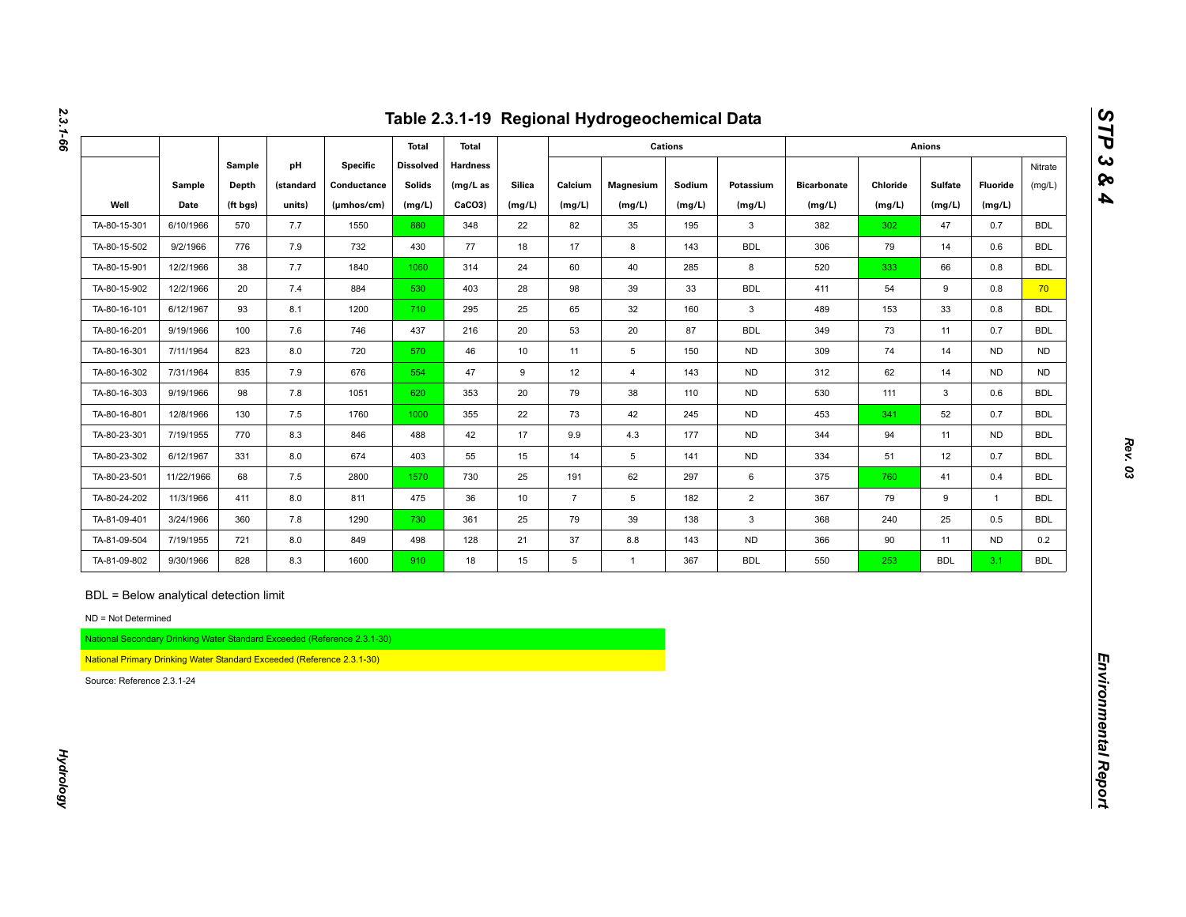# Table 2.3.1-19 Regional Hydrogeochemical Data

| Well | Sample Date | Sample Depth (ft bgs) | pH (standard units) | Specific Conductance (µmhos/cm) | Total Dissolved Solids (mg/L) | Total Hardness (mg/L as CaCO3) | Silica (mg/L) | Cations | | | | Anions | | | | |
|---|---|---|---|---|---|---|---|---|---|---|---|---|---|---|---|---|
| | | | | | | | | Calcium (mg/L) | Magnesium (mg/L) | Sodium (mg/L) | Potassium (mg/L) | Bicarbonate (mg/L) | Chloride (mg/L) | Sulfate (mg/L) | Fluoride (mg/L) | Nitrate (mg/L) |
| TA-80-15-301 | 6/10/1966 | 570 | 7.7 | 1550 | 880 | 348 | 22 | 82 | 35 | 195 | 3 | 382 | 302 | 47 | 0.7 | BDL |
| TA-80-15-502 | 9/2/1966 | 776 | 7.9 | 732 | 430 | 77 | 18 | 17 | 8 | 143 | BDL | 306 | 79 | 14 | 0.6 | BDL |
| TA-80-15-901 | 12/2/1966 | 38 | 7.7 | 1840 | 1060 | 314 | 24 | 60 | 40 | 285 | 8 | 520 | 333 | 66 | 0.8 | BDL |
| TA-80-15-902 | 12/2/1966 | 20 | 7.4 | 884 | 530 | 403 | 28 | 98 | 39 | 33 | BDL | 411 | 54 | 9 | 0.8 | 70 |
| TA-80-16-101 | 6/12/1967 | 93 | 8.1 | 1200 | 710 | 295 | 25 | 65 | 32 | 160 | 3 | 489 | 153 | 33 | 0.8 | BDL |
| TA-80-16-201 | 9/19/1966 | 100 | 7.6 | 746 | 437 | 216 | 20 | 53 | 20 | 87 | BDL | 349 | 73 | 11 | 0.7 | BDL |
| TA-80-16-301 | 7/11/1964 | 823 | 8.0 | 720 | 570 | 46 | 10 | 11 | 5 | 150 | ND | 309 | 74 | 14 | ND | ND |
| TA-80-16-302 | 7/31/1964 | 835 | 7.9 | 676 | 554 | 47 | 9 | 12 | 4 | 143 | ND | 312 | 62 | 14 | ND | ND |
| TA-80-16-303 | 9/19/1966 | 98 | 7.8 | 1051 | 620 | 353 | 20 | 79 | 38 | 110 | ND | 530 | 111 | 3 | 0.6 | BDL |
| TA-80-16-801 | 12/8/1966 | 130 | 7.5 | 1760 | 1000 | 355 | 22 | 73 | 42 | 245 | ND | 453 | 341 | 52 | 0.7 | BDL |
| TA-80-23-301 | 7/19/1955 | 770 | 8.3 | 846 | 488 | 42 | 17 | 9.9 | 4.3 | 177 | ND | 344 | 94 | 11 | ND | BDL |
| TA-80-23-302 | 6/12/1967 | 331 | 8.0 | 674 | 403 | 55 | 15 | 14 | 5 | 141 | ND | 334 | 51 | 12 | 0.7 | BDL |
| TA-80-23-501 | 11/22/1966 | 68 | 7.5 | 2800 | 1570 | 730 | 25 | 191 | 62 | 297 | 6 | 375 | 760 | 41 | 0.4 | BDL |
| TA-80-24-202 | 11/3/1966 | 411 | 8.0 | 811 | 475 | 36 | 10 | 7 | 5 | 182 | 2 | 367 | 79 | 9 | 1 | BDL |
| TA-81-09-401 | 3/24/1966 | 360 | 7.8 | 1290 | 730 | 361 | 25 | 79 | 39 | 138 | 3 | 368 | 240 | 25 | 0.5 | BDL |
| TA-81-09-504 | 7/19/1955 | 721 | 8.0 | 849 | 498 | 128 | 21 | 37 | 8.8 | 143 | ND | 366 | 90 | 11 | ND | 0.2 |
| TA-81-09-802 | 9/30/1966 | 828 | 8.3 | 1600 | 910 | 18 | 15 | 5 | 1 | 367 | BDL | 550 | 253 | BDL | 3.1 | BDL |

BDL = Below analytical detection limit

ND = Not Determined

National Secondary Drinking Water Standard Exceeded (Reference 2.3.1-30)

National Primary Drinking Water Standard Exceeded (Reference 2.3.1-30)

Source: Reference 2.3.1-24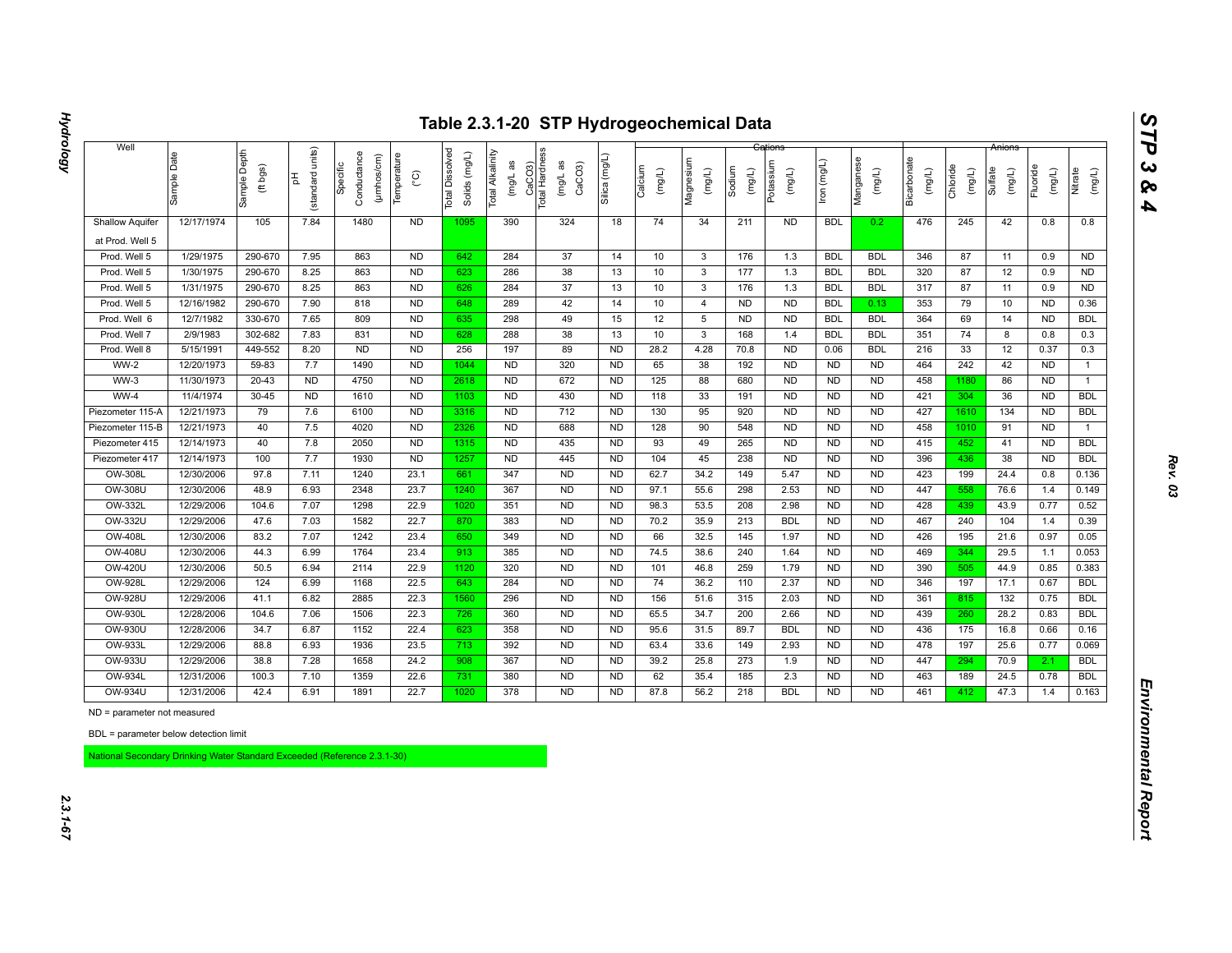# Table 2.3.1-20 STP Hydrogeochemical Data

| Well | Sample Date | Sample Depth (ft bgs) | pH (standard units) | Specific Conductance (µmhos/cm) | Temperature (°C) | Total Dissolved Solids (mg/L) | Total Alkalinity (mg/L as CaCO3) | Total Hardness (mg/L as CaCO3) | Silica (mg/L) | Cations: Calcium (mg/L) | Cations: Magnesium (mg/L) | Cations: Sodium (mg/L) | Cations: Potassium (mg/L) | Cations: Iron (mg/L) | Cations: Manganese (mg/L) | Anions: Bicarbonate (mg/L) | Anions: Chloride (mg/L) | Anions: Sulfate (mg/L) | Anions: Fluoride (mg/L) | Anions: Nitrate (mg/L) |
|---|---|---|---|---|---|---|---|---|---|---|---|---|---|---|---|---|---|---|---|---|
| Shallow Aquifer at Prod. Well 5 | 12/17/1974 | 105 | 7.84 | 1480 | ND | 1095 | 390 | 324 | 18 | 74 | 34 | 211 | ND | BDL | 0.2 | 476 | 245 | 42 | 0.8 | 0.8 |
| Prod. Well 5 | 1/29/1975 | 290-670 | 7.95 | 863 | ND | 642 | 284 | 37 | 14 | 10 | 3 | 176 | 1.3 | BDL | BDL | 346 | 87 | 11 | 0.9 | ND |
| Prod. Well 5 | 1/30/1975 | 290-670 | 8.25 | 863 | ND | 623 | 286 | 38 | 13 | 10 | 3 | 177 | 1.3 | BDL | BDL | 320 | 87 | 12 | 0.9 | ND |
| Prod. Well 5 | 1/31/1975 | 290-670 | 8.25 | 863 | ND | 626 | 284 | 37 | 13 | 10 | 3 | 176 | 1.3 | BDL | BDL | 317 | 87 | 11 | 0.9 | ND |
| Prod. Well 5 | 12/16/1982 | 290-670 | 7.90 | 818 | ND | 648 | 289 | 42 | 14 | 10 | 4 | ND | ND | BDL | 0.13 | 353 | 79 | 10 | ND | 0.36 |
| Prod. Well 6 | 12/7/1982 | 330-670 | 7.65 | 809 | ND | 635 | 298 | 49 | 15 | 12 | 5 | ND | ND | BDL | BDL | 364 | 69 | 14 | ND | BDL |
| Prod. Well 7 | 2/9/1983 | 302-682 | 7.83 | 831 | ND | 628 | 288 | 38 | 13 | 10 | 3 | 168 | 1.4 | BDL | BDL | 351 | 74 | 8 | 0.8 | 0.3 |
| Prod. Well 8 | 5/15/1991 | 449-552 | 8.20 | ND | ND | 256 | 197 | 89 | ND | 28.2 | 4.28 | 70.8 | ND | 0.06 | BDL | 216 | 33 | 12 | 0.37 | 0.3 |
| WW-2 | 12/20/1973 | 59-83 | 7.7 | 1490 | ND | 1044 | ND | 320 | ND | 65 | 38 | 192 | ND | ND | ND | 464 | 242 | 42 | ND | 1 |
| WW-3 | 11/30/1973 | 20-43 | ND | 4750 | ND | 2618 | ND | 672 | ND | 125 | 88 | 680 | ND | ND | ND | 458 | 1180 | 86 | ND | 1 |
| WW-4 | 11/4/1974 | 30-45 | ND | 1610 | ND | 1103 | ND | 430 | ND | 118 | 33 | 191 | ND | ND | ND | 421 | 304 | 36 | ND | BDL |
| Piezometer 115-A | 12/21/1973 | 79 | 7.6 | 6100 | ND | 3316 | ND | 712 | ND | 130 | 95 | 920 | ND | ND | ND | 427 | 1610 | 134 | ND | BDL |
| Piezometer 115-B | 12/21/1973 | 40 | 7.5 | 4020 | ND | 2326 | ND | 688 | ND | 128 | 90 | 548 | ND | ND | ND | 458 | 1010 | 91 | ND | 1 |
| Piezometer 415 | 12/14/1973 | 40 | 7.8 | 2050 | ND | 1315 | ND | 435 | ND | 93 | 49 | 265 | ND | ND | ND | 415 | 452 | 41 | ND | BDL |
| Piezometer 417 | 12/14/1973 | 100 | 7.7 | 1930 | ND | 1257 | ND | 445 | ND | 104 | 45 | 238 | ND | ND | ND | 396 | 436 | 38 | ND | BDL |
| OW-308L | 12/30/2006 | 97.8 | 7.11 | 1240 | 23.1 | 661 | 347 | ND | ND | 62.7 | 34.2 | 149 | 5.47 | ND | ND | 423 | 199 | 24.4 | 0.8 | 0.136 |
| OW-308U | 12/30/2006 | 48.9 | 6.93 | 2348 | 23.7 | 1240 | 367 | ND | ND | 97.1 | 55.6 | 298 | 2.53 | ND | ND | 447 | 558 | 76.6 | 1.4 | 0.149 |
| OW-332L | 12/29/2006 | 104.6 | 7.07 | 1298 | 22.9 | 1020 | 351 | ND | ND | 98.3 | 53.5 | 208 | 2.98 | ND | ND | 428 | 439 | 43.9 | 0.77 | 0.52 |
| OW-332U | 12/29/2006 | 47.6 | 7.03 | 1582 | 22.7 | 870 | 383 | ND | ND | 70.2 | 35.9 | 213 | BDL | ND | ND | 467 | 240 | 104 | 1.4 | 0.39 |
| OW-408L | 12/30/2006 | 83.2 | 7.07 | 1242 | 23.4 | 650 | 349 | ND | ND | 66 | 32.5 | 145 | 1.97 | ND | ND | 426 | 195 | 21.6 | 0.97 | 0.05 |
| OW-408U | 12/30/2006 | 44.3 | 6.99 | 1764 | 23.4 | 913 | 385 | ND | ND | 74.5 | 38.6 | 240 | 1.64 | ND | ND | 469 | 344 | 29.5 | 1.1 | 0.053 |
| OW-420U | 12/30/2006 | 50.5 | 6.94 | 2114 | 22.9 | 1120 | 320 | ND | ND | 101 | 46.8 | 259 | 1.79 | ND | ND | 390 | 505 | 44.9 | 0.85 | 0.383 |
| OW-928L | 12/29/2006 | 124 | 6.99 | 1168 | 22.5 | 643 | 284 | ND | ND | 74 | 36.2 | 110 | 2.37 | ND | ND | 346 | 197 | 17.1 | 0.67 | BDL |
| OW-928U | 12/29/2006 | 41.1 | 6.82 | 2885 | 22.3 | 1560 | 296 | ND | ND | 156 | 51.6 | 315 | 2.03 | ND | ND | 361 | 815 | 132 | 0.75 | BDL |
| OW-930L | 12/28/2006 | 104.6 | 7.06 | 1506 | 22.3 | 726 | 360 | ND | ND | 65.5 | 34.7 | 200 | 2.66 | ND | ND | 439 | 260 | 28.2 | 0.83 | BDL |
| OW-930U | 12/28/2006 | 34.7 | 6.87 | 1152 | 22.4 | 623 | 358 | ND | ND | 95.6 | 31.5 | 89.7 | BDL | ND | ND | 436 | 175 | 16.8 | 0.66 | 0.16 |
| OW-933L | 12/29/2006 | 88.8 | 6.93 | 1936 | 23.5 | 713 | 392 | ND | ND | 63.4 | 33.6 | 149 | 2.93 | ND | ND | 478 | 197 | 25.6 | 0.73 | 0.069 |
| OW-933U | 12/29/2006 | 38.8 | 7.28 | 1658 | 24.2 | 908 | 367 | ND | ND | 39.2 | 25.8 | 273 | 1.9 | ND | ND | 447 | 294 | 70.9 | 2.1 | BDL |
| OW-934L | 12/31/2006 | 100.3 | 7.10 | 1359 | 22.6 | 731 | 380 | ND | ND | 62 | 35.4 | 185 | 2.3 | ND | ND | 463 | 189 | 24.5 | 0.78 | BDL |
| OW-934U | 12/31/2006 | 42.4 | 6.91 | 1891 | 22.7 | 1020 | 378 | ND | ND | 87.8 | 56.2 | 218 | BDL | ND | ND | 461 | 412 | 47.3 | 1.4 | 0.163 |

ND = parameter not measured

BDL = parameter below detection limit

National Secondary Drinking Water Standard Exceeded (Reference 2.3.1-30)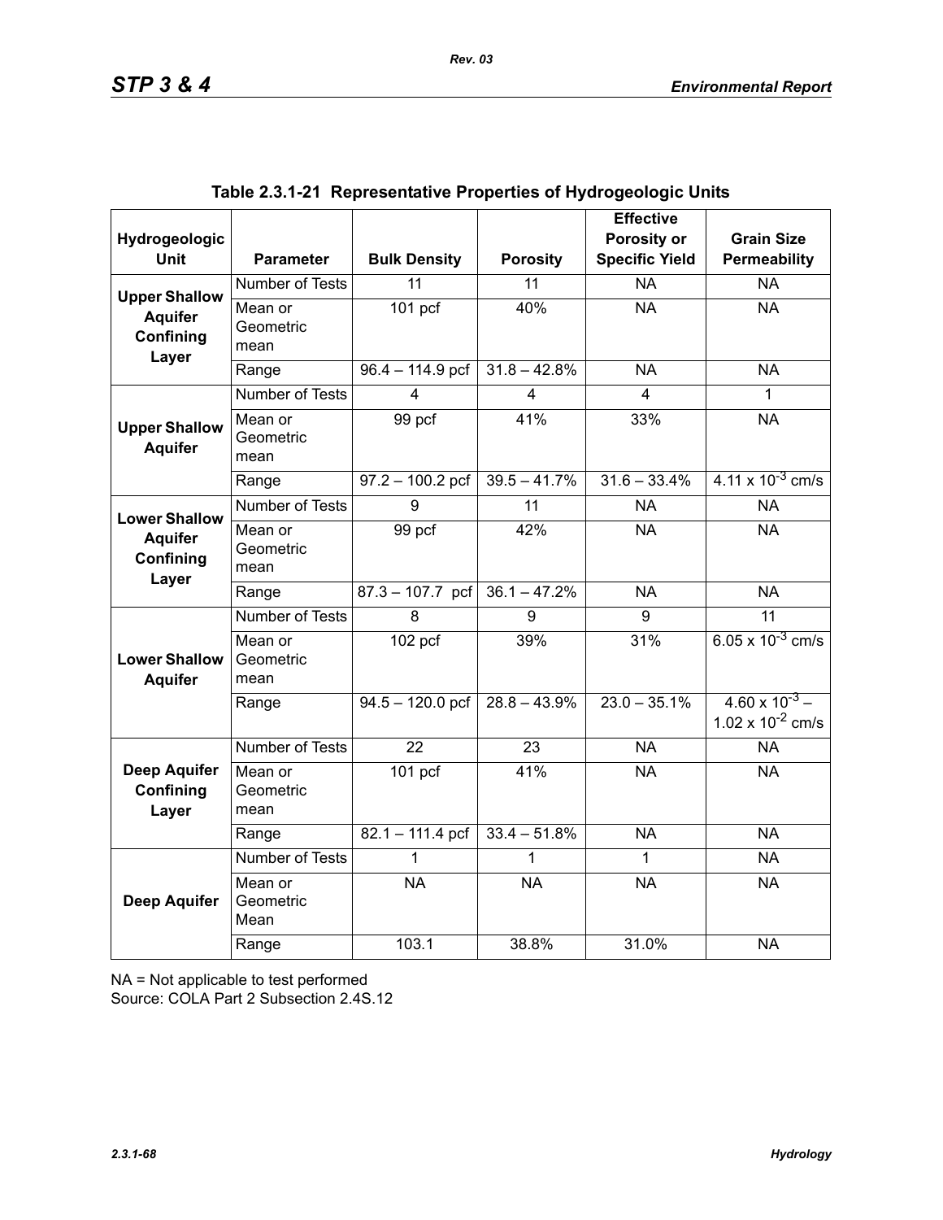**Table 2.3.1-21 Representative Properties of Hydrogeologic Units**

| Hydrogeologic Unit | Parameter | Bulk Density | Porosity | Effective Porosity or Specific Yield | Grain Size Permeability |
|---|---|---|---|---|---|
| **Upper Shallow Aquifer Confining Layer** | Number of Tests | 11 | 11 | NA | NA |
| | Mean or Geometric mean | 101 pcf | 40% | NA | NA |
| | Range | 96.4 – 114.9 pcf | 31.8 – 42.8% | NA | NA |
| **Upper Shallow Aquifer** | Number of Tests | 4 | 4 | 4 | 1 |
| | Mean or Geometric mean | 99 pcf | 41% | 33% | NA |
| | Range | 97.2 – 100.2 pcf | 39.5 – 41.7% | 31.6 – 33.4% | $4.11 \times 10^{-3}$ cm/s |
| **Lower Shallow Aquifer Confining Layer** | Number of Tests | 9 | 11 | NA | NA |
| | Mean or Geometric mean | 99 pcf | 42% | NA | NA |
| | Range | 87.3 – 107.7 pcf | 36.1 – 47.2% | NA | NA |
| **Lower Shallow Aquifer** | Number of Tests | 8 | 9 | 9 | 11 |
| | Mean or Geometric mean | 102 pcf | 39% | 31% | $6.05 \times 10^{-3}$ cm/s |
| | Range | 94.5 – 120.0 pcf | 28.8 – 43.9% | 23.0 – 35.1% | $4.60 \times 10^{-3}$ – $1.02 \times 10^{-2}$ cm/s |
| **Deep Aquifer Confining Layer** | Number of Tests | 22 | 23 | NA | NA |
| | Mean or Geometric mean | 101 pcf | 41% | NA | NA |
| | Range | 82.1 – 111.4 pcf | 33.4 – 51.8% | NA | NA |
| **Deep Aquifer** | Number of Tests | 1 | 1 | 1 | NA |
| | Mean or Geometric Mean | NA | NA | NA | NA |
| | Range | 103.1 | 38.8% | 31.0% | NA |

NA = Not applicable to test performed

Source: COLA Part 2 Subsection 2.4S.12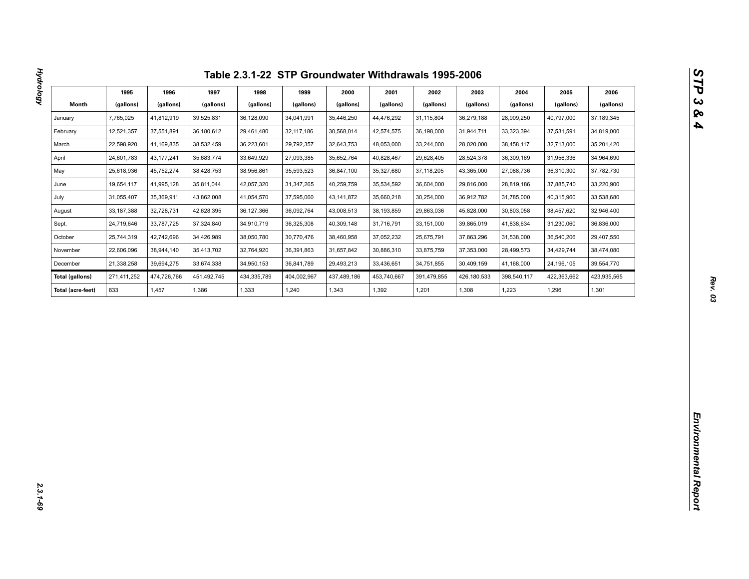## Table 2.3.1-22 STP Groundwater Withdrawals 1995-2006

| Month | 1995 (gallons) | 1996 (gallons) | 1997 (gallons) | 1998 (gallons) | 1999 (gallons) | 2000 (gallons) | 2001 (gallons) | 2002 (gallons) | 2003 (gallons) | 2004 (gallons) | 2005 (gallons) | 2006 (gallons) |
|---|---|---|---|---|---|---|---|---|---|---|---|---|
| January | 7,765,025 | 41,812,919 | 39,525,831 | 36,128,090 | 34,041,991 | 35,446,250 | 44,476,292 | 31,115,804 | 36,279,188 | 28,909,250 | 40,797,000 | 37,189,345 |
| February | 12,521,357 | 37,551,891 | 36,180,612 | 29,461,480 | 32,117,186 | 30,568,014 | 42,574,575 | 36,198,000 | 31,944,711 | 33,323,394 | 37,531,591 | 34,819,000 |
| March | 22,598,920 | 41,169,835 | 38,532,459 | 36,223,601 | 29,792,357 | 32,643,753 | 48,053,000 | 33,244,000 | 28,020,000 | 38,458,117 | 32,713,000 | 35,201,420 |
| April | 24,601,783 | 43,177,241 | 35,683,774 | 33,649,929 | 27,093,385 | 35,652,764 | 40,828,467 | 29,628,405 | 28,524,378 | 36,309,169 | 31,956,336 | 34,964,690 |
| May | 25,618,936 | 45,752,274 | 38,428,753 | 38,956,861 | 35,593,523 | 36,847,100 | 35,327,680 | 37,118,205 | 43,365,000 | 27,088,736 | 36,310,300 | 37,782,730 |
| June | 19,654,117 | 41,995,128 | 35,811,044 | 42,057,320 | 31,347,265 | 40,259,759 | 35,534,592 | 36,604,000 | 29,816,000 | 28,819,186 | 37,885,740 | 33,220,900 |
| July | 31,055,407 | 35,369,911 | 43,862,008 | 41,054,570 | 37,595,060 | 43,141,872 | 35,660,218 | 30,254,000 | 36,912,782 | 31,785,000 | 40,315,960 | 33,538,680 |
| August | 33,187,388 | 32,728,731 | 42,628,395 | 36,127,366 | 36,092,764 | 43,008,513 | 38,193,859 | 29,863,036 | 45,828,000 | 30,803,058 | 38,457,620 | 32,946,400 |
| Sept. | 24,719,646 | 33,787,725 | 37,324,840 | 34,910,719 | 36,325,308 | 40,309,148 | 31,716,791 | 33,151,000 | 39,865,019 | 41,838,634 | 31,230,060 | 36,836,000 |
| October | 25,744,319 | 42,742,696 | 34,426,989 | 38,050,780 | 30,770,476 | 38,460,958 | 37,052,232 | 25,675,791 | 37,863,296 | 31,538,000 | 36,540,206 | 29,407,550 |
| November | 22,606,096 | 38,944,140 | 35,413,702 | 32,764,920 | 36,391,863 | 31,657,842 | 30,886,310 | 33,875,759 | 37,353,000 | 28,499,573 | 34,429,744 | 38,474,080 |
| December | 21,338,258 | 39,694,275 | 33,674,338 | 34,950,153 | 36,841,789 | 29,493,213 | 33,436,651 | 34,751,855 | 30,409,159 | 41,168,000 | 24,196,105 | 39,554,770 |
| **Total (gallons)** | 271,411,252 | 474,726,766 | 451,492,745 | 434,335,789 | 404,002,967 | 437,489,186 | 453,740,667 | 391,479,855 | 426,180,533 | 398,540,117 | 422,363,662 | 423,935,565 |
| **Total (acre-feet)** | 833 | 1,457 | 1,386 | 1,333 | 1,240 | 1,343 | 1,392 | 1,201 | 1,308 | 1,223 | 1,296 | 1,301 |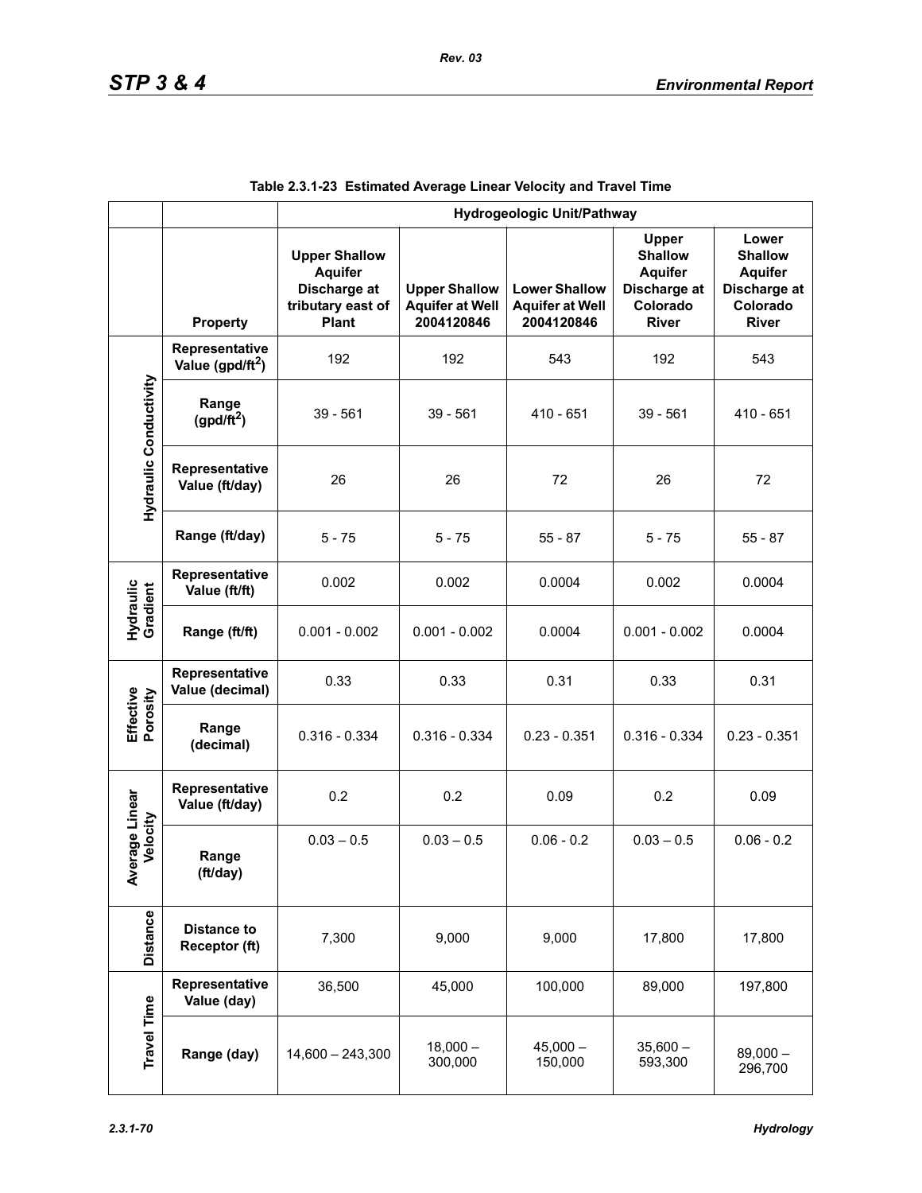**Table 2.3.1-23 Estimated Average Linear Velocity and Travel Time**

| | | Hydrogeologic Unit/Pathway | | | | |
|---|---|---|---|---|---|---|
| | **Property** | **Upper Shallow Aquifer Discharge at tributary east of Plant** | **Upper Shallow Aquifer at Well 2004120846** | **Lower Shallow Aquifer at Well 2004120846** | **Upper Shallow Aquifer Discharge at Colorado River** | **Lower Shallow Aquifer Discharge at Colorado River** |
| **Hydraulic Conductivity** | **Representative Value (gpd/ft$^2$)** | 192 | 192 | 543 | 192 | 543 |
| | **Range (gpd/ft$^2$)** | 39 - 561 | 39 - 561 | 410 - 651 | 39 - 561 | 410 - 651 |
| | **Representative Value (ft/day)** | 26 | 26 | 72 | 26 | 72 |
| | **Range (ft/day)** | 5 - 75 | 5 - 75 | 55 - 87 | 5 - 75 | 55 - 87 |
| **Hydraulic Gradient** | **Representative Value (ft/ft)** | 0.002 | 0.002 | 0.0004 | 0.002 | 0.0004 |
| | **Range (ft/ft)** | 0.001 - 0.002 | 0.001 - 0.002 | 0.0004 | 0.001 - 0.002 | 0.0004 |
| **Effective Porosity** | **Representative Value (decimal)** | 0.33 | 0.33 | 0.31 | 0.33 | 0.31 |
| | **Range (decimal)** | 0.316 - 0.334 | 0.316 - 0.334 | 0.23 - 0.351 | 0.316 - 0.334 | 0.23 - 0.351 |
| **Average Linear Velocity** | **Representative Value (ft/day)** | 0.2 | 0.2 | 0.09 | 0.2 | 0.09 |
| | **Range (ft/day)** | 0.03 – 0.5 | 0.03 – 0.5 | 0.06 - 0.2 | 0.03 – 0.5 | 0.06 - 0.2 |
| **Distance** | **Distance to Receptor (ft)** | 7,300 | 9,000 | 9,000 | 17,800 | 17,800 |
| **Travel Time** | **Representative Value (day)** | 36,500 | 45,000 | 100,000 | 89,000 | 197,800 |
| | **Range (day)** | 14,600 – 243,300 | 18,000 – 300,000 | 45,000 – 150,000 | 35,600 – 593,300 | 89,000 – 296,700 |